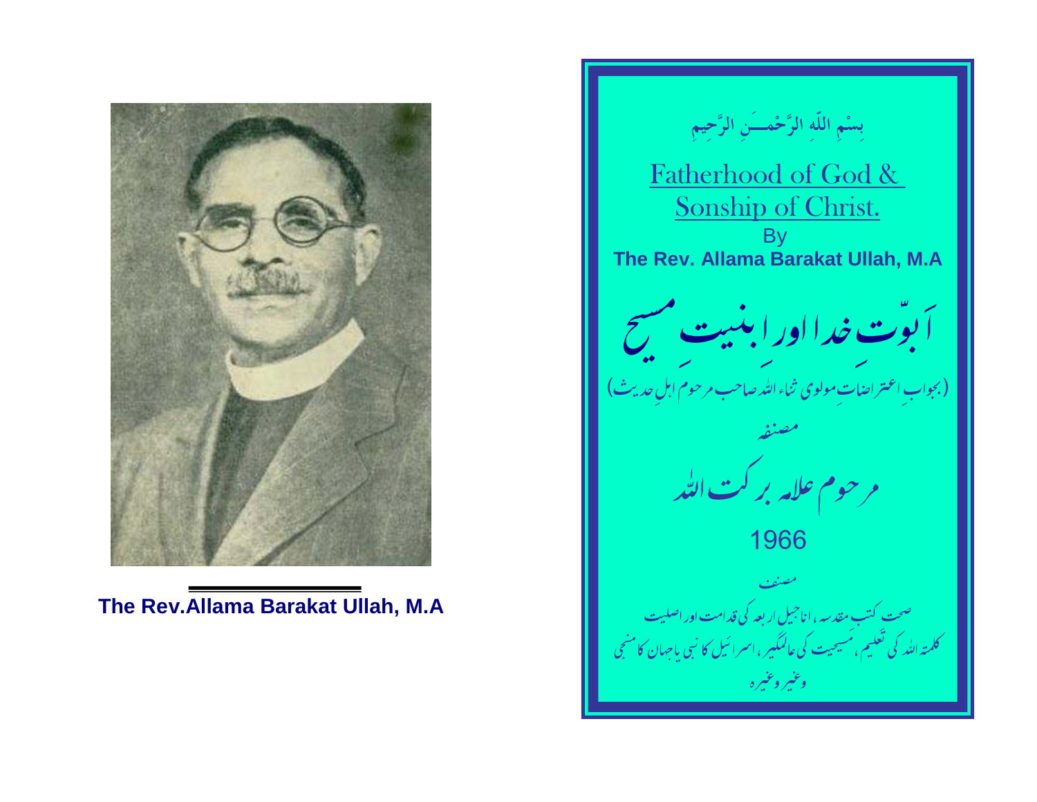The Rev.Allama Barakat Ullah, M.A

بِسْمِ اللّٰہِ الرَّحْمـــٰنِ الرَّحِيمِ

# Fatherhood of God & Sonship of Christ.

By

**The Rev. Allama Barakat Ullah, M.A**

# اَبوّتِ خدا اور ابنیتِ مسیح

(بجوابِ اعتراضاتِ مولوی ثناء اللہ صاحب مرحوم اہلِ حدیث)

مصنفہ

مرحوم علامہ برکت اللہ

1966

مصنف

صحت کتبِ مقدسہ ، اناجیل اربعہ کی قدامت اور اصلیت

کلمتہ اللہ کی تعلیم ، مسیحیت کی عالمگیر ، اسرائیل کا نبی یا جہان کا منجی

وغیرہ وغیرہ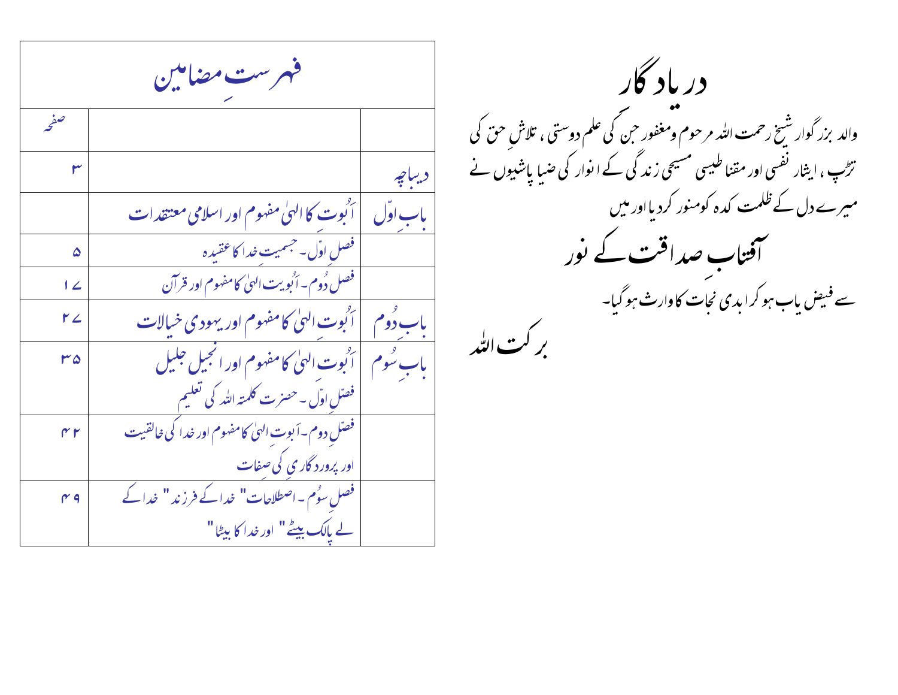# دریادگار

والد بزرگوار شیخ رحمت اللہ مرحوم ومغفور جن کی علم دوستی ، تلاشِ حق کی تڑپ ، ایثار نفسی اور مقناطیسی مسیحی زندگی کے انوار کی ضیا پاشیوں نے میرے دل کے ظلمت کدہ کو منور کردیا اور میں

## آفتابِ صداقت کے نور

سے فیض یاب ہو کر ابدی نجات کا وارث ہوگیا۔

برکت اللہ

# فہرستِ مضامین

| | | صفحہ |
|---|---|---|
| دیباچہ | | ۳ |
| بابِ اوّل | اَبُوت کا الہیٰ مفہوم اور اسلامی معتقدات | |
| | فصلِ اوّل ۔ جسمیت خدا کا عقیدہ | ۵ |
| | فصل دُوم ۔ اَبُویت الہیٰ کا مفہوم اور قرآن | ۱۷ |
| بابِ دُوم | اَبُوتِ الہیٰ کا مفہوم اور یہودی خیالات | ۲۷ |
| بابِ سُوم | اَبُوت الہیٰ کا مفہوم اور انجیل جلیل<br>فصّلِ اوّل ۔ حضرت کلمتہ اللہ کی تعلیم | ۳۵ |
| | فصّلِ دوم ۔ اَبوتِ الہیٰ کا مفہوم اور خدا کی خالقیت اور پروردگاری کی صِفات | ۴۲ |
| | فصلِ سوُم ۔ اصطلاحات " خدا کے فرزند " خدا کے لے پالک بیٹے " اور خدا کا بیٹا " | ۴۹ |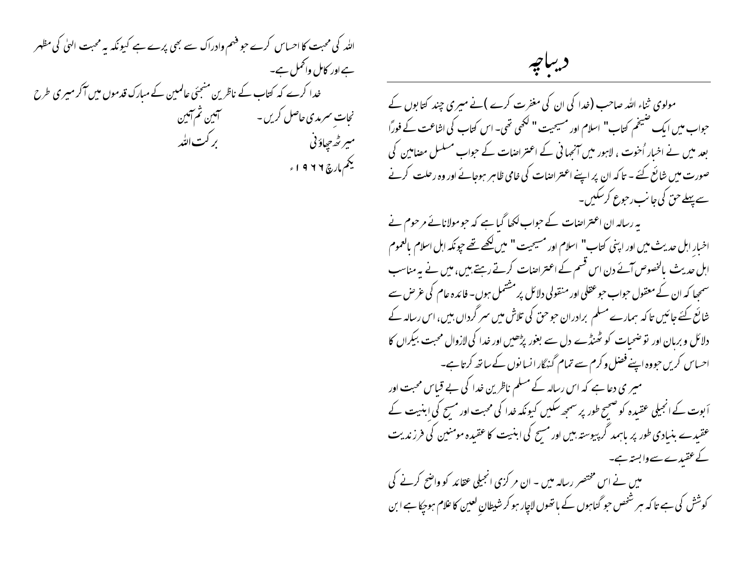# دیباچہ

مولوی ثناء اللہ صاحب (خدا کی ان کی مغفرت کرے )نے میری چند کتابوں کے جواب میں ایک ضیخم کتاب" اسلام اور مسیحیت " لکھی تھی۔ اس کتاب کی اشاعت کے فوراً بعد میں نے اخبار اُخوت ، لاہور میں آنجہانی کے اعتراضات کے جواب مسلسل مضامین کی صورت میں شائع کئے ۔ تاکہ ان پر اپنے اعتراضات کی خامی ظاہر ہوجائے اور وہ رحلت کرنے سے پہلے حق کی جانب رجوع کرسکیں۔

یہ رسالہ ان اعتراضات کے جواب لکھا گیا ہے کہ جو مولانائے مرحوم نے اخبارِ اہل حدیث میں اور اپنی کتاب" اسلام اور مسیحیت " میں لکھے تھے چونکہ اہل اسلام بالعموم اہل حدیث بالخصوص آئے دن اس قسم کے اعتراضات کرتے رہتے ہیں، میں نے یہ مناسب سمجھا کہ ان کے معقول جواب جو عقلی اور منقولی دلائل پر مشتمل ہوں۔ فائدہ عام کی غرض سے شائع کئے جائیں تاکہ ہمارے مسلم برادران جو حق کی تلاش میں سرگرداں ہیں، اس رسالہ کے دلائل وبرہان اور توضیحات کو ٹھنڈے دل سے بغور پڑھیں اور خدا کی لازوال محبت بیکراں کا احساس کریں جووہ اپنے فضل وکرم سے تمام گنہگار انسانوں کے ساتھ کرتا ہے۔

میری دعا ہے کہ اس رسالہ کے مسلم ناظرین خدا کی بے قیاس محبت اور اَبوت کے انجیلی عقیدہ کو صحیح طور پر سمجھ سکیں کیونکہ خدا کی محبت اور مسیح کی ابنیت کے عقیدے بنیادی طور پر باہمد گرپیوستہ ہیں اور مسیح کی ابنیت کا عقیدہ مومنین کی فرزندیت کے عقیدے سے وابستہ ہے۔

میں نے اس مختصر رسالہ میں ۔ ان مرکزی انجیلی عقائد کو واضح کرنے کی کوشش کی ہے تاکہ ہر شخص جو گناہوں کے ہاتھوں لاچار ہوکر شیطانِ لعین کا غلام ہوچکا ہے ابن اللہ کی محبت کا احساس کرے جو فہم وادراک سے بھی پرے ہے کیونکہ یہ محبت الہیٰ کی مظہر ہے اور کامل واکمل ہے۔

خدا کرے کہ کتاب کے ناظرین منجئی عالمین کے مبارک قدموں میں آکر میری طرح نجاتِ سرمدی حاصل کریں۔ آمین ثم آمین

میرٹھ چھاؤنی                    برکت اللہ

یکم مارچ ۱۹۶۶ء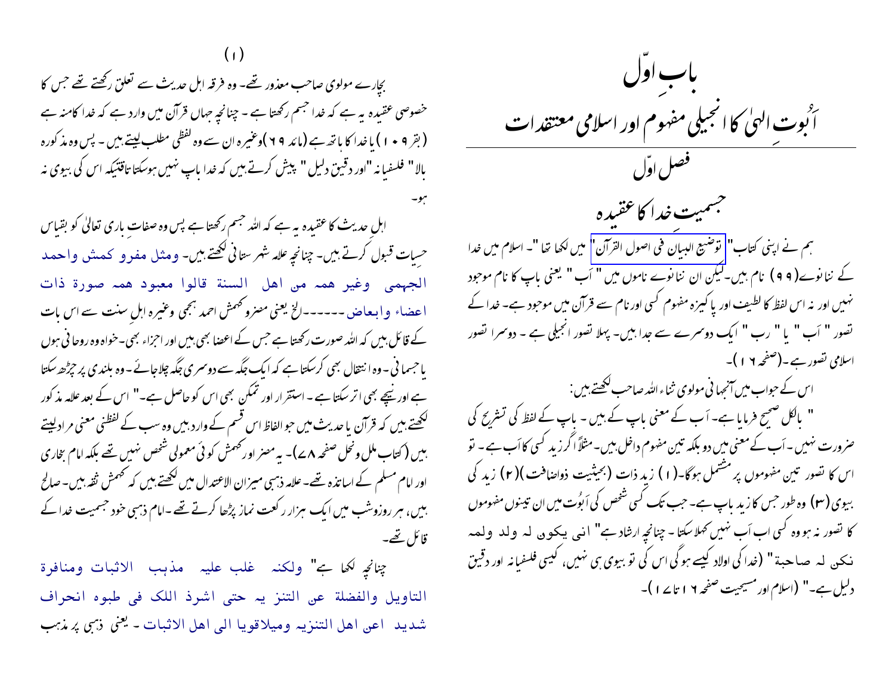# بابِ اوّل

## اَبُوتِ الہیٰ کا انجیلی مفہوم اور اسلامی معتقدات

### فصل اوّل

### جسمیتِ خدا کا عقیدہ

ہم نے اپنی کتاب" توضیح البیان فی اصول القرآن" میں لکھا تھا "۔ اسلام میں خدا کے ننانوے(۹۹) نام ہیں۔لیکن ان ننانوے ناموں میں " اَب " یعنی باپ کا نام موجود نہیں اور نہ اس لفظ کا لطیف اور پاکیزہ مفہوم کسی اور نام سے قرآن میں موجود ہے۔ خدا کے تصور " اَب " یا " رب " ایک دوسرے سے جدا ہیں۔ پہلا تصور انجیلی ہے ۔ دوسرا تصور اسلامی تصور ہے ۔(صفحہ ۱۶ )۔

اس کے جواب میں آنجہانی مولوی ثناء اللہ صاحب لکھتے ہیں:

" بالکل صحیح فرمایا ہے۔ اَب کے معنی باپ کے ہیں ۔ باپ کے لفظ کی تشریح کی ضرورت نہیں ۔ اَب کے معنی میں دو بلکہ تین مفہوم داخل ہیں۔ مثلاً اگر زید کسی کا اَب ہے ۔ تو اس کا تصور تین مفہوموں پر مشتمل ہوگا۔(۱) زید ذات (بحیثیت ذواضافت )(۲) زید کی بیوی (۳) وہ طور جس کا زید باپ ہے۔ جب تک کسی شخص کی اَبُوت میں ان تینوں مفہوموں کا تصور نہ ہو وہ کسی اب اَب نہیں کہلا سکتا ۔ چنانچہ ارشاد ہے" انی یکون لہ ولد ولمہ نکن لہ صاحبۃ" (خدا کی اولاد کیسے ہوگی اس کی تو بیوی ہی نہیں، کیسی فلسفیانہ اور دقیق دلیل ہے۔" (اسلام اور مسیحیت صفحہ ۱۶ تا ۱۷)۔

بچارے مولوی صاحب معذور تھے۔ وہ فرقہ اہل حدیث سے تعلق رکھتے تھے جس کا خصوصی عقیدہ یہ ہے کہ خدا جسم رکھتا ہے ۔ چنانچہ جہاں قرآن میں وارد ہے کہ خدا کا منہ ہے (بقرہ ۱۰۹ ) یا خدا کا ہاتھ ہے (مائدہ ۶۹ )وغیرہ ان سے وہ لفظی مطلب لیتے ہیں ۔ پس وہ مذکورہ بالا" فلسفیانہ "اور دقیق دلیل " پیش کرتے ہیں کہ خدا باپ نہیں ہوسکتا تاقتیکہ اس کی بیوی نہ ہو۔

اہلِ حدیث کا عقیدہ یہ ہے کہ اللہ جسم رکھتا ہے پس وہ صفاتِ باری تعالیٰ کو بقیاس حسیات قبول کرتے ہیں۔ چنانچہ علامہ شہرستانی لکھتے ہیں۔ ومثل مفرو کمش واحمد الجہمی وغیر ھمہ من اھل السنۃ قالوا معبود ھمہ صورۃ ذات اعضاء وابعاض ------الخ یعنی مضر وکھمش احمد ہجمی وغیرہ اہلِ سنت سے اس بات کے قائل ہیں کہ اللہ صورت رکھتا ہے جس کے اعضا بھی ہیں اور اجزاء بھی۔خواہ وہ روحانی ہوں یا جسمانی ۔ وہ انتقال بھی کرسکتا ہے کہ ایک جگہ سے دوسری جگہ چلا جائے ۔ وہ بلندی پر چڑھ سکتا ہے اور نیچے بھی اتر سکتا ہے ۔ استقرار اور تمکن بھی اس کو حاصل ہے۔" اس کے بعد علامہ مذکور لکھتے ہیں کہ قرآن یا حدیث میں جو الفاظ اس قسم کے وارد ہیں وہ سب کے لفظی معنی مراد لیتے ہیں (کتاب ملل و نحل صفحہ ۸۷)۔ یہ مضر اور کھمش کوئی معمولی شخص نہیں تھے بلکہ امام بخاری اور امام مسلم کے اساتذہ تھے۔ علامہ ذہبی میزان الاعتدال میں لکھتے ہیں کہ کھمش ثقہ ہیں۔ صالح ہیں، ہر روز وشب میں ایک ہزار رکعت نماز پڑھا کرتے تھے ۔امام ذہبی خود جسمیت خدا کے قائل تھے۔

چنانچہ لکھا ہے" ولکنہ غلب علیہ مذہب الاثبات ومنافرۃ التاویل والفضلۃ عن التنز یہ حتی اشرذ اللک فی طبوہ انحراف شدید اعن اھل التنزیہ ومیلاقویا الی اھل الاثبات ۔ یعنی ذہبی پر مذہب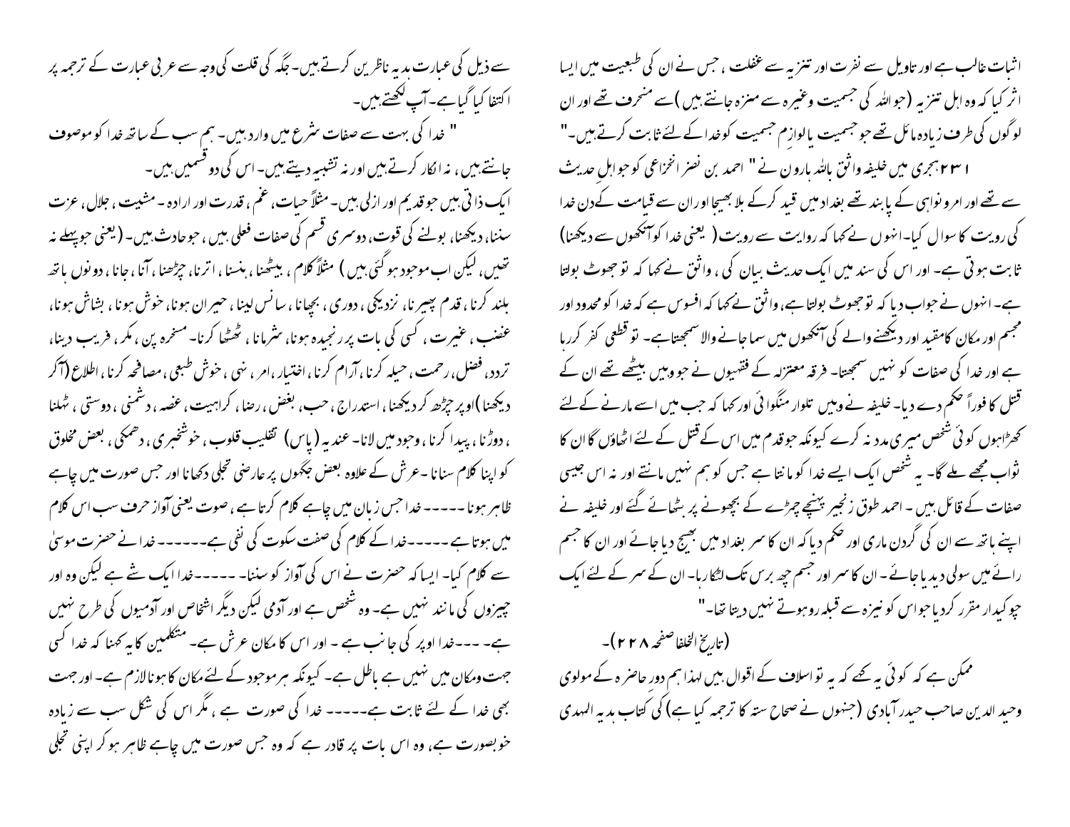اثبات غالب ہے اور تاویل سے نفرت اور تنزیہ سے غفلت ، جس نے ان کی طبعیت میں ایسا اثر کیا کہ وہ اہل تنزیہ (جو اللہ کی جسمیت وغیرہ سے منزہ جانتے ہیں ) سے منحرف تھے اور ان لوگوں کی طرف زیادہ مائل تھے جو جسمیت یا لوازمِ جسمیت کو خدا کے لئے ثابت کرتے ہیں۔"

۲۳۱ ہجری میں خلیفہ واثق باللہ ہارون نے " احمد بن نصر انخزاعی کو جو اہل حدیث سے تھے اور امر و نواہی کے پابند تھے بغداد میں قید کرکے بلا بھیجا اور ان سے قیامت کے دن خدا کی رویت کا سوال کیا۔ انہوں نے کہا کہ روایت سے رویت ( یعنی خدا کو آنکھوں سے دیکھنا) ثابت ہوتی ہے۔ اور اس کی سند میں ایک حدیث بیان کی ، واثق نے کہا کہ تو جھوٹ بولتا ہے۔ انہوں نے جواب دیا کہ تو جھوٹ بولتا ہے، واثق نے کہا کہ افسوس ہے کہ خدا کو محدود اور مجسم اور مکان کامقید اور دیکھنے والے کی آنکھوں میں سما جانے والا سمجھتا ہے۔ تو قطعی کفر کررہا ہے اور خدا کی صفات کو نہیں سمجھتا۔ فرقہ معتزلہ کے فقیہوں نے جو وہیں بیٹھے تھے ان کے قتل کا فوراً حکم دے دیا۔ خلیفہ نے وہیں تلوار منگوائی اور کہا کہ جب میں اسے مارنے کے لئے کھڑا ہوں کوئی شخص میری مدد نہ کرے کیونکہ جو قدم میں اس کے قتل کے لئے اٹھاؤں گا ان کا ثواب مجھے ملے گا۔ یہ شخص ایک ایسے خدا کو مانتا ہے جس کو ہم نہیں مانتے اور نہ اس جیسی صفات کے قائل ہیں ۔ احمد طوق زنجیر پہنے چمڑے کے بچھونے پر بٹھائے گئے اور خلیفہ نے اپنے ہاتھ سے ان کی گردن ماری اور حکم دیا کہ ان کا سر بغداد میں بھیج دیا جائے اور ان کا جسم رائے میں سولی دیدیا جائے۔ ان کا سر اور جسم چھ برس تک لٹکارہا۔ ان کے سر کے لئے ایک چوکیدار مقرر کردیا جو اس کو نیزہ سے قبلہ رو ہوتے نہیں دیتا تھا۔"

(تاریخ الخلفا صفحہ ۲۲۸)۔

ممکن ہے کہ کوئی یہ کہے کہ یہ تو اسلاف کے اقوال ہیں لہذا ہم دور حاضرہ کے مولوی وحید الدین صاحب حیدر آبادی (جنہوں نے صحاح ستہ کا ترجمہ کیا ہے) کی کتاب ہدیہ المہدی سے ذیل کی عبارت ہدیہ ناظرین کرتے ہیں۔ جگہ کی قلت کی وجہ سے عربی عبارت کے ترجمہ پر اکتفا کیا گیا ہے۔ آپ لکھتے ہیں۔

" خدا کی بہت سے صفات شرع میں وارد ہیں۔ ہم سب کے ساتھ خدا کو موصوف جانتے ہیں ، نہ انکار کرتے ہیں اور نہ تشبیہ دیتے ہیں۔ اس کی دو قسمیں ہیں۔

ایک ذاتی ہیں جو قدیم اور ازلی ہیں۔ مثلاً حیات ، علم ، قدرت اور ارادہ ۔ مشیت ، جلال ، عزت سننا ، دیکھنا ، بولنے کی قوت ، دوسری قسم کی صفات فعلی ہیں ، جو حادث ہیں۔ (یعنی جو پہلے نہ تھیں ، لیکن اب موجود ہو گئی ہیں ) مثلاً کلام ، بیٹھنا ، ہنسنا ، اترنا ، چڑھنا ، آنا ، جانا ، دونوں ہاتھ بلند کرنا ، قدم پھیرنا ، نزدیکی ، دوری ، بچھانا ، سانس لینا ، حیران ہونا ، خوش ہونا ، بشاش ہونا ، غضب ، غیرت ، کسی کی بات پر رنجیدہ ہونا ، شرمانا ، ٹھٹا کرنا ۔ مسخرہ پن ، مکر ، فریب دینا ، تردد ، فضل ، رحمت ، حیلہ کرنا ، آرام کرنا ، اختیار ، امر ، نہی ، خوش طبعی ، مصافحہ کرنا ، اطلاع (آکر دیکھنا) اوپر چڑھ کر دیکھنا ، استدراج ، حب ، بغض ، رضا ، کراہیت ، غصہ ، دشمنی ، دوستی ، ٹہلنا ، دوڑنا ، پیدا کرنا ، وجود میں لانا ۔ عندیہ (پاس) تقلیب قلوب ، خوشخبری ، دھمکی ، بعض مخلوق کو اپنا کلام سنانا ۔ عرش کے علاوہ بعض جگہوں پر عارضی تجلی دکھانا اور جس صورت میں چاہے ظاہر ہونا ------ خدا جس زبان میں چاہے کلام کرتا ہے ، صوت یعنی آواز حرف سب اس کلام میں ہوتا ہے ------ خدا کے کلام کی صفت سکوت کی نفی ہے------ خدا نے حضرت موسیٰ سے کلام کیا۔ ایسا کہ حضرت نے اس کی آواز کو سننا۔ ------ خدا ایک شے ہے لیکن وہ اور چیزوں کی مانند نہیں ہے۔ وہ شخص ہے اور آدمی لیکن دیگر اشخاص اور آدمیوں کی طرح نہیں ہے۔ ---- خدا اوپر کی جانب ہے ۔ اور اس کا مکان عرش ہے۔ متکلمین کا یہ کہنا کہ خدا کسی جہت ومکان میں نہیں ہے باطل ہے۔ کیونکہ ہر موجود کے لئے مکان کا ہونا لازم ہے۔ اور جہت بھی خدا کے لئے ثابت ہے----- خدا کی صورت ہے ، مگر اس کی شکل سب سے زیادہ خوبصورت ہے، وہ اس بات پر قادر ہے کہ وہ جس صورت میں چاہے ظاہر ہو کر اپنی تجلی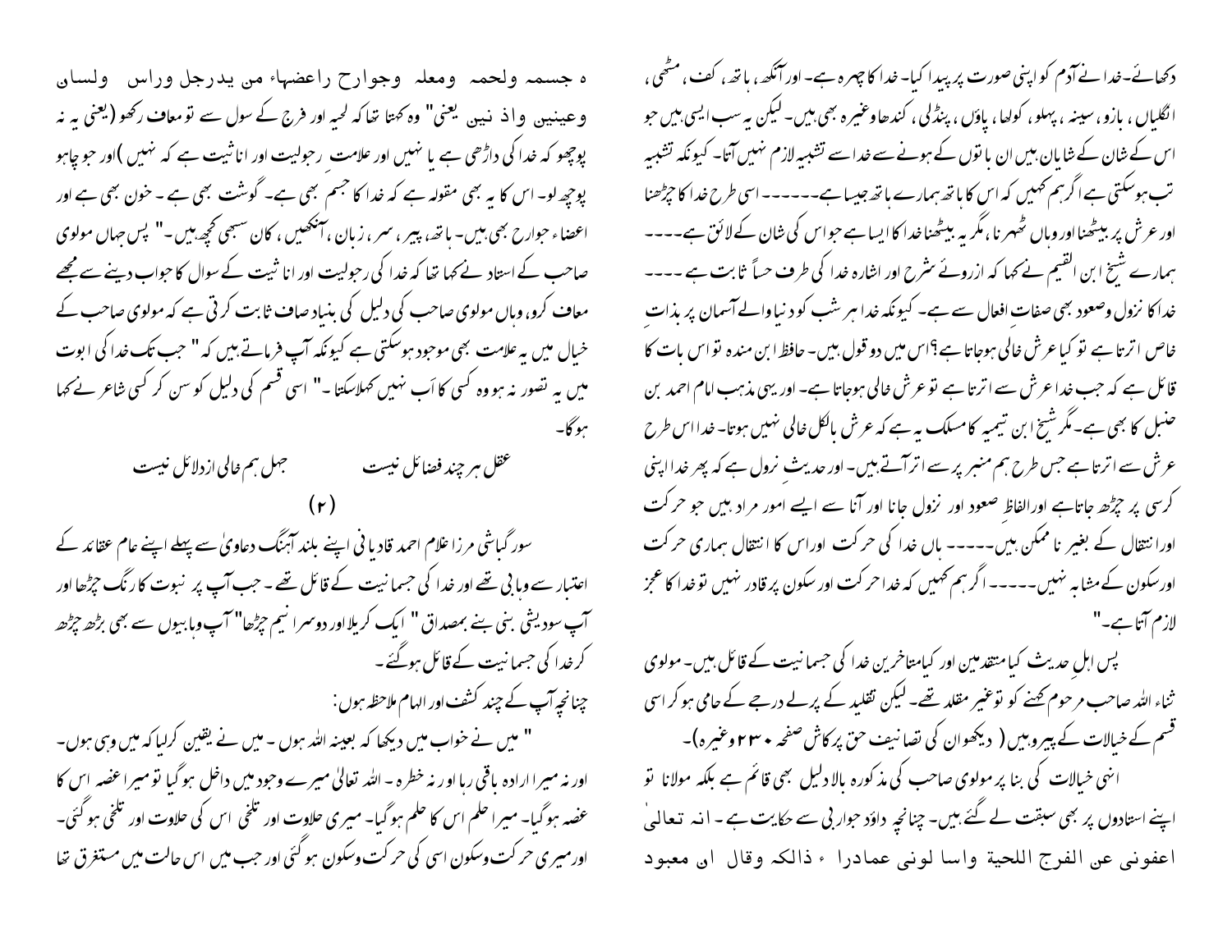دکھائے۔ خدا نے آدم کو اپنی صورت پر پیدا کیا۔ خدا کا چہرہ ہے۔ اور آنکھ ، ہاتھ ، کف ، مٹھی ، انگلیاں ، بازو ، سینہ ، پہلو ، کولھا ، پاؤں ، پنڈلی ، کندھا وغیرہ بھی ہیں۔ لیکن یہ سب ایسی ہیں جو اس کے شان کے شایان ہیں ان ہاتوں کے ہونے سے خدا سے تشبیہ لازم نہیں آتا۔ کیونکہ تشبیہ تب ہوسکتی ہے اگر ہم کہیں کہ اس کا ہاتھ ہمارے ہاتھ جیسا ہے------ اسی طرح خدا کا چڑھنا اور عرش پر بیٹھنا اور وہاں ٹھہرنا ، مگر یہ بیٹھنا خدا کا ایسا ہے جو اس کی شان کے لائق ہے---- ہمارے شیخ ابن القیم نے کہا کہ ازروئے شرح اور اشارہ خدا کی طرف حساً ثابت ہے ---- خدا کا نزول وصعود بھی صفات افعال سے ہے۔ کیونکہ خدا ہر شب کو دنیا والے آسمان پر بذات خاص اترتا ہے تو کیا عرش خالی ہوجاتا ہے ؟ اس میں دو قول ہیں۔ حافظ ابن مندہ تو اس بات کا قائل ہے کہ جب خدا عرش سے اترتا ہے تو عرش خالی ہوجاتا ہے۔ اور یہی مذہب امام احمد بن حنبل کا بھی ہے۔ مگر شیخ ابن تیمیہ کا مسلک یہ ہے کہ عرش بالکل خالی نہیں ہوتا۔ خدا اس طرح عرش سے اترتا ہے جس طرح ہم منبر پر سے اتر آتے ہیں۔ اور حدیث نزول ہے کہ پھر خدا اپنی کرسی پر چڑھ جاتا ہے اور الفاظ صعود اور نزول جانا اور آنا سے ایسے امور مراد ہیں جو حرکت اور انتقال کے بغیر ناممکن ہیں----- ہاں خدا کی حرکت اور اس کا انتقال ہماری حرکت اور سکون کے مشابہ نہیں----- اگر ہم کہیں کہ خدا حرکت اور سکون پر قادر نہیں تو خدا کا عجز لازم آتا ہے۔"

پس اہل حدیث کیا متقدمین اور کیا متاخرین خدا کی جسمانیت کے قائل ہیں۔ مولوی ثناء اللہ صاحب مرحوم کہنے کو تو غیر مقلد تھے۔ لیکن تقلید کے پرلے درجے کے حامی ہو کر اسی قسم کے خیالات کے پیرو ہیں ( دیکھو ان کی تصانیف حق پرکاش صفحہ ۲۳۰ وغیرہ )۔

انہی خیالات کی بنا پر مولوی صاحب کی مذکورہ بالا دلیل بھی قائم ہے بلکہ مولانا تو اپنے استادوں پر بھی سبقت لے گئے ہیں۔ چنانچہ داؤد جواربی سے حکایت ہے ۔ انہ تعالیٰ اعفونی عن الفرج اللحیة واسا لونی عمادرا ء ذالکہ وقال ای معبود ہ جسمہ ولحمہ ومعلہ وجوارح راعضھاء من یدرجل وراس ولسان وعینیین واذ نیین یعنی" وہ کہتا تھا کہ لحیہ اور فرج کے سول سے تو معاف رکھو (یعنی یہ نہ پوچھو کہ خدا کی داڑھی ہے یا نہیں اور علامت رجولیت اور انا ثیت ہے کہ نہیں )اور جو چاہو پوچھ لو۔ اس کا یہ بھی مقولہ ہے کہ خدا کا جسم بھی ہے۔ گوشت بھی ہے ۔ خون بھی ہے اور اعضاء جوارح بھی ہیں۔ ہاتھ، پیر ، سر ، زبان ، آنکھیں ، کان سبھی کچھ ہیں۔" پس جہاں مولوی صاحب کے استاد نے کہا تھا کہ خدا کی رجولیت اور انا ثیت کے سوال کا جواب دینے سے مجھے معاف کرو، وہاں مولوی صاحب کی دلیل کی بنیاد صاف ثابت کرتی ہے کہ مولوی صاحب کے خیال میں یہ علامت بھی موجود ہوسکتی ہے کیونکہ آپ فرماتے ہیں کہ " جب تک خدا کی ابوت میں یہ تصور نہ ہو وہ کسی کا اَب نہیں کہلاسکتا ۔" اسی قسم کی دلیل کو سن کر کسی شاعر نے کہا ہوگا۔

عقل ہر چند فضائل نیست — جہل ہم خالی ازدلائل نیست

## (۲)

سورگباشی مرزا غلام احمد قادیانی اپنے بلند آہنگ دعاویٰ سے پہلے اپنے عام عقائد کے اعتبار سے وہابی تھے اور خدا کی جسمانیت کے قائل تھے ۔ جب آپ پر نبوت کا رنگ چڑھا اور آپ سودیشی نبی بنے بمصداق " ایک کریلا اور دوسرا نیم چڑھا" آپ وہابیوں سے بھی بڑھ چڑھ کر خدا کی جسمانیت کے قائل ہوگئے ۔

چنانچہ آپ کے چند کشف اور الہام ملاحظہ ہوں :

" میں نے خواب میں دیکھا کہ بعینہ اللہ ہوں ۔ میں نے یقین کرلیا کہ میں وہی ہوں۔ اور نہ میرا ارادہ باقی رہا اور نہ خطرہ ۔ اللہ تعالیٰ میرے وجود میں داخل ہوگیا تو میرا غصہ اس کا غصہ ہوگیا۔ میرا حلم اس کا حلم ہوگیا۔ میری حلاوت اور تلخی اس کی حلاوت اور تلخی ہوگئی۔ اور میری حرکت وسکون اسی کی حرکت وسکون ہوگئی اور جب میں اس حالت میں مستغرق تھا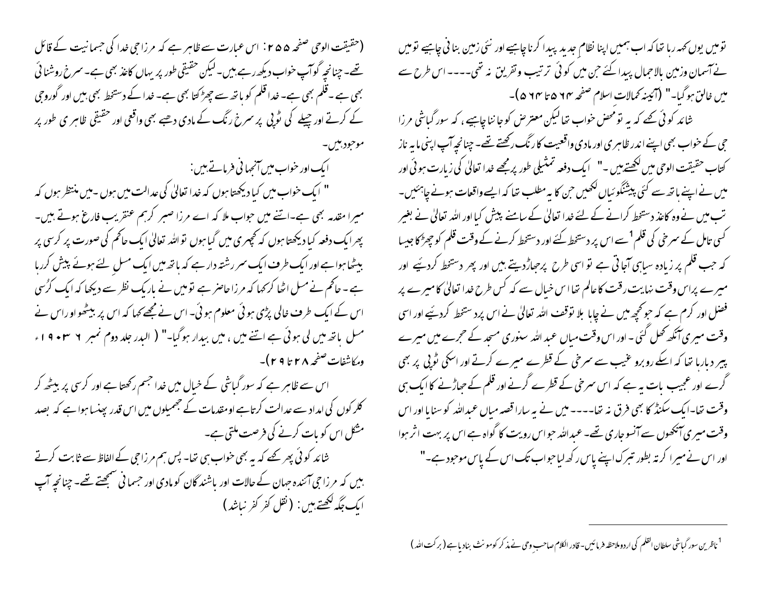تو میں یوں کہہ رہا تھا کہ اب ہمیں اپنا نظامِ جدید پیدا کرنا چاہیے اور نئی زمین بنانی چاہیے تو میں نے آسمان وزمین بالاجمال پیدا کئے جن میں کوئی ترتیب وتفریق نہ تھی۔۔۔۔ اس طرح سے میں خالق ہوگیا۔" (آئینہ کمالات اسلام صفحہ ۵۶۴ تا ۵۶۴)۔

شائد کوئی کہے کہ یہ تو محض خواب تھا لیکن معترض کو جاننا چاہیے ، کہ سور گباشی مرزا جی کے خواب بھی اپنے اندر ظاہری اور مادی واقعیت کا رنگ رکھتے تھے۔ چنانچہ آپ اپنی مایہ ناز کتاب حقیقت الوحی میں لکھتے ہیں۔" ایک دفعہ تمثیلی طور پر مجھے خدا تعالیٰ کی زیارت ہوئی اور میں نے اپنے ہاتھ سے کئی پیشگوئیاں لکھیں جن کا یہ مطلب تھا کہ ایسے واقعات ہونے چاہئیں۔ تب میں نے وہ کاغذ دستخط کرانے کے لئے خدا تعالیٰ کے سامنے پیش کیا اور اللہ تعالیٰ نے بغیر کسی تامل کے سرخی کی قلم[1] سے اس پر دستخط کئے اور دستخط کرنے کے وقت قلم کو چھڑکا جیسا کہ جب قلم پر زیادہ سیاہی آجاتی ہے تو اسی طرح پرجھاڑدیتے ہیں اور پھر دستخط کردئیے اور میرے پراس وقت نہایت رقت کا عالم تھا اس خیال سے کہ کس طرح خدا تعالیٰ کا میرے پر فضل اور کرم ہے کہ جو کچھ میں نے چاہا بلا توقف اللہ تعالیٰ نے اس پر دستخط کردئیے اور اسی وقت میری آنکھ کھل گئی۔ اور اس وقت میاں عبد اللہ سنوری مسجد کے حجرے میں میرے پیر دبا رہا تھا کہ اسکے روبرو غیب سے سرخی کے قطرے میرے کرتے اور اسکی ٹوپی پر بھی گرے اور عجیب بات یہ ہے کہ اس سرخی کے قطرے گرنے اور قلم کے جھاڑنے کا ایک ہی وقت تھا۔ایک سکنڈ کا بھی فرق نہ تھا۔۔۔۔ میں نے یہ سارا قصہ میاں عبداللہ کو سنایا اور اس وقت میری آنکھوں سے آنسو جاری تھے۔ عبداللہ جو اس رویت کا گواہ ہے اس پر بہت اثر ہوا اور اس نے میرا کرتہ بطور تبرک اپنے پاس رکھ لیا جواب تک اس کے پاس موجود ہے۔"

(حقیقت الوحی صفحہ ۲۵۵ : اس عبارت سے ظاہر ہے کہ مرزا جی خدا کی جسمانیت کے قائل تھے۔ چنانچہ گوآپ خواب دیکھ رہے ہیں۔ لیکن حقیقی طور پر یہاں کاغذ بھی ہے۔ سرخ روشنائی بھی ہے ۔ قلم بھی ہے۔ خدا قلم کو ہاتھ سے چھڑکتا بھی ہے۔ خدا کے دستخط بھی ہیں اور گوروجی کے کرتے اور چیلے کی ٹوپی پر سرخ رنگ کے مادی دھبے بھی واقعی اور حقیقی ظاہری طور پر موجود ہیں۔

ایک اور خواب میں آنجہانی فرماتے ہیں:

" ایک خواب میں کیا دیکھتا ہوں کہ خدا تعالیٰ کی عدالت میں ہوں ۔میں منتظر ہوں کہ میرا مقدمہ بھی ہے۔اتنے میں جواب ملا کہ اے مرزا صبر کرہم عنقریب فارغ ہوتے ہیں۔ پھر ایک دفعہ کیا دیکھتا ہوں کہ کچہری میں گیا ہوں تو اللہ تعالیٰ ایک حاکم کی صورت پر کرسی پر بیٹھا ہوا ہے اور ایک طرف ایک سر رشتہ دار ہے کہ ہاتھ میں ایک مسل لئے ہوئے پیش کررہا ہے ۔ حاکم نے مسل اٹھا کرکہا کہ مرزا حاضر ہے تو میں نے باریک نظر سے دیکھا کہ ایک کرُسی اس کے ایک طرف خالی پڑی ہوئی معلوم ہوئی۔ اس نے مجھے کہا کہ اس پر بیٹھو اور اس نے مسل ہاتھ میں لی ہوئی ہے اتنے میں ، میں بیدار ہوگیا۔" ( البدر جلد دوم نمبر ۶ ۱۹۰۳ء ومکاشفات صفحہ ۲۸ تا ۲۹)۔

اس سے ظاہر ہے کہ سور گباشی کے خیال میں خدا جسم رکھتا ہے اور کرسی پر بیٹھ کر کلرکوں کی امداد سے عدالت کرتا ہے اور مقدمات کے جھمیلوں میں اس قدر پھنسا ہوا ہے کہ بصد مشکل اس کو بات کرنے کی فرصت ملتی ہے۔

شائد کوئی پھر کہے کہ یہ بھی خواب ہی تھا۔ پس ہم مرزا جی کے الفاظ سے ثابت کرتے ہیں کہ مرزا جی آئندہ جہان کے حالات اور باشندگان کو مادی اور جسمانی سمجھتے تھے۔ چنانچہ آپ ایک جگہ لکھتے ہیں: (نقل کفر کفر نباشد)

---

[1] ناظرین سور گباشی سلطان القلم کی اردو ملاحظہ فرمائیں۔ قادر الکلام صاحبِ وحی نے مذکر کو مونث بنادیا ہے (برکت اللہ)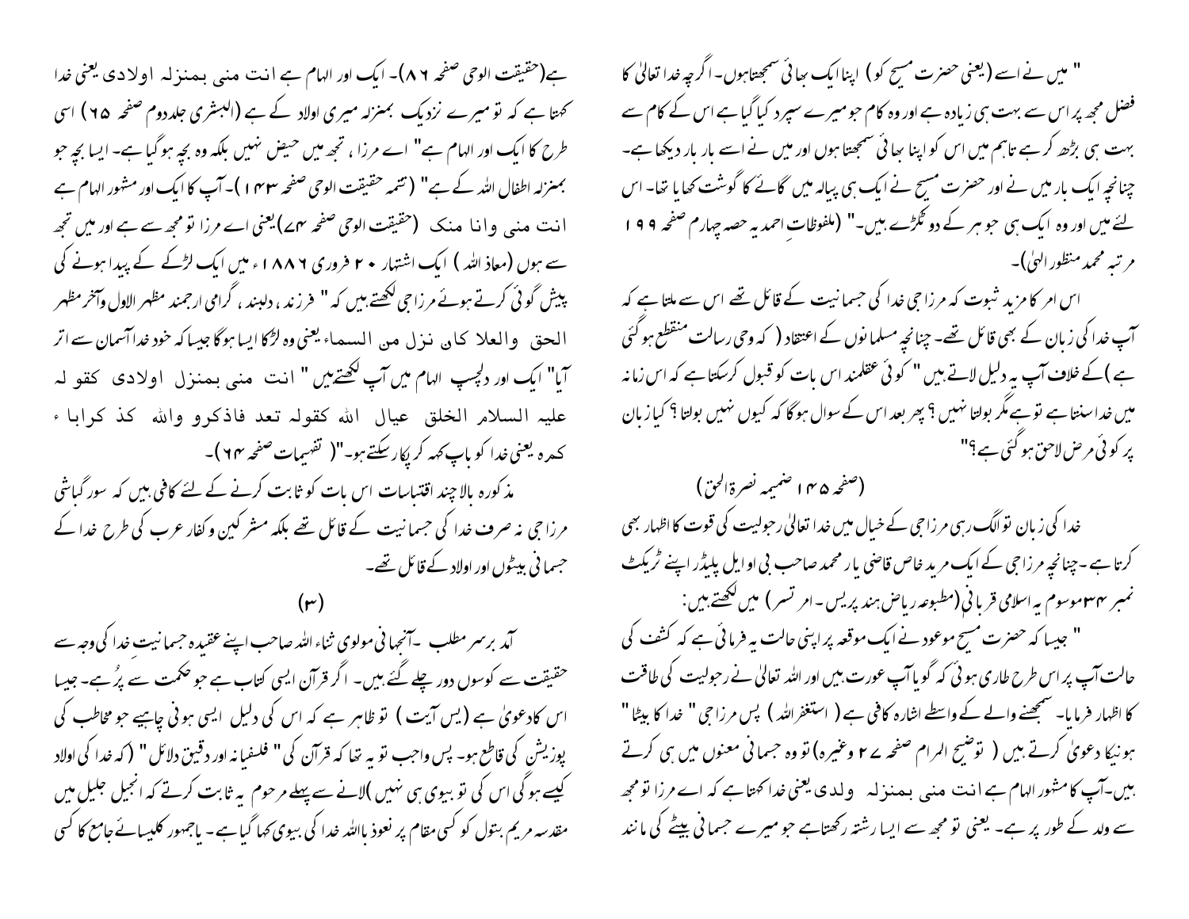" میں نے اسے (یعنی حضرت مسیح کو) اپنا ایک بھائی سمجھتا ہوں۔ اگرچہ خدا تعالیٰ کا فضل مجھ پر اس سے بہت ہی زیادہ ہے اور وہ کام جو میرے سپرد کیا گیا ہے اس کے کام سے بہت ہی بڑھ کر ہے تاہم میں اس کو اپنا بھائی سمجھتا ہوں اور میں نے اسے بار بار دیکھا ہے۔ چنانچہ ایک بار میں نے اور حضرت مسیح نے ایک ہی پیالہ میں گائے کا گوشت کھایا تھا۔ اس لئے میں اور وہ ایک ہی جوہر کے دو ٹکڑے ہیں۔" (ملفوظاتِ احمدیہ حصہ چہارم صفحہ ۱۹۹ مرتبہ محمد منظور الٰہی)۔

اس امر کا مزید ثبوت کہ مرزاجی خدا کی جسمانیت کے قائل تھے اس سے ملتا ہے کہ آپ خدا کی زبان کے بھی قائل تھے۔ چنانچہ مسلمانوں کے اعتقاد (کہ وحی رسالت منقطع ہو گئی ہے) کے خلاف آپ یہ دلیل لاتے ہیں " کوئی عقلمند اس بات کو قبول کرسکتا ہے کہ اس زمانہ میں خدا سنتا ہے تو ہے مگر بولتا نہیں؟ پھر بعد اس کے سوال ہوگا کہ کیوں نہیں بولتا؟ کیا زبان پر کوئی مرض لاحق ہو گئی ہے؟"

(صفحہ ۱۴۵ ضمیمہ نصرۃ الحق)

خدا کی زبان تو الگ رہی مرزاجی کے خیال میں خدا تعالیٰ رجولیت کی قوت کا اظہار بھی کرتا ہے۔ چنانچہ مرزاجی کے ایک مرید خاص قاضی یار محمد صاحب بی او ایل پلیڈر اپنے ٹریکٹ نمبر ۳۴ موسوم بہ اسلامی قربانی (مطبوعہ ریاض ہند پریس۔ امرتسر) میں لکھتے ہیں:

" جیسا کہ حضرت مسیح موعود نے ایک موقعہ پر اپنی حالت یہ فرمائی ہے کہ کشف کی حالت آپ پر اس طرح طاری ہوئی کہ گویا آپ عورت ہیں اور اللہ تعالیٰ نے رجولیت کی طاقت کا اظہار فرمایا۔ سمجھنے والے کے واسطے اشارہ کافی ہے (استغفر اللہ) پس مرزاجی " خدا کا بیٹا" ہونیکا دعویٰ کرتے ہیں (توضیح المرام صفحہ ۲۷ وغیرہ) تو وہ جسمانی معنوں میں ہی کرتے ہیں۔ آپ کا مشہور الہام ہے انت منی بمنزلہ ولدی یعنی خدا کہتا ہے کہ اے مرزا تو مجھ سے ولد کے طور پر ہے۔ یعنی تو مجھ سے ایسا رشتہ رکھتا ہے جو میرے جسمانی بیٹے کی مانند ہے (حقیقت الوحی صفحہ ۸۶)۔ ایک اور الہام ہے انت منی بمنزلہ اولادی یعنی خدا کہتا ہے کہ تو میرے نزدیک بمنزلہ میری اولاد کے ہے (البشریٰ جلد دوم صفحہ ۶۵) اسی طرح کا ایک اور الہام ہے " اے مرزا، تجھ میں حیض نہیں بلکہ وہ بچہ ہو گیا ہے۔ ایسا بچہ جو بمنزلہ اطفال اللہ کے ہے" (تتمہ حقیقت الوحی صفحہ ۱۴۳)۔ آپ کا ایک اور مشہور الہام ہے انت منی وانا منک (حقیقت الوحی صفحہ ۷۴) یعنی اے مرزا تو مجھ سے ہے اور میں تجھ سے ہوں (معاذ اللہ) ایک اشتہار ۲۰ فروری ۱۸۸۶ء میں ایک لڑکے کے پیدا ہونے کی پیش گوئی کرتے ہوئے مرزاجی لکھتے ہیں کہ " فرزند، دلبند، گرامی ارجمند مظہر الاول والآخر مظہر الحق والعلا کان نزل من السماء یعنی وہ لڑکا ایسا ہوگا جیسا کہ خود خدا آسمان سے اتر آیا" ایک اور دلچسپ الہام میں آپ لکھتے ہیں " انت منی بمنزل اولادی کقولہ علیہ السلام الخلق عیال اللہ کقولہ تعد فاذکرو واللہ کذ کرابا ء کمرہ یعنی خدا کو باپ کہہ کر پکار سکتے ہو۔"( تفہیمات صفحہ ۶۴)۔

مذکورہ بالا چند اقتباسات اس بات کو ثابت کرنے کے لئے کافی ہیں کہ سور گباشی مرزاجی نہ صرف خدا کی جسمانیت کے قائل تھے بلکہ مشرکین و کفار عرب کی طرح خدا کے جسمانی بیٹوں اور اولاد کے قائل تھے۔

(۳)

آمد برسر مطلب ۔آنجہانی مولوی ثناء اللہ صاحب اپنے عقیدہ جسمانیت خدا کی وجہ سے حقیقت سے کوسوں دور چلے گئے ہیں۔ اگر قرآن ایسی کتاب ہے جو حکمت سے پُر ہے۔ جیسا اس کا دعویٰ ہے (یس آیت) تو ظاہر ہے کہ اس کی دلیل ایسی ہونی چاہیے جو مخاطب کی پوزیشن کی قاطع ہو۔ پس واجب تو یہ تھا کہ قرآن کی " فلسفیانہ اور دقیق دلائل" (کہ خدا کی اولاد کیسے ہوگی اس کی تو بیوی ہی نہیں) لانے سے پہلے مرحوم یہ ثابت کرتے کہ انجیل جلیل میں مقدسہ مریم بتول کو کسی مقام پر نعوذ باللہ خدا کی بیوی کہا گیا ہے۔ یا جمہور کلیسائے جامع کا کسی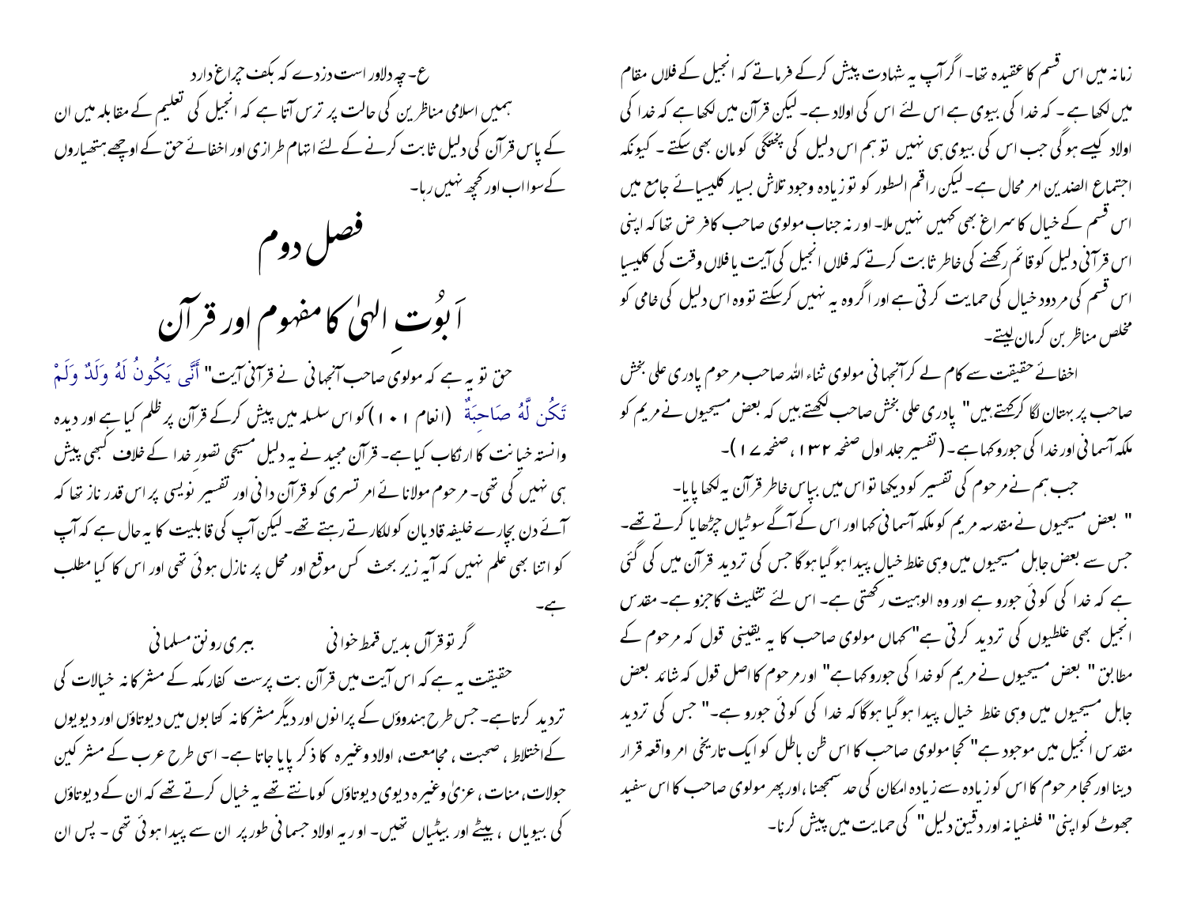زمانہ میں اس قسم کا عقیدہ تھا۔ اگر آپ یہ شہادت پیش کرکے فرماتے کہ انجیل کے فلاں مقام میں لکھا ہے ۔ کہ خدا کی بیوی ہے اس لئے اس کی اولاد ہے۔ لیکن قرآن میں لکھا ہے کہ خدا کی اولاد کیسے ہوگی جب اس کی بیوی ہی نہیں تو ہم اس دلیل کی پختگی کو مان بھی سکتے ۔ کیونکہ اجتماع الضدین امر محال ہے۔ لیکن راقم السطور کو تو زیادہ وجود تلاش بسیار کلیسیائے جامع میں اس قسم کے خیال کا سراغ بھی کہیں نہیں ملا۔ اور نہ جناب مولوی صاحب کا فرض تھا کہ اپنی اس قرآنی دلیل کو قائم رکھنے کی خاطر ثابت کرتے کہ فلاں انجیل کی آیت یا فلاں وقت کی کلیسیا اس قسم کی مردود خیال کی حمایت کرتی ہے اور اگر وہ یہ نہیں کرسکتے تو وہ اس دلیل کی خامی کو مخلص مناظرین کرمان لیتے۔

اخفائے حقیقت سے کام لے کر آنجہانی مولوی ثناء اللہ صاحب مرحوم پادری علی بخش صاحب پر بہتان لگا کرکھتے ہیں" پادری علی بخش صاحب لکھتے ہیں کہ بعض مسیحیوں نے مریم کو ملکہ آسمانی اور خدا کی جورو کہا ہے۔ (تفسیر جلد اول صفحہ ۱۳۲ ، صفحہ ۱۷ )۔

جب ہم نے مرحوم کی تفسیر کو دیکھا تو اس میں بپاس خاطر قرآن یہ لکھا پایا۔

" بعض مسیحیوں نے مقدسہ مریم کو ملکہ آسمانی کہا اور اس کے آگے سوٹیاں چڑھایا کرتے تھے۔ جس سے بعض جاہل مسیحیوں میں وہی غلط خیال پیدا ہوگیا ہوگا جس کی تردید قرآن میں کی گئی ہے کہ خدا کی کوئی جورو ہے اور وہ الوہیت رکھتی ہے۔ اس لئے تثلیث کا جزو ہے۔ مقدس انجیل بھی غلطیوں کی تردید کرتی ہے"کہاں مولوی صاحب کا یہ یقینی قول کہ مرحوم کے مطابق " بعض مسیحیوں نے مریم کو خدا کی جورو کہا ہے" اور مرحوم کا اصل قول کہ شائد بعض جاہل مسیحیوں میں وہی غلط خیال پیدا ہوگیا ہوگا کہ خدا کی کوئی جورو ہے۔" جس کی تردید مقدس انجیل میں موجود ہے" کجا مولوی صاحب کا اس ظن باطل کو ایک تاریخی امر واقعہ قرار دینا اور کجا مرحوم کا اس کو زیادہ سے زیادہ امکان کی حد سمجھنا ،اور پھر مولوی صاحب کا اس سفید جھوٹ کو اپنی" فلسفیانہ اور دقیق دلیل" کی حمایت میں پیش کرنا۔

ع۔ چہ دلاور است دزدے کہ بکف چراغ دارد

ہمیں اسلامی مناظرین کی حالت پر ترس آتا ہے کہ انجیل کی تعلیم کے مقابلہ میں ان کے پاس قرآن کی دلیل ثابت کرنے کے لئے اتہام طرازی اور اخفائے حق کے اوچھے ہتھیاروں کے سوا اب اور کچھ نہیں رہا۔

## فصل دوم

## اَبوُت الہیٰ کا مفہوم اور قرآن

حق تو یہ ہے کہ مولوی صاحب آنجہانی نے قرآنی آیت" أَنَّى يَكُونُ لَهُ وَلَدٌ وَلَمْ تَكُن لَّهُ صَاحِبَةٌ (انعام ۱۰۱ )کو اس سلسلہ میں پیش کرکے قرآن پر ظلم کیا ہے اور دیدہ ودانستہ خیانت کا ارتکاب کیا ہے۔ قرآن مجید نے یہ دلیل مسیحی تصور خدا کے خلاف کبھی پیش ہی نہیں کی تھی۔ مرحوم مولانائے امرتسری کو قرآن دانی اور تفسیر نویسی پر اس قدر ناز تھا کہ آئے دن بچارے خلیفہ قادیان کو للکارتے رہتے تھے۔ لیکن آپ کی قابلیت کا یہ حال ہے کہ آپ کو اتنا بھی علم نہیں کہ آیہ زیر بحث کس موقع اور محل پر نازل ہوئی تھی اور اس کا کیا مطلب ہے۔

گر تو قرآں بدیں قمط خوانی &nbsp;&nbsp;&nbsp;&nbsp; ببری رونق مسلمانی

حقیقت یہ ہے کہ اس آیت میں قرآن بت پرست کفار مکہ کے مشرکانہ خیالات کی تردید کرتا ہے۔ جس طرح ہندوؤں کے پرانوں اور دیگر مشرکانہ کتابوں میں دیوتاؤں اور دیویوں کے اختلاط ، صحبت ، مجامعت، اولاد وغیرہ کا ذکر پایا جاتا ہے۔ اسی طرح عرب کے مشرکین حولات، منات ، عزیٰ وغیرہ دیوی دیوتاؤں کو مانتے تھے یہ خیال کرتے تھے کہ ان کے دیوتاؤں کی بیویاں ، بیٹے اور بیٹیاں تھیں۔ اور یہ اولاد جسمانی طور پر ان سے پیدا ہوئی تھی ۔ پس ان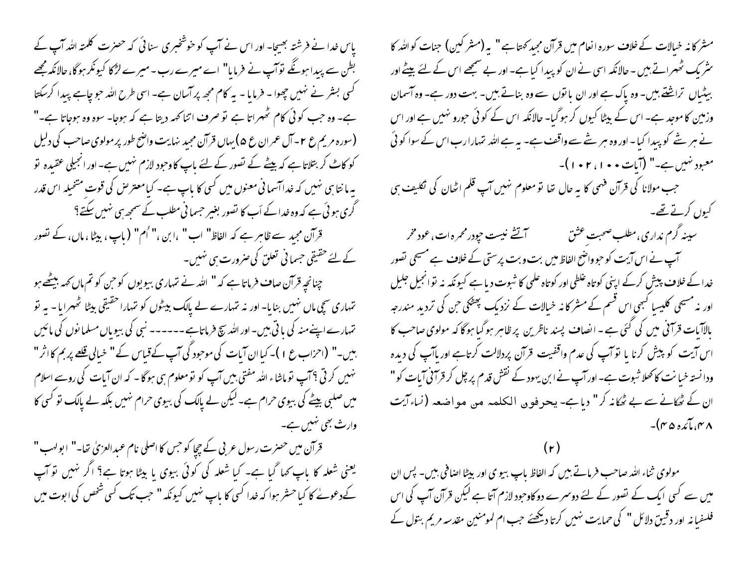مشرکانہ خیالات کے خلاف سورہ انعام میں قرآن مجید کہتا ہے " یہ (مشرکین) جنات کو اللہ کا شریک ٹھہراتے ہیں۔ حالانکہ اسی نے ان کو پیدا کیا ہے۔ اور بے سمجھے اس کے لئے بیٹے اور بیٹیاں تراشتے ہیں۔ وہ پاک ہے اور ان باتوں سے وہ بناتے ہیں۔ بہت دور ہے۔ وہ آسمان وزمین کا موجد ہے۔ اس کے بیٹا کیوں کر ہوگیا۔ حالانکہ اس کے کوئی جورو نہیں ہے اور اس نے ہر شے کو پیدا کیا۔ اور وہ ہر شے سے واقف ہے۔ یہ ہے اللہ تمہارا رب اس کے سوا کوئی معبود نہیں ہے۔" (آیات ۱۰۰، ۱۰۲)۔

جب مولانا کی قرآن فہمی کا یہ حال تھا تو معلوم نہیں آپ قلم اٹھان کی تکلیف ہی کیوں کرتے تھے۔

سینہ گرم نداری، مطلب صحبت عشق آتشے نیست چودر محمر ہ ات، عود مخر

آپ نے اس آیت کو جو واضح الفاظ میں بت وبت پرستی کے خلاف ہے مسیحی تصور خدا کے خلاف پیش کرکے اپنی کوتاہ غلطی اور کوتاہ علمی کا ثبوت دیا ہے کیونکہ نہ تو انجیل جلیل اور نہ مسیحی کلیسیا کبھی اس قسم کے مشرکانہ خیالات کے نزدیک پھٹکی جن کی تردید مندرجہ بالاآیات قرآنی میں کی گئی ہے۔ انصاف پسند ناظرین پر ظاہر ہوگیا ہوگا کہ مولوی صاحب کا اس آیت کو پیش کرنا یا تو آپ کی عدم واقفیت قرآن پردلالت کرتاہے اور یاآپ کی دیدہ ودانستہ خیانت کا کھلا ثبوت ہے۔ اور آپ نے ابن یہود کے نقش قدم پر چل کر قرآنی آیات کو " ان کے ٹھکانے سے بے ٹھکانہ کر" دیا ہے۔ یحرفوں الکلمہ من مواضعہ (نساء آیت ۴۸، مائدہ ۴۵)۔

(۲)

مولوی ثناء اللہ صاحب فرماتے ہیں کہ الفاظ باپ بیوی اور بیٹا اضافی ہیں۔ پس ان میں سے کسی ایک کے تصور کے لئے دوسرے دو کاوجود لازم آتا ہے لیکن قرآن آپ کی اس فلسفیانہ اور دقیق دلائل " کی حمایت نہیں کرتا دیکھئے جب ام لمومنین مقدسہ مریم بتول کے پاس خدا نے فرشتہ بھیجا۔ اور اس نے آپ کو خوشخبری سنائی کہ حضرت کلمتہ اللہ آپ کے بطن سے پیدا ہوںگے تو آپ نے فرمایا" اے میرے رب۔ میرے لڑکا کیونکر ہوگا، حالانکہ مجھے کسی بشر نے نہیں چھوا۔ فرمایا۔ یہ کام مجھ پر آسان ہے۔ اسی طرح اللہ جو چاہے پیدا کرسکتا ہے۔ وہ جب کوئی کام ٹھہراتا ہے تو صرف اتنا کہہ دیتا ہے کہ ہوجا۔ سوہ وہ ہوجاتا ہے۔" (سورہ مریم ع ۲۔ آل عمران ع ۵) یہاں قرآن مجید نہایت واضح طور پر مولوی صاحب کی دلیل کو کاٹ کر بتلاتا ہے کہ بیٹے کے تصور کے لئے باپ کا وجود لازم نہیں ہے۔ اور انجیلی عقیدہ تو یہ مانتا ہی نہیں کہ خدا آسمانی معنوں میں کسی کا باپ ہے۔ کیا معترض کی قوت متخیلہ اس قدر گری ہوئی ہے کہ وہ خدا کے اَب کا تصور بغیر جسمانی مطلب کے سمجھ ہی نہیں سکتے؟

قرآن مجید سے ظاہر ہے کہ الفاظ" اب" ،ابن ،" اُم" (باپ، بیٹا، ماں، کے تصور کے لئے حقیقی جسمانی تعلق کی ضرورت ہی نہیں۔

چنانچہ قرآن صاف فرماتا ہے کہ " اللہ نے تمہاری بیویوں کو جن کو تم ماں کہہ بیٹھے ہو تمہاری سچی ماں نہیں بنایا۔ اور نہ تمہارے لے پالک بیٹوں کو تمہارا حقیقی بیٹا ٹھہرایا۔ یہ تو تمہارے اپنے منہ کی باتیں ہیں۔ اور اللہ سچ فرماتا ہے ------ نبی کی بیویاں مسلمانوں کی مائیں ہیں۔" (احزاب ع ۱)۔ کیا ان آیات کی موجودگی آپ کے قیاس کے" خیالی قلعے پر بم کا اثر" نہیں کرتی ؟ آپ توماشاء اللہ مفتی ہیں آپ کو تو معلوم ہی ہوگا۔ کہ ان آیات کی روسے اسلام میں صلبی بیٹے کی بیوی حرام ہے۔ لیکن لے پالک کی بیوی حرام نہیں بلکہ لے پالک تو کسی کا وارث بھی نہیں ہے۔

قرآن میں حضرت رسول عربی کے چچا کو جس کا اصلی نام عبدالعزیٰ تھا۔" ابولہب" یعنی شعلہ کا باپ کہا گیا ہے۔ کیا شعلہ کی کوئی بیوی یا بیٹا ہوتا ہے؟ اگر نہیں تو آپ کے دعوے کا کیا حشر ہوا کہ خدا کسی کا باپ نہیں کیونکہ" جب تک کسی شخص کی ابوت میں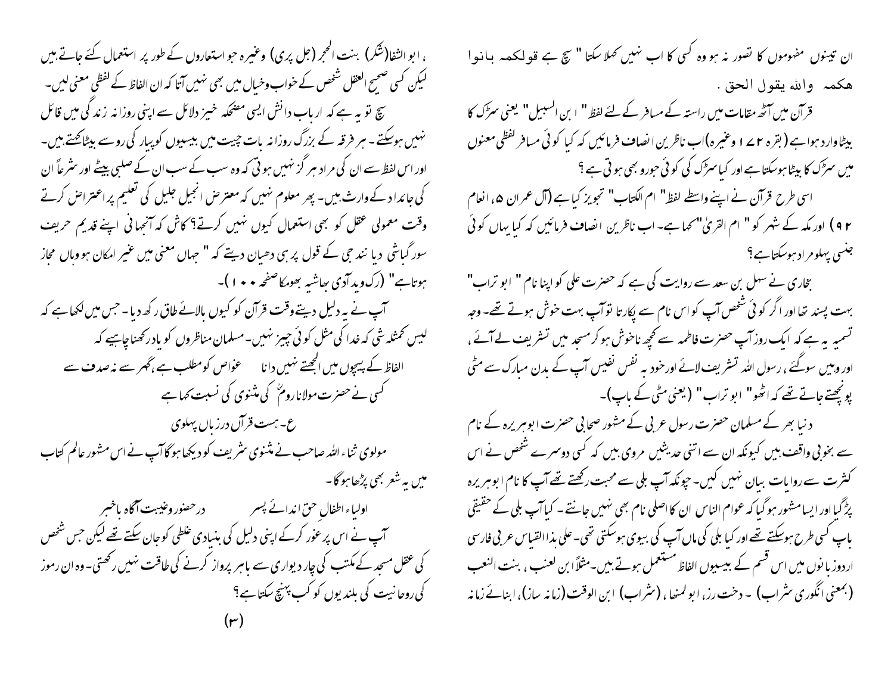ان تینوں مفہوموں کا تصور نہ ہو وہ کسی کا اب نہیں کہلا سکتا " سچ ہے قولکمہ بانوا ھکمہ واللہ یقول الحق .

قرآن میں آٹھ مقامات میں راستہ کے مسافر کے لئے لفظ " ابن السبیل " یعنی سڑک کا بیٹا وارد ہوا ہے (بقرہ ۱۷۲ وغیرہ) اب ناظرین انصاف فرمائیں کہ کیا کوئی مسافر لفظی معنوں میں سڑک کا بیٹا ہوسکتا ہے اور کیا سڑک کی کوئی جورو بھی ہوتی ہے ؟

اسی طرح قرآن نے اپنے واسطے لفظ " ام الکتاب " تجویز کیا ہے (آل عمران ۵، انعام ۹۲) اور مکہ کے شہر کو " ام القریٰ " کہا ہے۔ اب ناظرین انصاف فرمائیں کہ کیا یہاں کوئی جنسی پہلو مراد ہوسکتا ہے ؟

بخاری نے سہل بن سعد سے روایت کی ہے کہ حضرت علی کو اپنا نام " ابو تراب " بہت پسند تھا اور اگر کوئی شخص آپ کو اس نام سے پکارتا تو آپ بہت خوش ہوتے تھے۔ وجہ تسمیہ یہ ہے کہ ایک روز آپ حضرت فاطمہ سے کچھ ناخوش ہوکر مسجد میں تشریف لے آئے ، اور وہیں سوگئے ، رسول اللہ تشریف لائے اور خود بہ نفس نفیس آپ کے بدن مبارک سے مٹی پونچھتے جاتے تھے کہ اٹھو " ابو تراب " (یعنی مٹی کے باپ)۔

دنیا بھر کے مسلمان حضرت رسول عربی کے مشور صحابی حضرت ابوہریرہ کے نام سے بخوبی واقف ہیں کیونکہ ان سے اتنی حدیثیں مروی ہیں کہ کسی دوسرے شخص نے اس کثرت سے روایات بیان نہیں کیں۔ چونکہ آپ بلی سے محبت رکھتے تھے آپ کا نام ابوہریرہ پڑگیا اور ایسا مشہور ہوگیا کہ عوام الناس ان کا اصلی نام بھی نہیں جانتے ۔ کیا آپ بلی کے حقیقی باپ کسی طرح ہوسکتے تھے اور کیا بلی کی ماں آپ کی بیوی ہوسکتی تھی۔ علی ہذا القیاس عربی فارسی اردو زبانوں میں اس قسم کے بیسیوں الفاظ مستعمل ہوتے ہیں۔ مثلاً ابن لعنب ، بنت النعب (بمعنی انگوری شراب) ۔ دخت رز، ابو لمنھا ، (شراب) ابن الوقت (زمانہ ساز)، ابنائے زمانہ ، ابو الشفا (شکر) بنت الحجر (جل پری) وغیرہ جو استعاروں کے طور پر استعمال کئے جاتے ہیں لیکن کسی صحیح العقل شخص کے خواب وخیال میں بھی نہیں آتا کہ ان الفاظ کے لفظی معنی لیں۔

سچ تو یہ ہے کہ ارباب دانش ایسی مضحکہ خیز دلائل سے اپنی روزانہ زندگی میں قائل نہیں ہوسکتے۔ ہر فرقہ کے بزرگ روزانہ بات چیت میں بیسیوں کو پیار کی رو سے بیٹا کہتے ہیں۔ اور اس لفظ سے ان کی مراد ہر گز نہیں ہوتی کہ وہ سب کے سب ان کے صلبی بیٹے اور شرعاً ان کی جائداد کے وارث ہیں۔ پھر معلوم نہیں کہ معترض انجیل جلیل کی تعلیم پر اعتراض کرتے وقت معمولی عقل کو بھی استعمال کیوں نہیں کرتے ؟ کاش کہ آنجہانی اپنے قدیم حریف سور گیاشی دیا نند جی کے قول پر ہی دھیان دیتے کہ " جہاں معنی میں غیر امکان ہو وہاں مجاز ہوتا ہے " (رگ وید آدی بہاشیہ بھومکا صفحہ ۱۰۰)۔

آپ نے یہ دلیل دیتے وقت قرآن کو کیوں بالائے طاق رکھ دیا۔ جس میں لکھا ہے کہ لیس کمثلہ شئی کہ خدا کی مثل کوئی چیز نہیں۔ مسلمان مناظروں کو یاد رکھنا چاہیے کہ

الفاظ کے پیچوں میں الجھتے نہیں دانا &nbsp;&nbsp;&nbsp; عواص کو مطلب ہے گہر سے نہ صدف سے

کسی نے حضرت مولانا رومؒ کی مثنوی کی نسبت کہا ہے

ع۔ ہست قرآں درزباں پہلوی

مولوی ثناء اللہ صاحب نے مثنوی شریف کو دیکھا ہوگا آپ نے اس مشور عالم کتاب میں یہ شعر بھی پڑھا ہوگا۔

اولیاء اطفال حق اندائے پسر &nbsp;&nbsp;&nbsp; درحضور وغیبت آگاہ باخبر

آپ نے اس پر غور کرکے اپنی دلیل کی بنیادی غلطی کو جان سکتے تھے لیکن جس شخص کی عقل مسجد کے مکتب کی چار دیواری سے باہر پرواز کرنے کی طاقت نہیں رکھتی۔ وہ ان رموز کی روحانیت کی بلندیوں کو کب پہنچ سکتا ہے ؟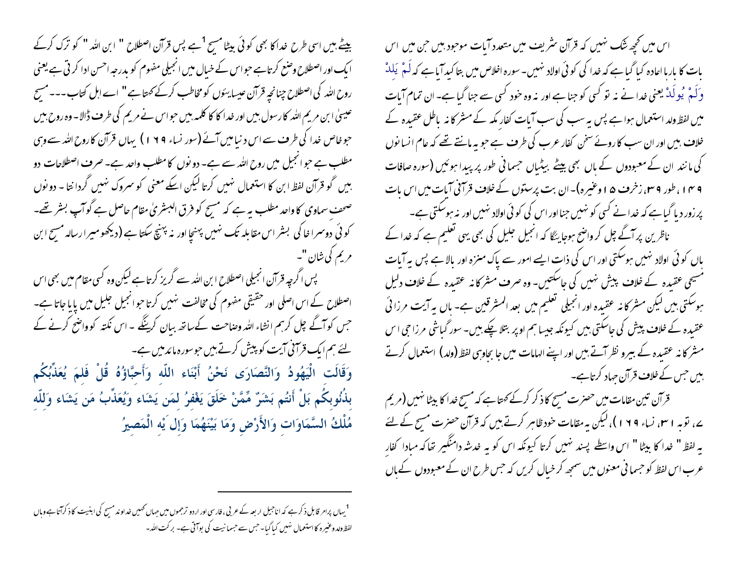اس میں کچھ شک نہیں کہ قرآن شریف میں متعدد آیات موجود ہیں جن میں اس بات کا بارہا اعادہ کیا گیا ہے کہ خدا کی کوئی اولاد نہیں۔ سورہ اخلاص میں بتا کید آیا ہے کہ لَمْ يَلِدْ وَلَمْ يُولَدْ یعنی خدا نے نہ تو کسی کو جنا ہے اور نہ وہ خود کسی سے جنا گیا ہے۔ ان تمام آیات میں لفظ ولد استعمال ہوا ہے پس یہ سب کی سب آیات کفار مکہ کے مشرکانہ باطل عقیدہ کے خلاف ہیں اور ان سب کا روئے سخن کفار عرب کی طرف ہے جو یہ مانتے تھے کہ عام انسانوں کی مانند ان کے معبودوں کے ہاں بھی بیٹے بیٹیاں جسمانی طور پر پیدا ہوئیں (سورہ صافات ۱۴۹، طور ۳۹، زخرف ۱۵ وغیرہ)۔ ان بت پرستوں کے خلاف قرآنی آیات میں اس بات پر زور دیا گیا ہے کہ خدا نے کسی کو نہیں جنا اور اس کی کوئی اولاد نہیں اور نہ ہوسکتی ہے۔

ناظرین پر آگے چل کر واضح ہوجائیگا کہ انجیل جلیل کی بھی یہی تعلیم ہے کہ خدا کے ہاں کوئی اولاد نہیں ہوسکتی اور اس کی ذات ایسے امور سے پاک منزہ اور بالا ہے پس یہ آیات مسیحی عقیدہ کے خلاف پیش نہیں کی جاسکتیں۔ وہ صرف مشرکانہ عقیدہ کے خلاف دلیل ہوسکتی ہیں لیکن مشرکانہ عقیدہ اور انجیلی تعلیم میں بعد المشرقین ہے۔ ہاں یہ آیت مرزائی عقیدہ کے خلاف پیش کی جاسکتی ہیں کیونکہ جیسا ہم اوپر بتلا چکے ہیں۔ سورگباشی مرزاجی اس مشرکانہ عقیدہ کے پیرو نظر آتے ہیں اور اپنے الہامات میں جا بجا وہی لفظ (ولد) استعمال کرتے ہیں جس کے خلاف قرآن جہاد کرتا ہے۔

قرآن تین مقامات میں حضرت مسیح کا ذکر کرکے کہتا ہے کہ مسیح خدا کا بیٹا نہیں (مریم ۷، توبہ ۳۱، نساء ۱۶۹)، لیکن یہ مقامات خود ظاہر کرتے ہیں کہ قرآن حضرت مسیح کے لئے یہ لفظ " خدا کا بیٹا " اس واسطے پسند نہیں کرتا کیونکہ اس کو یہ خدشہ دامنگیر تھا کہ مبادا کفار عرب اس لفظ کو جسمانی معنوں میں سمجھ کر خیال کریں کہ جس طرح ان کے معبودوں کے ہاں بیٹے ہیں اسی طرح خدا کا بھی کوئی بیٹا مسیح[1] ہے پس قرآن اصطلاح " ابن اللہ " کو ترک کرکے ایک اور اصطلاح وضع کرتا ہے جو اس کے خیال میں انجیلی مفہوم کو بدرجہ احسن ادا کرتی ہے یعنی روح اللہ کی اصطلاح چنانچہ قرآن عیسائیوں کو مخاطب کرکے کہتا ہے " اے اہل کتاب --- مسیح عیسیٰ ابن مریم اللہ کا رسول ہیں اور خدا کا کلمہ ہیں جو اس نے مریم کی طرف ڈالا۔ وہ روح ہیں جو خاص خدا کی طرف سے اس دنیا میں آئے (سور نساء ۱۶۹) یہاں قرآن کا روح اللہ سے وہی مطلب ہے جو انجیل میں روح اللہ سے ہے۔ دونوں کا مطلب واحد ہے۔ صرف اصطلاحات دو ہیں گو قرآن لفظ ابن کا استعمال نہیں کرتا لیکن اسکے معنی کو سروک نہیں گردانتا۔ دونوں صحف سماوی کا واحد مطلب یہ ہے کہ مسیح کو فرق البشریٰ مقام حاصل ہے گوآپ بشر تھے۔ کوئی دوسرا خاکی بشر اس مقابلہ تک نہیں پہنچا اور نہ پہنچ سکتا ہے (دیکھو میرا رسالہ مسیح ابن مریم کی شان "۔

پس اگرچہ قرآن انجیلی اصطلاح ابن اللہ سے گریز کرتا ہے لیکن وہ کسی مقام میں بھی اس اصطلاح کے اس اصلی اور حقیقی مفہوم کی مخالفت نہیں کرتا جو انجیل جلیل میں پایا جاتا ہے۔ جس کو آگے چل کر ہم انشاء اللہ وضاحت کےساتھ بیان کرینگے۔ اس نکتہ کو واضح کرنے کے لئے ہم ایک قرآنی آیت کو پیش کرتے ہیں جو سورہ مائدہ میں ہے۔

وَقَالَتِ الْيَهُودُ وَالنَّصَارَى نَحْنُ أَبْنَاء اللّهِ وَأَحِبَّاؤُهُ قُلْ فَلِمَ يُعَذِّبُكُم بِذُنُوبِكُم بَلْ أَنتُم بَشَرٌ مِّمَّنْ خَلَقَ يَغْفِرُ لِمَن يَشَاء وَيُعَذِّبُ مَن يَشَاء وَلِلّهِ مُلْكُ السَّمَاوَاتِ وَالأَرْضِ وَمَا بَيْنَهُمَا وَإِلَيْهِ الْمَصِيرُ

---

[1] یہاں پر امر قابل ذکر ہے کہ اناجیل اربعہ کے عربی، فارسی اور اردو ترجموں میں جہاں کہیں خداوند مسیح کی ابنیت کا ذکر آتا ہے وہاں لفظ ولد وغیرہ کا استعمال نہیں کیا گیا۔ جس سے جسمانیت کی بوآتی ہے۔ برکت اللہ۔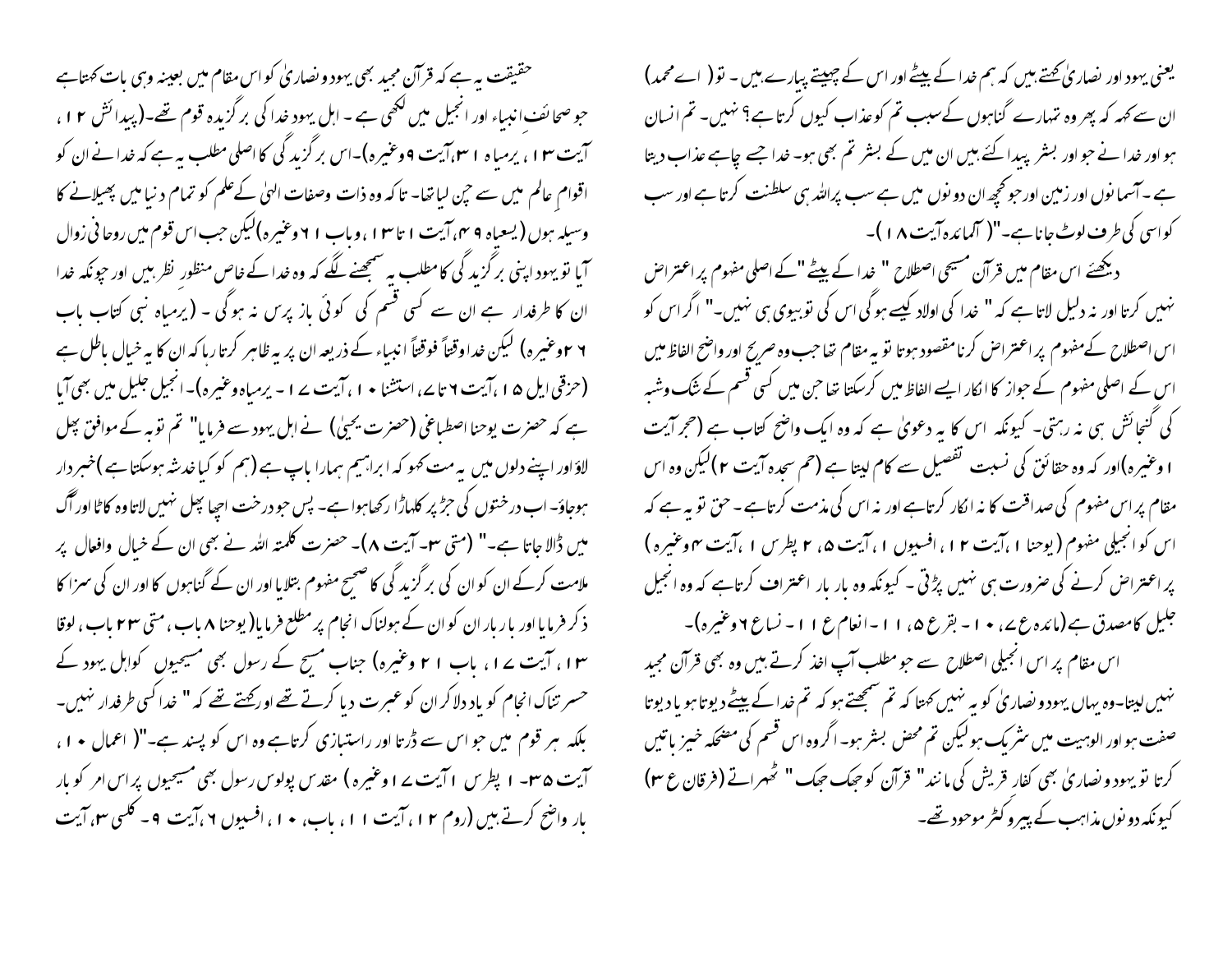یعنی یہود اور نصاریٰ کہتے ہیں کہ ہم خدا کے بیٹے اور اس کے چہیتے پیارے ہیں ۔ تو ( اے محمد ) ان سے کہہ کہ پھر وہ تمہارے گناہوں کے سبب تم کو عذاب کیوں کرتا ہے؟ نہیں ۔ تم انسان ہو اور خدا نے جو اور بشر پیدا کئے ہیں ان میں کے بشر تم بھی ہو۔ خدا جسے چاہے عذاب دیتا ہے ۔ آسمانوں اور زمین اور جو کچھ ان دونوں میں ہے سب پر اللہ ہی سلطنت کرتا ہے اور سب کو اسی کی طرف لوٹ جانا ہے۔" ( آلمائدہ آیت ۱۸ )۔

دیکھئے اس مقام میں قرآن مسیحی اصطلاح " خدا کے بیٹے "کے اصلی مفہوم پر اعتراض نہیں کرتا اور نہ دلیل لاتا ہے کہ " خدا کی اولاد کیسے ہوگی اس کی تو بیوی ہی نہیں۔" اگر اس کو اس اصطلاح کے مفہوم پر اعتراض کرنا مقصود ہوتا تو یہ مقام تھا جب وہ صریح اور واضح الفاظ میں اس کے اصلی مفہوم کے جواز کا انکار ایسے الفاظ میں کرسکتا تھا جن میں کسی قسم کے شک وشبہ کی گنجائش ہی نہ رہتی۔ کیونکہ اس کا یہ دعویٰ ہے کہ وہ ایک واضح کتاب ہے (حجر آیت ۱ وغیرہ) اور کہ وہ حقائق کی نسبت تفصیل سے کام لیتا ہے (حم سجدہ آیت ۲) لیکن وہ اس مقام پر اس مفہوم کی صداقت کا نہ انکار کرتا ہے اور نہ اس کی مذمت کرتا ہے ۔ حق تو یہ ہے کہ اس کو انجیلی مفہوم ( یوحنا ۱ ،آیت ۱۲ ، افسیوں ۱ ، آیت ۵ ، ۲ پطرس ۱ ،آیت ۴ وغیرہ ) پر اعتراض کرنے کی ضرورت ہی نہیں پڑتی ۔ کیونکہ وہ بار بار اعتراف کرتا ہے کہ وہ انجیل جلیل کا مصدق ہے (مائدہ ع ۷، ۱۰ - بقرع ۵، ۱۱ - انعام ع ۱۱ - نساع ۶ وغیرہ)۔

اس مقام پر اس انجیلی اصطلاح سے جو مطلب آپ اخذ کرتے ہیں وہ بھی قرآن مجید نہیں لیتا۔ وہ یہاں یہود ونصاریٰ کو یہ نہیں کہتا کہ تم سمجھتے ہو کہ تم خدا کے بیٹے دیوتا ہو یا دیوتا صفت ہو اور الوہیت میں شریک ہو لیکن تم محض بشر ہو۔ اگر وہ اس قسم کی مضحکہ خیز باتیں کرتا تو یہود ونصاریٰ بھی کفار قریش کی مانند" قرآن کو جھک جھک " ٹھہراتے (فرقان ع ۳) کیونکہ دونوں مذاہب کے پیرو کٹر موحد تھے۔

حقیقت یہ ہے کہ قرآن مجید بھی یہود ونصاریٰ کو اس مقام میں بعینہ وہی بات کہتا ہے جو صحائف انبیاء اور انجیل میں لکھی ہے ۔ اہل یہود خدا کی برگزیدہ قوم تھے۔(پیدائش ۱۲ ، آیت ۱۳ ، یرمیاہ ۱۳، آیت ۹ وغیرہ)۔اس برگزیدگی کا اصلی مطلب یہ ہے کہ خدا نے ان کو اقوامِ عالم میں سے چن لیا تھا۔ تاکہ وہ ذات وصفات الہیٰ کے علم کو تمام دنیا میں پھیلانے کا وسیلہ ہوں (یسعیاہ ۴۹، آیت ۱ تا ۱۳ ، وباب ۱۶ وغیرہ) لیکن جب اس قوم میں روحانی زوال آیا تو یہود اپنی برگزیدگی کا مطلب یہ سمجھنے لگے کہ وہ خدا کے خاص منظور نظر ہیں اور چونکہ خدا ان کا طرفدار ہے ان سے کسی قسم کی کوئی باز پرس نہ ہوگی ۔ (یرمیاہ نبی کتاب باب ۲۶ وغیرہ) لیکن خدا وقتاً فوقتاً انبیاء کے ذریعہ ان پر یہ ظاہر کرتا رہا کہ ان کا یہ خیال باطل ہے (حزقی ایل ۱۵ ،آیت ۶ تا ۷، استثنا ۱۰ ، آیت ۱۷ - یرمیاہ وغیرہ)۔ انجیل جلیل میں بھی آیا ہے کہ حضرت یوحنا اصطباغی (حضرت یحییٰ) نے اہل یہود سے فرمایا" تم توبہ کے موافق پھل لاؤ اور اپنے دلوں میں یہ مت کہو کہ ابراہیم ہمارا باپ ہے (ہم کو کیا خدشہ ہوسکتا ہے) خبردار ہوجاؤ۔ اب درختوں کی جڑ پر کلہاڑا رکھا ہوا ہے۔ پس جو درخت اچھا پھل نہیں لاتا وہ کاٹا اور آگ میں ڈالا جاتا ہے۔" (متی ۳- آیت ۸)۔ حضرت کلمتہ اللہ نے بھی ان کے خیال وافعال پر ملامت کرکے ان کو ان کی برگزیدگی کا صحیح مفہوم بتلایا اور ان کے گناہوں کا اور ان کی سزا کا ذکر فرمایا اور بار بار ان کو ان کے ہولناک انجام پر مطلع فرمایا( یوحنا ۸ باب ، متی ۲۳ باب ، لوقا ۱۳ ، آیت ۱۷ ، باب ۱۲ وغیرہ) جناب مسیح کے رسول بھی مسیحیوں کو اہل یہود کے حسرتناک انجام کو یاد دلا کر ان کو عبرت دیا کرتے تھے اور کہتے تھے کہ " خدا کسی طرفدار نہیں۔ بلکہ ہر قوم میں جو اس سے ڈرتا اور راستبازی کرتا ہے وہ اس کو پسند ہے۔" ( اعمال ۱۰ ، آیت ۳۵ - ۱ پطرس ۱ آیت ۱۷ وغیرہ ) مقدس پولوس رسول بھی مسیحیوں پر اس امر کو بار بار واضح کرتے ہیں (روم ۱۲ ، آیت ۱۱ ، باب، ۱۰ ، افسیوں ۶ ،آیت ۹ - کلسی ۳، آیت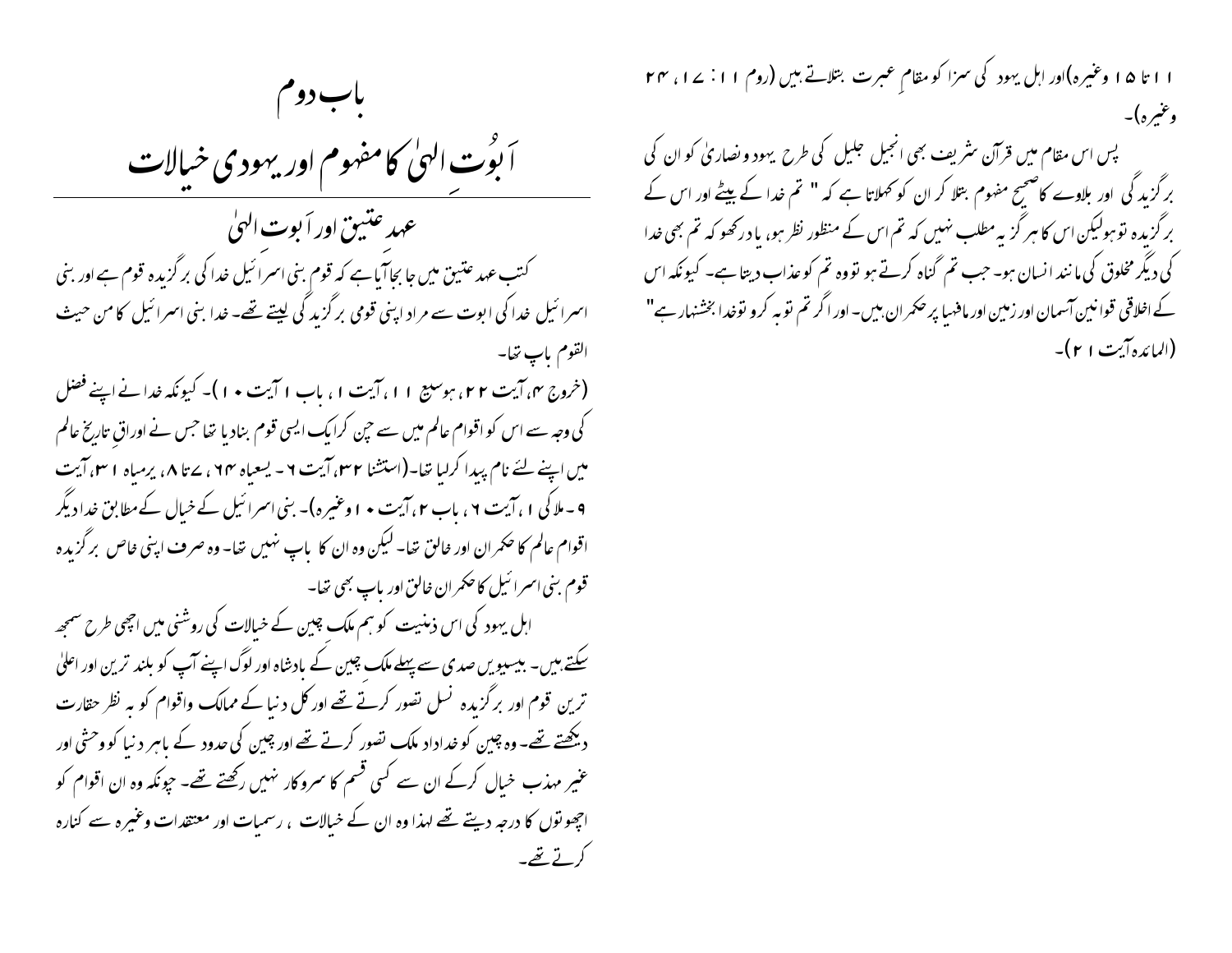۱۱ تا ۱۵ وغیرہ) اور اہل یہود کی سزا کو مقامِ عبرت بتلاتے ہیں (روم ۱۱: ۱۷، ۲۴ وغیرہ)۔

پس اس مقام میں قرآن شریف بھی انجیل جلیل کی طرح یہود و نصاریٰ کو ان کی برگزیدگی اور بلاوے کا صحیح مفہوم بتلا کر ان کو کہلاتا ہے کہ " تم خدا کے بیٹے اور اس کے برگزیدہ تو ہو لیکن اس کا ہرگز یہ مطلب نہیں کہ تم اس کے منظور نظر ہو، یاد رکھو کہ تم بھی خدا کی دیگر مخلوق کی مانند انسان ہو۔ جب تم گناہ کرتے ہو تو وہ تم کو عذاب دیتا ہے۔ کیونکہ اس کے اخلاقی قوانین آسمان اور زمین اور مافیہا پر حکمران ہیں۔ اور اگر تم توبہ کرو تو خدا بخشنہار ہے" (المائدہ آیت ۲۱)۔

# باب دوم

## اَبوُتِ الٰہیٰ کا مفہوم اور یہودی خیالات

### عہد عتیق اور اَبوت الٰہیٰ

کتب عہد عتیق میں جا بجا آیا ہے کہ قوم بنی اسرَائیل خدا کی برگزیدہ قوم ہے اور بنی اسرائیل خدا کی ابوت سے مراد اپنی قومی برگزیدگی لیتے تھے۔ خدا بنی اسرائیل کا من حیث القوم باپ تھا۔

(خروج ۴، آیت ۲۲، ہوسیع ۱۱، آیت ۱، باب ۱ آیت ۱۰)۔ کیونکہ خدا نے اپنے فضل کی وجہ سے اس کو اقوام عالم میں سے چن کر ایک ایسی قوم بنادیا تھا جس نے اوراقِ تاریخ عالم میں اپنے لئے نام پیدا کرلیا تھا۔ (استثنا ۳۲، آیت ۶۔ یسعیاہ ۶۴، ۷ تا ۸، یرمیاہ ۳۱، آیت ۹۔ ملاکی ۱، آیت ۶، باب ۲، آیت ۱۰ وغیرہ)۔ بنی اسرائیل کے خیال کے مطابق خدا دیگر اقوام عالم کا حکمران اور خالق تھا۔ لیکن وہ ان کا باپ نہیں تھا۔ وہ صرف اپنی خاص برگزیدہ قوم بنی اسرائیل کا حکمران خالق اور باپ بھی تھا۔

اہل یہود کی اس ذہنیت کو ہم ملک چین کے خیالات کی روشنی میں اچھی طرح سمجھ سکتے ہیں۔ بیسیویں صدی سے پہلے ملک چین کے بادشاہ اور لوگ اپنے آپ کو بلند ترین اور اعلیٰ ترین قوم اور برگزیدہ نسل تصور کرتے تھے اور کل دنیا کے ممالک واقوام کو بہ نظر حقارت دیکھتے تھے۔ وہ چین کو خداداد ملک تصور کرتے تھے اور چین کی حدود کے باہر دنیا کو وحشی اور غیر مہذب خیال کرکے ان سے کسی قسم کا سروکار نہیں رکھتے تھے۔ چونکہ وہ ان اقوام کو اچھوتوں کا درجہ دیتے تھے لہذا وہ ان کے خیالات ، رسمیات اور معتقدات وغیرہ سے کنارہ کرتے تھے۔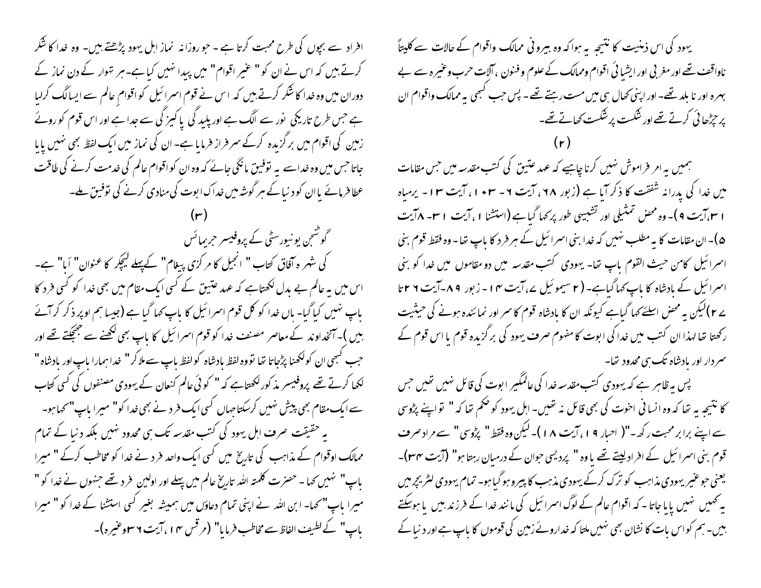یہود کی اس ذہنیت کا نتیجہ یہ ہوا کہ وہ بیرونی ممالک واقوام کے حالات سے کلیتاً ناواقف تھے اور مغربی اور ایشیائی اقوام وممالک کے علوم وفنون ، آلات حرب وغیرہ سے بے بہرہ اور نابلد تھے۔ اور اپنی کھال ہی میں مست رہتے تھے۔ پس جب کبھی یہ ممالک واقوام ان پر چڑھائی کرتے تھے اور شکست پر شکست کھاتے تھے۔

(۲)

ہمیں یہ امر فراموش نہیں کرنا چاہیے کہ عہد عتیق کی کتب مقدسہ میں جس مقامات میں خدا کی پدرانہ شفقت کا ذکر آیا ہے (زبور ۶۸ ، آیت ۶ - ۱۰۳ ، آیت ۱۳ - یرمیاہ ۳۱،آیت ۹)۔ وہ محض تمثیلی اور تشبیہی طور پر کہا گیا ہے (استثنا ۱، آیت ۳۱- ۸آیت ۵)۔ ان مقامات کا یہ مطلب نہیں کہ خدا بنی اسرائیل کے ہر فرد کا باپ تھا۔ وہ فقط قوم بنی اسرائیل کا من حیث القوم باپ تھا۔ یہودی کتب مقدسہ میں دو مقاموں میں خدا کو بنی اسرائیل کے بادشاہ کا باپ کہا گیا ہے۔ (۲ سیموئیل ۷، آیت ۱۴ - زبور ۸۹-آیت ۲۶ تا ۲۷)لیکن یہ محض اسلئے کہا گیا ہے کیونکہ ان کا بادشاہ قوم کا سر اور نمائندہ ہونے کی حیثیت رکھتا تھا لہذا ان کتب میں خدا کی ابوت کا مفہوم صرف یہود کی برگزیدہ قوم یا اس قوم کے سردار اور بادشاہ تک ہی محدود تھا۔

پس یہ ظاہر ہے کہ یہودی کتب مقدسہ خدا کی عالمگیر ابوت کی قائل نہیں تھیں جس کا نتیجہ یہ تھا کہ وہ انسانی اخوت کی بھی قائل نہ تھیں۔ اہل یہود کو حکم تھا کہ " تو اپنے پڑوسی سے اپنے برابر محبت رکھ۔"( احبار ۱۹ ، آیت ۱۸ )۔ لیکن وہ فقط " پڑوسی " سے مراد صرف قوم بنی اسرائیل کے افراد لیتے تھے یا وہ " پردیسی جوان کے درمیان رہتا ہو" (آیت ۳۴)۔ یعنی جو غیر یہودی مذاہب کو ترک کرکے یہودی مذہب کا پیرو ہو گیا ہو۔ تمام یہودی لٹریچر میں یہ کہیں نہیں پایا جاتا ۔ کہ اقوام عالم کے لوگ اسرائیل کی مانند خدا کے فرزند ہیں یا ہوسکتے ہیں۔ ہم کو اس بات کا نشان بھی نہیں ملتا کہ خدا روئے زمین کی قوموں کا باپ ہے اور دنیا کے افراد سے بچوں کی طرح محبت کرتا ہے ۔ جو روزانہ نماز اہل یہود پڑھتے ہیں۔ وہ خدا کا شکر کرتے ہیں کہ اس نے ان کو " غیر اقوام" میں پیدا نہیں کیا ہے۔ ہر تہوار کے دن نماز کے دوران میں وہ خدا کا شکر کرتے ہیں کہ اس نے قوم اسرائیل کو اقوامِ عالم سے ایسا الگ کرلیا ہے جس طرح تاریکی نور سے الگ ہے اور پلید گی پاکیزگی سے جدا ہے اور اس قوم کو روئے زمین کی اقوام میں برگزیدہ کرکے سرفراز فرمایا ہے۔ ان کی نماز میں ایک لفظ بھی نہیں پایا جاتا جس میں وہ خدا سے یہ توفیق مانگی جائے کہ وہ ان کو اقوام عالم کی خدمت کرنے کی طاقت عطا فرمائے یا ان کو دنیا کے ہر گوشہ میں خدا کی ابوت کی منادی کرنے کی توفیق ملے۔

(۳)

گوٹنجن یونیورسٹی کے پروفیسر جریمائس کی شہرہ آفاق کتاب " انجیل کا مرکزی پیغام" کے پہلے لیکچر کا عنوان" اَبا" ہے۔ اس میں یہ عالم بے بدل لکھتا ہے کہ عہد عتیق کے کسی ایک مقام میں بھی خدا کو کسی فرد کا باپ نہیں کہا گیا۔ ہاں خدا کو کل قوم اسرائیل کا باپ کہا گیا ہے (جیسا ہم اوپر ذکر کر آئے ہیں )۔ آنخداوند کے معاصر مصنف خدا کو قوم اسرائیل کا باپ بھی لکھنے سے جھجکتے تھے اور جب کبھی ان کو لکھنا پڑجاتا تھا تو وہ لفظ بادشاہ کو لفظ باپ سے ملا کر" خدا ہمارا باپ اور بادشاہ " لکھا کرتے تھے پروفیسر مذکور لکھتا ہے کہ " کوئی عالم کنعان کے یہودی مصنفوں کی کسی کتاب سے ایک مقام بھی پیش نہیں کرسکتا جہاں کسی ایک فرد نے بھی خدا کو" میرا باپ"کہا ہو۔

یہ حقیقت صرف اہل یہود کی کتب مقدسہ تک ہی محدود نہیں بلکہ دنیا کے تمام ممالک اواقوام کے مذاہب کی تاریخ میں کسی ایک واحد فرد نے خدا کو مخاطب کرکے " میرا باپ" نہیں کہا ۔ حضرت کلمتہ اللہ تاریخ عالم میں پہلے اور اولین فرد تھے جنہوں نے خدا کو " میرا باپ"کہا۔ ابن اللہ نے اپنی تمام دعاؤں میں ہمیشہ بغیر کسی استثنا کے خدا کو" میرا باپ" کے لطیف الفاظ سے مخاطب فرمایا" (مرقس ۱۴، آیت ۳۶ وغیرہ)۔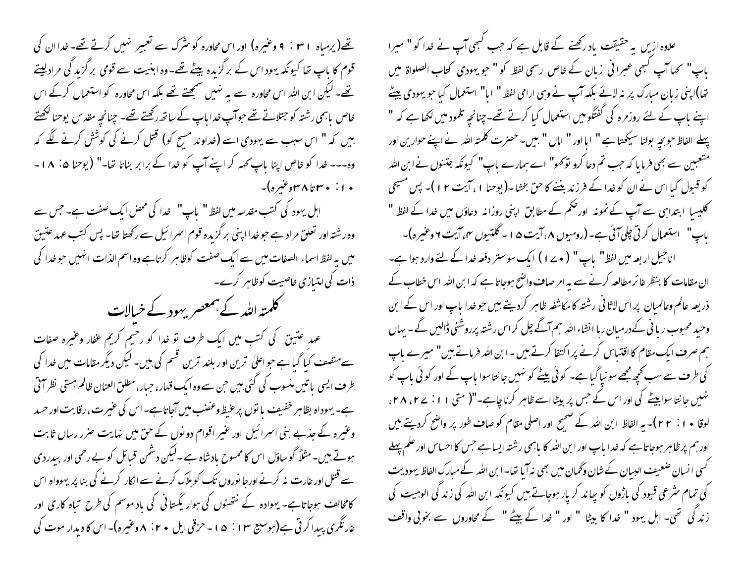علاوہ ازیں یہ حقیقت یاد رکھنے کے قابل ہے کہ جب کبھی آپ نے خدا کو "میرا باپ" کہا آپ کبھی عبرانی زبان کے خاص رسمی لفظ کو " جو یہودی کتاب الصلواۃ میں تھا)اپنی زبان مبارک پر نہ لائے بلکہ آپ نے وہی ارامی لفظ " ابا" استعمال کیا جو یہودی بیٹے اپنے باپ کے لئے روزمرہ کی گفتگو میں استعمال کیا کرتے تھے۔چنانچہ تلمود میں لکھا ہے کہ " پہلے الفاظ جو بچہ بولنا سیکھتا ہے " ابا اور " اماں " ہیں۔ حضرت کلمتہ اللہ نے اپنے حوارین اور متعبین سے بھی فرمایا کہ جب تم دعا کرو تو کہو " اے ہمارے باپ" کیونکہ جتنوں نے ابن اللہ کو قبول کیا اس نے ان کو خدا کے فرزند بننے کا حق بخشا۔(یوحنا ۱، آیت ۱۲)۔ پس مسیحی کلیسیا ابتداہی سے آپ کے نمونہ اور حکم کے مطابق اپنی روزانہ دعاؤں میں خدا کے لفظ " باپ" استعمال کرتی چلی آئی ہے۔(رومیوں ۸، آیت ۱۵۔ گلتیوں ۴، آیت ۶ وغیرہ)۔

اناجیل اربعہ میں لفظ" باپ" (۱۷۰) ایک سوستر دفعہ خدا کے لئے وارد ہوا ہے۔ ان مقامات کا بنظر غائر مطالعہ کرنے سے یہ امر صاف واضح ہوجاتا ہے کہ ابن اللہ اس خطاب کے ذریعہ عالم وعالمیان پر اس لاثانی رشتہ کا مکاشفہ ظاہر کردیتے ہیں جو خدا باپ اور اس کے ابن وحید محبوب ربانی کے درمیان رہا انشاء اللہ ہم آگے چل کر اس رشتہ پر روشنی ڈالیں گے۔ یہاں ہم صرف ایک مقام کا اقتباس کرنے پر اکتفا کرتے ہیں۔ ابن اللہ فرماتے ہیں" میرے باپ کی طرف سے سب کچھ مجھے سونپا گیا ہے۔ کوئی بیٹے کو نہیں جانتا سوا باپ کے اور کوئی باپ کو نہیں جانتا سوابیٹے کی اور اس کے جس پر بیٹا اسے ظاہر کرنا چاہے۔"( متی ۱۱: ۲۷، ۲۸، لوقا ۱۰: ۲۲)۔ یہ الفاظ ابن اللہ کے صحیح اور اصلی مقام کو صاف طور پر واضح کردیتے ہیں اور ہم پر ظاہر ہوجاتا ہے کہ خدا باپ اور ابن اللہ کا باہمی رشتہ ایسا ہے جس کا احساس اور علم پہلے کسی انسان ضعیف البیان کے شان وگمان میں بھی نہ آیا تھا۔ ابن اللہ کے مبارک الفاظ یہودیت کی تمام شرعی قیود کی باڑوں کو پھاند کر پار ہوجاتے ہیں کیونکہ ابن اللہ کی زندگی الوہیت کی زندگی تھی۔ اہل یہود " خدا کا بیٹا " اور " خدا کے بیٹے " کے محاوروں سے بخوبی واقف تھے(یرمیاہ ۳۱: ۹ وغیرہ) اور اس محاورہ کو شرک سے تعبیر نہیں کرتے تھے۔ خدا ان کی قوم کا باپ تھا کیونکہ یہود اس کے برگزیدہ بیٹے تھے۔ وہ ابنیت سے قومی برگزیدگی مراد لیتے تھے۔ لیکن ابن اللہ اس محاورہ سے یہ نہیں سمجھتے تھے بلکہ اس محاورہ کو استعمال کرکے اس خاص باہمی رشتہ کو جتلاتے تھے جو آپ خدا باپ کے ساتھ رکھتے تھے۔ چنانچہ مقدس یوحنا لکھتے ہیں کہ " اس سبب سے یہودی اسے (خداوند مسیح کو) قتل کرنے کی کوشش کرنے لگے کہ وہ۔۔۔ خدا کو خاص اپنا باپ کہہ کر اپنے آپ کو خدا کے برابر بناتا تھا۔" (یوحنا ۵: ۱۸۔ ۱۰: ۳۰ تا ۳۸ وغیرہ)۔

اہل یہود کی کتب مقدسہ میں لفظ " باپ" خدا کی محض ایک صفت ہے۔ جس سے وہ رشتہ اور تعلق مراد ہے جو خدا اپنی برگزیدہ قوم اسرائیل سے رکھتا تھا۔ پس کتب عہد عتیق میں یہ لفظ اسماء الصفات میں سے ایک صفت کو ظاہر کرتا ہے وہ اسم الذات انہیں جو خدا کی ذات کی امتیازی خاصیت کو ظاہر کرے۔

## کلمتہ اللہ کے ہمعصر یہود کے خیالات

عہد عتیق کی کتب میں ایک طرف تو خدا کو رحیم کریم غفار وغیرہ صفات سے متصف کیا گیا ہے جو اعلیٰ ترین اور بلند ترین قسم کی ہیں۔ لیکن دیگر مقامات میں خدا کی طرف ایسی باتیں منسوب کی گئی ہیں جن سے وہ ایک قہار، جبار، مطلق العنان ظالم ہستی نظر آتی ہے۔ یہوداہ بظاہر خفیف باتوں پر غیظ وغضب میں آجاتا ہے۔ اس کی غیرت، رقابت اور حسد وغیرہ کے جذبے بنی اسرائیل اور غیر اقوام دونوں کے حق میں نہایت ضرر رساں ثابت ہوتے ہیں۔ مثلاً گو ساؤل اس کا ممسوح بادشاہ ہے۔ لیکن دشمن قبائل کو بے رحمی اور بیدردی سے قتل اور غارت نہ کرنے اور جانوروں تک کو ہلاک کرنے سے انکار کرنے کی بنا پر یہوواہ اس کا مخالف ہوجاتا ہے۔ یہوادہ کے نتھنوں کی ہوا ریگستانی کی بادموسم کی طرح تباہ کاری اور غارتگری پیدا کرتی ہے(ہوسیع ۱۳: ۱۵۔ حزقی ایل ۲۰: ۸ وغیرہ)۔ اس کا دیدار موت کی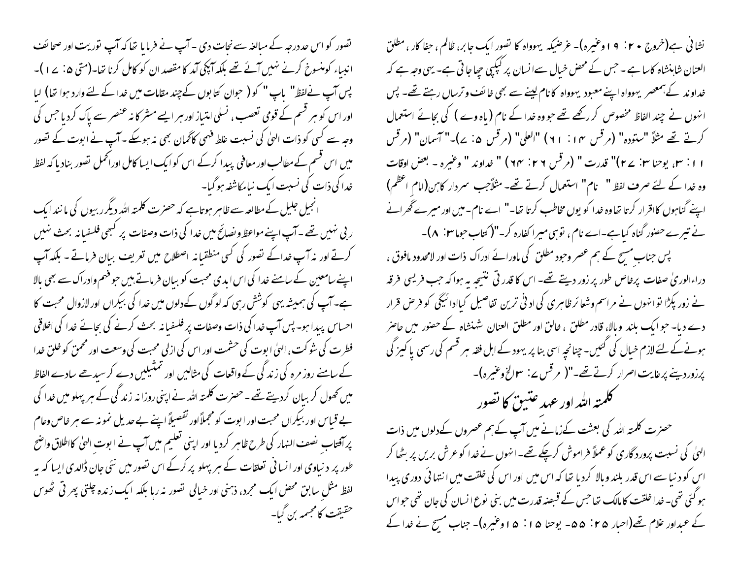نشانی ہے(خروج ۲۰: ۱۹وغیرہ)۔ غرضیکہ یہوواہ کا تصور ایک جابر، ظالم ، جفا کار ، مطلق العنان شاہنشاہ کا سا ہے ۔ جس کے محض خیال سے انسان پر کپکپی چھا جاتی ہے ۔ یہی وجہ ہے کہ خداوند کے ہمعصر یہوواہ اپنے معبود یہوواہ کا نام لینے سے بھی خائف وترساں رہتے تھے۔ پس انہوں نے چند الفاظ مخصوص کر رکھے تھے جو وہ خدا کے نام (یاہ وے) کی بجائے استعمال کرتے تھے مثلاً "ستودہ" (مرقس ۱۴: ۶۱) "العلیٰ" (مرقس ۵: ۷)۔ "آسمان" (مرقس ۱۱: ۳۰، یوحنا ۳: ۲۷)" قدرت" (مرقس ۲۶: ۶۴) "خداوند" وغیرہ ۔ بعض اوقات وہ خدا کے لئے صرف لفظ "نام" استعمال کرتے تھے۔ مثلاًجب سردار کاہن (امام اعظم) اپنے گناہوں کا اقرار کرتا تھا وہ خدا کو یوں مخاطب کرتا تھا۔" اے نام۔ میں اور میرے گھرانے نے تیرے حضور گناہ کیا ہے۔اے نام ، توہی میرا کفارہ کر۔"(کتاب جوما ۳: ۸)۔

پس جنابِ مسیح کے ہم عصر وجود مطلق کی ماورائے ادراک ذات اور لامحدود مافوق ، دراءالوریٰ صفات پرخاص طور پر زور دیتے تھے۔ اس کا قدرتی نتیجہ یہ ہوا کہ جب فریسی فرقہ نے زور پکڑا تو انہوں نے مراسم وشعائر ظاہری کی ادنیٰ ترین تفاصیل کیاادائیگی کو فرض قرار دے دیا۔ جو ایک بلند وبالا، قادر مطلق ، خالق اور مطلق العنان شہنشاہ کے حضور میں حاضر ہونے کے لئے لازم خیال کی گئیں۔ چنانچہ اسی بنا پر یہود کے اہل فقہ ہر قسم کی رسمی پاکیزگی پرزوردینے پرغایت اصرار کرتے تھے۔"( مرقس ۷: ۳الخ وغیرہ)۔

## کلمتہ اللہ اور عہد عتیق کا تصور

حضرت کلمتہ اللہ کی بعثت کے زمانے میں آپ کے ہم عصروں کے دلوں میں ذات الہٰی کی نسبت پروردگاری کو عملاً فراموش کرچکے تھے۔ انہوں نے خدا کو عرش بریں پر بٹھا کر اس کو دنیا سے اس قدر بلند وبالا کردیا تھا کہ اس میں اور اس کی خلقت میں انتہائی دوری پیدا ہوگئی تھی۔ خدا خلقت کا مالک تھا جس کے قبضہ قدرت میں بنی نوع انسان کی جان تھی جو اس کے عبد اور غلام تھے(احبار ۲۵: ۵۵۔ یوحنا ۱۵: ۱۵وغیرہ)۔ جناب مسیح نے خدا کے تصور کو اس حد درجہ کے مبالغہ سے نجات دی ۔ آپ نے فرمایا تھا کہ آپ توریت اور صحائف انبیاء کومنسوخ کرنے نہیں آئے تھے بلکہ آپکی آمد کا مقصد ان کو کامل کرنا تھا۔(متی ۵: ۱۷)۔ پس آپ نے لفظ" باپ" کو( جوان کتابوں کے چند مقامات میں خدا کے لئے وارد ہوا تھا) لیا اور اس کو ہر قسم کے قومی تعصب ، نسلی امتیاز اور ہر ایسے مشرکانہ عنصر سے پاک کردیا جس کی وجہ سے کسی کو ذات الہٰی کی نسبت غلط فہمی کا گمان بھی نہ ہوسکے ۔ آپ نے ابوت کے تصور میں اس قسم کے مطالب اور معانی پیدا کرکے اس کو ایک ایسا کامل اوراکمل تصور بنادیا کہ لفظ خدا کی ذات کی نسبت ایک نیامکاشفہ ہوگیا۔

انجیل جلیل کے مطالعہ سے ظاہر ہوتا ہے کہ حضرت کلمتہ اللہ دیگر ربیوں کی مانند ایک ربی نہیں تھے ۔ آپ اپنے مواعظ ونصائح میں خدا کی ذات وصفات پر کبھی فلسفیانہ بحث نہیں کرتے اور نہ آپ خدا کے تصور کی کسی منطقیانہ اصطلاح میں تعریف بیان فرماتے ۔ بلکہ آپ اپنے سامعین کے سامنے خدا کی اس ابدی محبت کو بیان فرماتے ہیں جو فہم وادراک سے بھی بالا ہے۔ آپ کی ہمیشہ یہی کوشش رہی کہ لوگوں کے دلوں میں خدا کی بیکراں اور لازوال محبت کا احساس پیدا ہو۔ پس آپ خدا کی ذات وصفات پر فلسفیانہ بحث کرنے کی بجائے خدا کی اخلاقی فطرت کی شوکت ، الہٰی ابوت کی حشمت اور اس کی ازلی محبت کی وسعت اور عمق کو خلق خدا کے سامنے روز مرہ کی زندگی کے واقعات کی مثالیں اور تمثیلیں دے کر سیدھے سادے الفاظ میں کھول کر بیان کردیتے تھے ۔ حضرت کلمتہ اللہ نے اپنی روزانہ زندگی کے ہر پہلو میں خدا کی بے قیاس اور بیکراں محبت اور ابوت کو مجملاً اور تفصیلاً اپنے بے عدیل نمونہ سے ہر خاص وعام پر آفتاب نصف النہار کی طرح ظاہر کردیا اور اپنی تعلیم میں آپ نے ابوتِ الہٰی کا اطلاق واضح طور پر دنیاوی اور انسانی تعلقات کے ہر پہلو پر کرکے اس تصور میں نئی جان ڈالدی ایسا کہ یہ لفظ مثلِ سابق محض ایک مجرد، ذہنی اور خیالی تصور نہ رہا بلکہ ایک زندہ چلتی پھرتی ٹھوس حقیقت کا مجسمہ بن گیا۔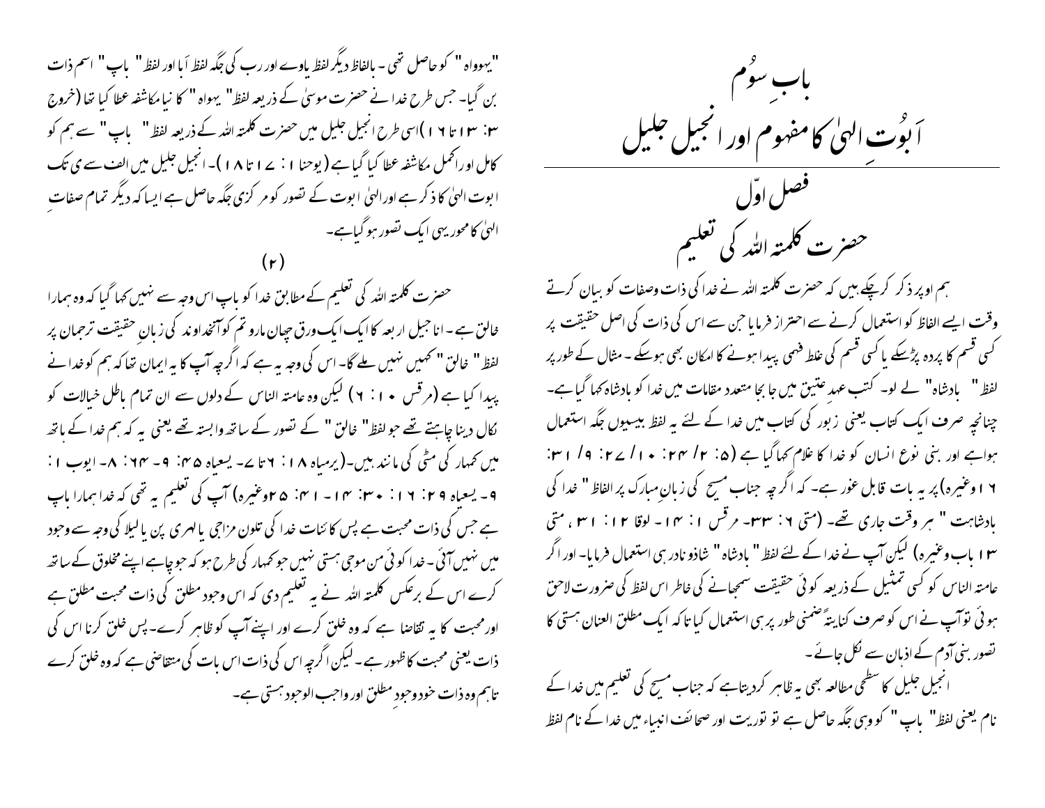# بابِ سوُم

## اَبوُتِ الہٰی کا مفہوم اور انجیل جلیل

### فصل اوّل

### حضرت کلمتہ اللہ کی تعلیم

ہم اوپر ذکر کرچکے ہیں کہ حضرت کلمتہ اللہ نے خدا کی ذات وصفات کو بیان کرتے وقت ایسے الفاظ کو استعمال کرنے سے احتراز فرمایا جن سے اس کی ذات کی اصل حقیقت پر کسی قسم کا پردہ پڑسکے یا کسی قسم کی غلط فہمی پیدا ہونے کا امکان بھی ہوسکے۔ مثال کے طور پر لفظ " بادشاہ" لے لو۔ کتب عہدِ عتیق میں جا بجا متعدد مقامات میں خدا کو بادشاہ کہا گیا ہے۔ چنانچہ صرف ایک کتاب یعنی زبور کی کتاب میں خدا کے لئے یہ لفظ بیسیوں جگہ استعمال ہوا ہے اور بنی نوع انسان کو خدا کا غلام کہا گیا ہے (۵: ۲/ ۲۴: ۱۰/ ۲۷: ۹/ ۳۱: ۱۶ وغیرہ) پر یہ بات قابل غور ہے۔ کہ اگرچہ جناب مسیح کی زبانِ مبارک پر الفاظ " خدا کی بادشاہت " ہر وقت جاری تھے۔ (متی ۶: ۳۳- مرقس ۱: ۱۴- لوقا ۱۲: ۳۱، متی ۱۳ باب وغیرہ) لیکن آپ نے خدا کے لئے لفظ " بادشاہ " شاذو نادر ہی استعمال فرمایا۔ اور اگر عامتہ الناس کو کسی تمثیل کے ذریعہ کوئی حقیقت سمجھانے کی خاطر اس لفظ کی ضرورت لاحق ہوئی تو آپ نے اس کو صرف کنایتہً ضمنی طور پر ہی استعمال کیا تاکہ ایک مطلق العنان ہستی کا تصور بنی آدم کے اذہان سے نکل جائے۔

انجیل جلیل کا سطحی مطالعہ بھی یہ ظاہر کردیتا ہے کہ جناب مسیح کی تعلیم میں خدا کے نام یعنی لفظ " باپ" کو وہی جگہ حاصل ہے تو توریت اور صحائف انبیاء میں خدا کے نام لفظ "یھوواہ" کو حاصل تھی۔ بالفاظ دیگر لفظ یاوے اور رب کی جگہ لفظ اَبا اور لفظ " باپ" اسم ذات بن گیا۔ جس طرح خدا نے حضرت موسیٰ کے ذریعہ لفظ " یہواہ " کا نیا مکاشفہ عطا کیا تھا (خروج ۳: ۱۳ تا ۱۶ )اسی طرح انجیل جلیل میں حضرت کلمتہ اللہ کے ذریعہ لفظ " باپ" سے ہم کو کامل اور اکمل مکاشفہ عطا کیا گیا ہے (یوحنا ۱: ۱۷ تا ۱۸ )۔ انجیل جلیل میں الف سے ی تک ابوت الہٰی کا ذکر ہے اور الہٰی ابوت کے تصور کو مرکزی جگہ حاصل ہے ایسا کہ دیگر تمام صفاتِ الہٰی کا محور یہی ایک تصور ہو گیا ہے۔

(۲)

حضرت کلمتہ اللہ کی تعلیم کے مطابق خدا کو باپ اس وجہ سے نہیں کہا گیا کہ وہ ہمارا خالق ہے۔ اناجیل اربعہ کا ایک ایک ورق چھان مارو تم کو آنخداوند کی زبانِ حقیقت ترجمان پر لفظ " خالق " کہیں نہیں ملے گا۔ اس کی وجہ یہ ہے کہ اگرچہ آپ کا یہ ایمان تھا کہ ہم کو خدا نے پیدا کیا ہے (مرقس ۱۰: ۶) لیکن وہ عامتہ الناس کے دلوں سے ان تمام باطل خیالات کو نکال دینا چاہتے تھے جو لفظ" خالق " کے تصور کے ساتھ وابستہ تھے یعنی یہ کہ ہم خدا کے ہاتھ میں کمہار کی مٹی کی مانند ہیں۔(یرمیاہ ۱۸: ۶ تا ۷۔ یسعیاہ ۴۵: ۹- ۶۴: ۸- ایوب ۱: ۹- یسعیاہ ۲۹: ۱۶: ۳۰: ۱۴- ۴۱: ۲۵ وغیرہ) آپ کی تعلیم یہ تھی کہ خدا ہمارا باپ ہے جس کی ذات محبت ہے پس کائنات خدا کی تلون مزاجی یا لہری پن یا لیلا کی وجہ سے وجود میں نہیں آئی۔ خدا کوئی من موجی ہستی نہیں جو کمہار کی طرح ہو کہ جو چاہے اپنے مخلوق کے ساتھ کرے اس کے برعکس کلمتہ اللہ نے یہ تعلیم دی کہ اس وجود مطلق کی ذات محبت مطلق ہے اور محبت کا یہ تقاضا ہے کہ وہ خلق کرے اور اپنے آپ کو ظاہر کرے۔ پس خلق کرنا اس کی ذات یعنی محبت کا ظہور ہے۔ لیکن اگرچہ اس کی ذات اس بات کی متقاضی ہے کہ وہ خلق کرے تاہم وہ ذات خود وجودِ مطلق اور واجب الوجود ہستی ہے۔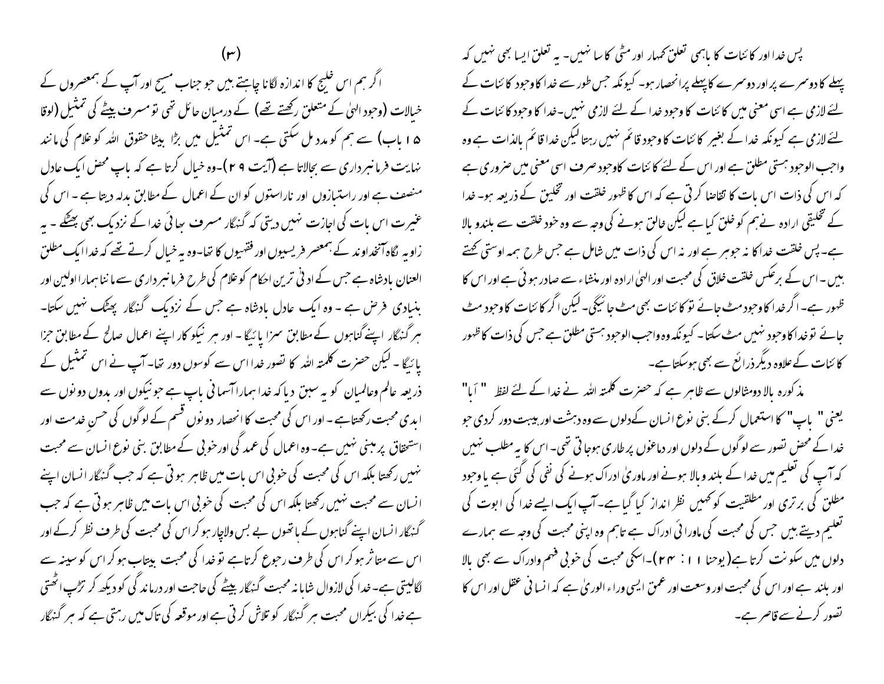پس خدا اور کائنات کا باہمی تعلق کمہار اور مٹی کا سا نہیں۔ یہ تعلق ایسا بھی نہیں کہ پہلے کا دوسرے پر اور دوسرے کا پہلے پر انحصار ہو۔ کیونکہ جس طور سے خدا کا وجود کائنات کے لئے لازمی ہے اسی معنی میں کائنات کا وجود خدا کے لئے لازمی نہیں۔خدا کا وجود کائنات کے لئے لازمی ہے کیونکہ خدا کے بغیر کائنات کا وجود قائم نہیں رہتا لیکن خدا قائم بالذات ہے وہ واجب الوجود ہستی مطلق ہے اور اس کے لئے کائنات کاوجود صرف اسی معنی میں ضروری ہے کہ اس کی ذات اس بات کا تقاضا کرتی ہے کہ اس کا ظہور خلقت اور تخلیق کے ذریعہ ہو۔ خدا کے تخلیقی ارادہ نے ہم کو خلق کیا ہے لیکن خالق ہونے کی وجہ سے وہ خود خلقت سے بلندو بالا ہے۔ پس خلقت خدا کا نہ جوہر ہے اور نہ اس کی ذات میں شامل ہے جس طرح ہمہ اوستی کہتے ہیں۔ اس کے برعکس خلقت خلاق کی محبت اور الہیٰ ارادہ اور منشاء سے صادر ہوئی ہے اور اس کا ظہور ہے۔ اگر خدا کا وجود مٹ جائے تو کائنات بھی مٹ جائیگی۔ لیکن اگر کائنات کا وجود مٹ جائے تو خدا کا وجود نہیں مٹ سکتا۔ کیونکہ وہ واجب الوجود ہستی مطلق ہے جس کی ذات کا ظہور کائنات کے علاوہ دیگر ذرائع سے بھی ہوسکتا ہے۔

مذکورہ بالا دومثالوں سے ظاہر ہے کہ حضرت کلمتہ اللہ نے خدا کے لئے لفظ " ابا" یعنی " باپ" کا استعمال کرکے بنی نوع انسان کےدلوں سے وہ دہشت اور ہیبت دور کردی جو خدا کے محض تصور سے لوگوں کے دلوں اور دماغوں پر طاری ہوجاتی تھی۔ اس کا یہ مطلب نہیں کہ آپ کی تعلیم میں خدا کے بلند و بالا ہونے اور ماوریٰ ادراک ہونے کی نفی کی گئی ہے یا وجود مطلق کی برتری اور مطلقیت کو کہیں نظر انداز کیا گیا ہے۔آپ ایک ایسے خدا کی ابوت کی تعلیم دیتے ہیں جس کی محبت کی ماورائی ادراک ہے تاہم وہ اپنی محبت کی وجہ سے ہمارے دلوں میں سکونت کرتا ہے(یوحنا ۱۱: ۲۴)۔اسکی محبت کی خوبی فہم وادراک سے بھی بالا اور بلند ہے اور اس کی محبت اور وسعت اور عمق ایسی وراء الوریٰ ہے کہ انسانی عقل اور اس کا تصور کرنے سے قاصر ہے۔

(۳)

اگر ہم اس خلیج کا اندازہ لگانا چاہتے ہیں جو جناب مسیح اور آپ کے ہمعصروں کے خیالات (وجود الہیٰ کے متعلق رکھتے تھے) کے درمیان حائل تھی تو مسرف بیٹے کی تمثیل (لوقا ۱۵ باب) سے ہم کو مدد مل سکتی ہے۔ اس تمثیل میں بڑا بیٹا حقوق اللہ کو غلام کی مانند نہایت فرمانبرداری سے بجالاتا ہے (آیت ۲۹)۔وہ خیال کرتا ہے کہ باپ محض ایک عادل منصف ہے اور راستبازوں اور ناراستوں کو ان کے اعمال کے مطابق بدلہ دیتا ہے۔ اس کی غیرت اس بات کی اجازت نہیں دیتی کہ گنہگار مسرف بھائی خدا کے نزدیک بھی پھٹکے۔ یہ زاویہ نگاہ آنخداوند کے ہمعصر فریسیوں اور فقیہوں کا تھا۔وہ یہ خیال کرتے تھے کہ خدا ایک مطلق العنان بادشاہ ہے جس کے ادنیٰ ترین احکام کو غلام کی طرح فرمانبرداری سے ماننا ہمارا اولین اور بنیادی فرض ہے۔ وہ ایک عادل بادشاہ ہے جس کے نزدیک گنہگار پھٹک نہیں سکتا۔ ہر گنہگار اپنے گناہوں کے مطابق سزا پائیگا۔ اور ہر نیکو کار اپنے اعمال صالح کے مطابق جزا پائیگا۔ لیکن حضرت کلمتہ اللہ کا تصور خدا اس سے کوسوں دور تھا۔ آپ نے اس تمثیل کے ذریعہ عالم وعالمیان کو یہ سبق دیا کہ خدا ہمارا آسمانی باپ ہے جو نیکوں اور بدوں دونوں سے ابدی محبت رکھتاہے۔ اور اس کی محبت کا انحصار دونوں قسم کے لوگوں کی حسنِ خدمت اور استحقاق پر مبنی نہیں ہے۔ وہ اعمال کی عمدگی اور خوبی کے مطابق بنی نوع انسان سے محبت نہیں رکھتا بلکہ اس کی محبت کی خوبی اس بات میں ظاہر ہوتی ہے کہ جب گنہگار انسان اپنے انسان سے محبت نہیں رکھتا بلکہ اس کی محبت کی خوبی اس بات میں ظاہر ہوتی ہے کہ جب گنہگار انسان اپنے گناہوں کے ہاتھوں بے بس ولاچار ہو کر اس کی محبت کی طرف نظر کرکے اور اس سے متاثر ہو کر اس کی طرف رجوع کرتاہے تو خدا کی محبت بیتاب ہو کر اس کو سینہ سے لگالیتی ہے۔ خدا کی لازوال شاہانہ محبت گنہگار بیٹے کی حاجت اور درماندگی کو دیکھ کر تڑپ اٹھتی ہے خدا کی بیکراں محبت ہر گنہگار کو تلاش کرتی ہے اور موقعہ کی تاک میں رہتی ہے کہ ہر گنہگار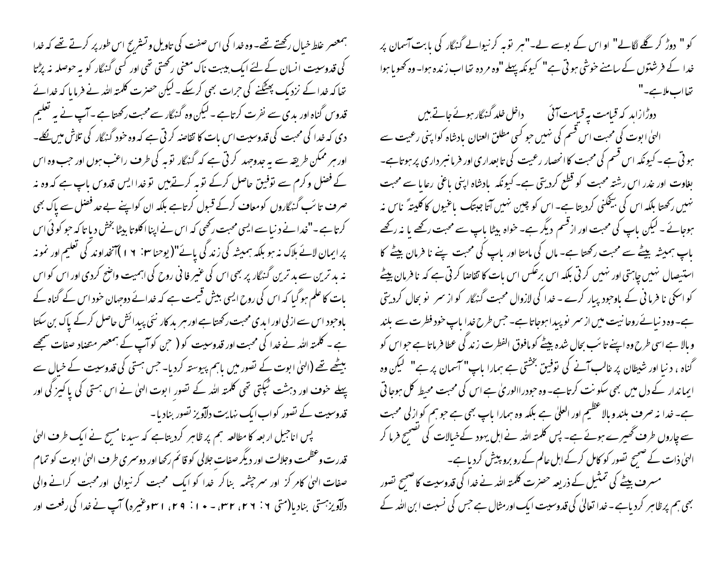کو " دوڑ کر گلے لگالے" او اس کے بوسے لے۔"ہر توبہ کرنیوالے گنہگار کی بابت آسمان پر خدا کے فرشتوں کے سامنے خوشی ہوتی ہے" کیونکہ پہلے "وہ مردہ تھا اب زندہ ہوا۔ وہ کھویا ہوا تھا اب ملاہے۔"

دوڑا زاہد کہ قیامت پہ قیامت آئی　　　داخل خلد گنہگار ہوئے جاتے ہیں

الہیٰ ابوت کی محبت اس قسم کی نہیں جو کسی مطلق العنان بادشاہ کو اپنی رعیت سے ہوتی ہے۔ کیونکہ اس قسم کی محبت کا انحصار رعیت کی تابعداری اور فرمانبرداری پر ہوتا ہے۔ بغاوت اور غدر اس رشتہ محبت کو قطع کردیتی ہے۔ کیونکہ بادشاہ اپنی باغی رعایا سے محبت نہیں رکھتا بلکہ اس کی بیخکنی کردیتا ہے۔ اس کو چین نہیں آتا جبتک باغیوں کا کلیتہً ناس نہ ہوجائے۔ لیکن باپ کی محبت اور از قسم دیگر ہے۔ خواہ بیٹا باپ سے محبت رکھے یا نہ رکھے باپ ہمیشہ بیٹے سے محبت رکھتا ہے۔ ماں کی ممتا اور باپ کی محبت اپنے نا فرمان بیٹے کا استیصال نہیں چاہتی اور نہیں کرتی بلکہ اس برعکس اس بات کا تقاضا کرتی ہے کہ نافرمان بیٹے کو اسکی نافرمانی کے باوجود پیار کرے۔ خدا کی لازوال محبت گنہگار کو از سر نو بحال کردیتی ہے۔ وہ دنیائے روحانیت میں از سر نو پیدا ہوجاتا ہے۔ جس طرح خدا باپ خود فطرت سے بلند وبالا ہے اسی طرح وہ اپنے تائب بحال شدہ بیٹے کو مافوق الفطرت زندگی عطا فرماتا ہے جو اس کو گناہ ، دنیا اور شیطان پر غالب آنے کی توفیق بخشتی ہے ہمارا باپ" آسمان پر ہے" لیکن وہ ایماندار کے دل میں بھی سکونت کرتا ہے۔ وہ جوورا الوریٰ ہے اس کی محبت محیط کل ہوجاتی ہے۔ خدا نہ صرف بلند وبالا عظیم اور العلیٰ ہے بلکہ وہ ہمارا باپ بھی ہے جو ہم کو ازلی محبت سے چاروں طرف گھیرے ہوئے ہے۔ پس کلمتہ اللہ نے اہل یہود کے خیالات کی تصحیح فرما کر الہیٰ ذات کے صحیح تصور کو کامل کرکے اہل عالم کے روبرو پیش کردیا ہے۔

مسرف بیٹے کی تمثیل کے ذریعہ حضرت کلمتہ اللہ نے خدا کی قدوسیت کا صحیح تصور بھی ہم پر ظاہر کردیا ہے۔ خدا تعالیٰ کی قدوسیت ایک اور مثال ہے جس کی نسبت ابن اللہ کے ہمعصر غلط خیال رکھتے تھے۔ وہ خدا کی اس صفت کی تاویل وتشریح اس طور پر کرتے تھے کہ خدا کی قدوسیت انسان کے لئے ایک ہیبت ناک معنی رکھتی تھی اور کسی گنہگار کو یہ حوصلہ نہ پڑتا تھا کہ خدا کے نزدیک پھٹکنے کی جرات بھی کرسکے۔ لیکن حضرت کلمتہ اللہ نے فرمایا کہ خدائے قدوس گناہ اور بدی سے نفرت کرتا ہے۔ لیکن وہ گنہگار سے محبت رکھتا ہے۔ آپ نے یہ تعلیم دی کہ خدا کی محبت کی قدوسیت اس بات کا تقاضہ کرتی ہے کہ وہ خود گنہگار کی تلاش میں نکلے۔ اور ہر ممکن طریقہ سے یہ جدوجہد کرتی ہے کہ گنہگار توبہ کی طرف راغب ہوں اور جب وہ اس کے فضل وکرم سے توفیق حاصل کرکے توبہ کرتے ہیں تو خدا ایس قدوس باپ ہے کہ وہ نہ صرف تائب گنہگاروں کو معاف کرکے قبول کرتا ہے بلکہ ان کو اپنے بے حد فضل سے پاک بھی کرتا ہے۔"خدا نے دنیا سے ایسی محبت رکھی کہ اس نے اپنا اکلوتا بیٹا بخش دیا تاکہ جو کوئی اس پر ایمان لائے ہلاک نہ ہو بلکہ ہمیشہ کی زندگی پائے"(یوحنا ۳: ۱۶)آنخداوند کی تعلیم اور نمونہ نہ بدترین سے بدترین گنہگار پر بھی اس کی غیر فانی روح کی اہمیت واضح کردی اور اس کو اس بات کا علم ہوگیا کہ اس کی روح ایسی بیش قیمت ہے کہ خدائے دوجہان خود اس کے گناہ کے باوجود اس سے ازلی اور ابدی محبت رکھتا ہے اور ہر بدکار نئی پیدائش حاصل کرکے پاک بن سکتا ہے۔ کلمتہ اللہ نے خدا کی محبت اور قدوسیت کو ( جن کو آپ کے ہمعصر متضاد صفات سمجھے بیٹھے تھے (الہیٰ ابوت کے تصور میں باہم پیوستہ کردیا۔ جس ہستی کی قدوسیت کے خیال سے پہلے خوف اور دہشت ٹپکتی تھی کلمتہ اللہ کے تصور ابوت الہیٰ نے اس ہستی کی پاکیزگی اور قدوسیت کے تصور کو اب ایک نہایت دلآویز تصور بنادیا۔

پس اناجیل اربعہ کا مطالعہ ہم پر ظاہر کردیتا ہے کہ سیدنا مسیح نے ایک طرف الہیٰ قدرت وعظمت وجلالت اور دیگر صفات جلالی کو قائم رکھا اور دوسری طرف الہیٰ ابوت کو تمام صفات الہیٰ کا مرکز اور سرچشمہ بنا کر خدا کو ایک محبت کرنیوالی اورمحبت کرانے والی دلآویز ہستی بنادیا(متی ۶: ۲۶، ۳۲، ۔ ۱۰: ۲۹، ۳۱وغیرہ) آپ نے خدا کی رفعت اور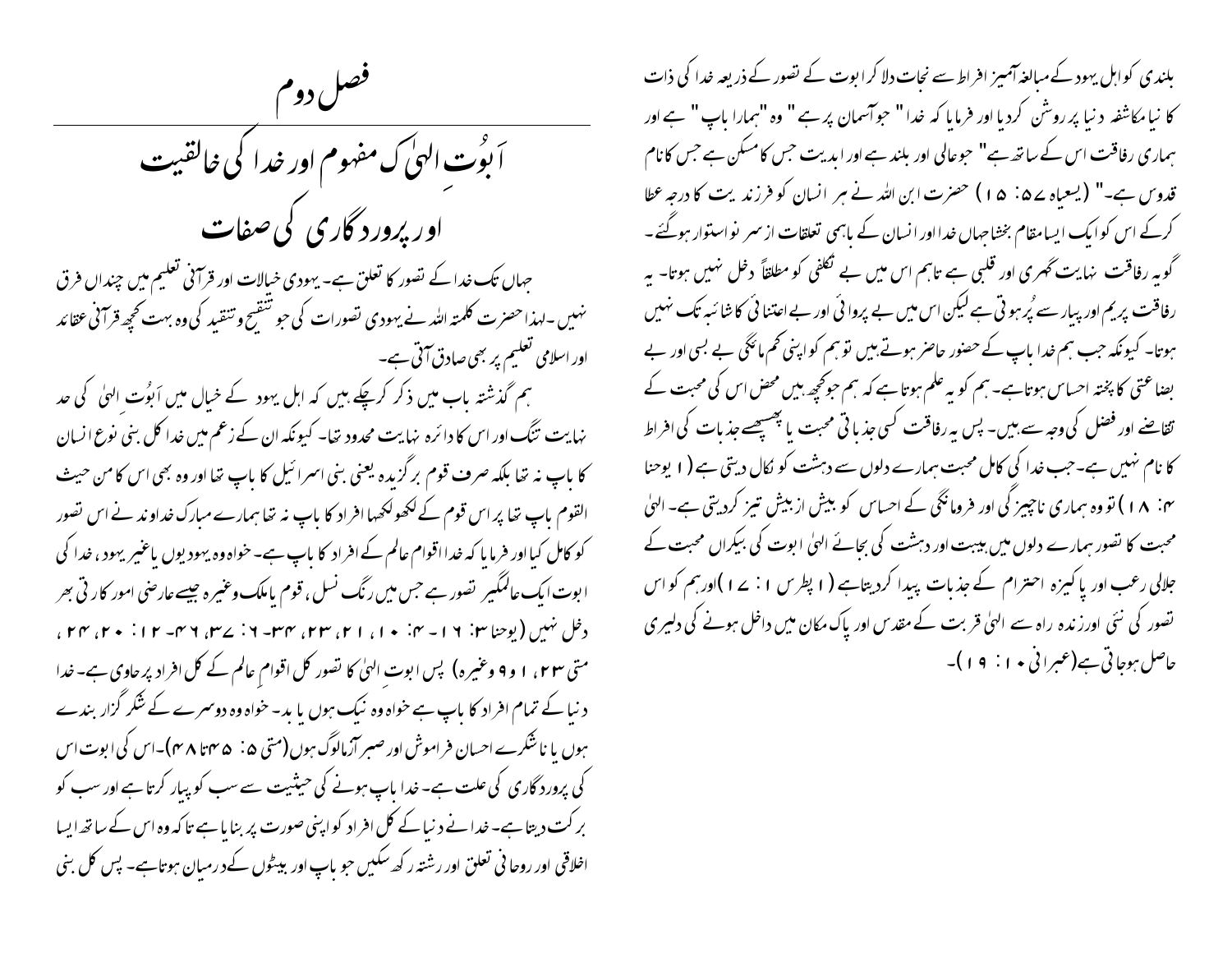بلندی کو اہل یہود کے مبالغہ آمیز افراط سے نجات دلا کر ابوت کے تصور کے ذریعہ خدا کی ذات کا نیا مکاشفہ دنیا پر روشن کردیا اور فرمایا کہ خدا " جو آسمان پر ہے " وہ "ہمارا باپ " ہے اور ہماری رفاقت اس کے ساتھ ہے" جو عالی اور بلند ہے اور ابدیت جس کا مسکن ہے جس کا نام قدوس ہے۔" (یسعیاہ ۵۷: ۱۵) حضرت ابن اللہ نے ہر انسان کو فرزندیت کا درجہ عطا کرکے اس کو ایک ایسا مقام بخشا جہاں خدا اور انسان کے باہمی تعلقات از سر نو استوار ہوگئے۔ گو یہ رفاقت نہایت گہری اور قلبی ہے تاہم اس میں بے تکلفی کو مطلقاً دخل نہیں ہوتا۔ یہ رفاقت پریم اور پیار سے پُر ہوتی ہے لیکن اس میں بے پروائی اور بے اعتنائی کا شائبہ تک نہیں ہوتا۔ کیونکہ جب ہم خدا باپ کے حضور حاضر ہوتے ہیں تو ہم کو اپنی کم مائگی بے بسی اور بے بضاعتی کا پختہ احساس ہوتا ہے۔ ہم کو یہ علم ہوتا ہے کہ ہم جو کچھ ہیں محض اس کی محبت کے تقاضے اور فضل کی وجہ سے ہیں۔ پس یہ رفاقت کسی جذباتی محبت یا پھسپھسے جذبات کی افراط کا نام نہیں ہے۔ جب خدا کی کامل محبت ہمارے دلوں سے دہشت کو نکال دیتی ہے (۱ یوحنا ۴: ۱۸) تو وہ ہماری ناچیزگی اور فرومائگی کے احساس کو بیش از بیش تیز کردیتی ہے۔ الہٰی محبت کا تصور ہمارے دلوں میں ہیبت اور دہشت کی بجائے الہٰی ابوت کی بیکراں محبت کے جلالی رعب اور پاکیزہ احترام کے جذبات پیدا کردیتا ہے (۱ پطرس ۱: ۱۷) اور ہم کو اس تصور کی نئی اور زندہ راہ سے الہٰی قربت کے مقدس اور پاک مکان میں داخل ہونے کی دلیری حاصل ہوجاتی ہے (عبرانی ۱۰: ۱۹)۔

## فصل دوم

# اَبُوتِ الہٰی کا مفہوم اور خدا کی خالقیت اور پروردگاری کی صفات

جہاں تک خدا کے تصور کا تعلق ہے۔ یہودی خیالات اور قرآنی تعلیم میں چنداں فرق نہیں۔ لہذا حضرت کلمتہ اللہ نے یہودی تصورات کی جو تنقیح و تنقید کی وہ بہت کچھ قرآنی عقائد اور اسلامی تعلیم پر بھی صادق آتی ہے۔

ہم گذشتہ باب میں ذکر کرچکے ہیں کہ اہل یہود کے خیال میں اَبُوتِ الہٰی کی حد نہایت تنگ اور اس کا دائرہ نہایت محدود تھا۔ کیونکہ ان کے زعم میں خدا کل بنی نوع انسان کا باپ نہ تھا بلکہ صرف قوم برگزیدہ یعنی بنی اسرائیل کا باپ تھا اور وہ بھی اس کا من حیث القوم باپ تھا پر اس قوم کے لکھو کھا افراد کا باپ نہ تھا ہمارے مبارک خداوند نے اس تصور کو کامل کیا اور فرمایا کہ خدا اقوام عالم کے افراد کا باپ ہے۔ خواہ وہ یہودیوں یا غیر یہود، خدا کی ابوت ایک عالمگیر تصور ہے جس میں رنگ نسل، قوم یا ملک وغیرہ جیسے عارضی امور کارتی بھر دخل نہیں (یوحنا ۳: ۱۶- ۴: ۱۰، ۲۱، ۲۳، ۳۴- ۶: ۳۷، ۴۶- ۱۲: ۲۰، ۲۴، متی ۲۳، ۹ وغیرہ) پس ابوتِ الہٰی کا تصور کل اقوام عالم کے کل افراد پر حاوی ہے۔ خدا دنیا کے تمام افراد کا باپ ہے خواہ وہ نیک ہوں یا بد۔ خواہ وہ دوسرے کے شکر گزار بندے ہوں یا ناشکرے احسان فراموش اور صبر آزما لوگ ہوں (متی ۵: ۴۵تا ۴۸)۔ اس کی ابوت اس کی پروردگاری کی علت ہے۔ خدا باپ ہونے کی حیثیت سے سب کو پیار کرتا ہے اور سب کو برکت دیتا ہے۔ خدا نے دنیا کے کل افراد کو اپنی صورت پر بنایا ہے تاکہ وہ اس کے ساتھ ایسا اخلاقی اور روحانی تعلق اور رشتہ رکھ سکیں جو باپ اور بیٹوں کے درمیان ہوتا ہے۔ پس کل بنی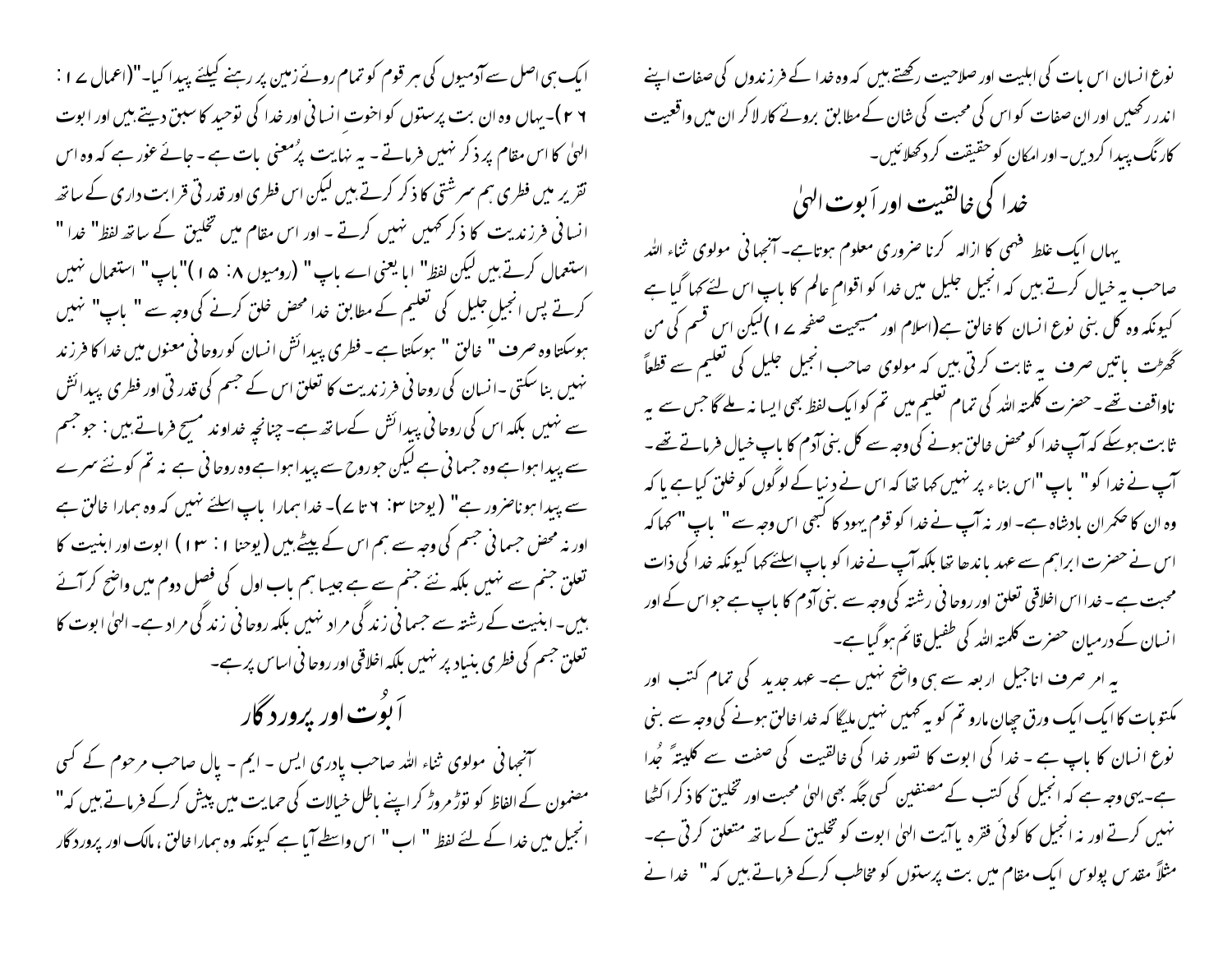نوع انسان اس بات کی اہلیت اور صلاحیت رکھتے ہیں کہ وہ خدا کے فرزندوں کی صفات اپنے اندر رکھیں اور ان صفات کو اس کی محبت کی شان کے مطابق بروئے کار لا کر ان میں واقعیت کا رنگ پیدا کردیں۔ اور امکان کو حقیقت کر دکھلائیں۔

## خدا کی خالقیت اور اَبوت الہیٰ

یہاں ایک غلط فہمی کا ازالہ کرنا ضروری معلوم ہوتاہے۔ آنجہانی مولوی ثناء اللہ صاحب یہ خیال کرتے ہیں کہ انجیل جلیل میں خدا کو اقوامِ عالم کا باپ اس لئے کہا گیا ہے کیونکہ وہ کل بنی نوع انسان کا خالق ہے(اسلام اور مسیحیت صفحہ ۱۷)لیکن اس قسم کی من گھڑت باتیں صرف یہ ثابت کرتی ہیں کہ مولوی صاحب انجیل جلیل کی تعلیم سے قطعاً ناواقف تھے۔ حضرت کلمتہ اللہ کی تمام تعلیم میں تم کو ایک لفظ بھی ایسا نہ ملے گا جس سے یہ ثابت ہوسکے کہ آپ خدا کو محض خالق ہونے کی وجہ سے کل بنی آدم کا باپ خیال فرماتے تھے۔ آپ نے خدا کو" باپ "اس بناء پر نہیں کہا تھا کہ اس نے دنیا کے لوگوں کو خلق کیا ہے یا کہ وہ ان کا حکمران بادشاہ ہے۔ اور نہ آپ نے خدا کو قوم یہود کا کبھی اس وجہ سے " باپ "کہا کہ اس نے حضرت ابراہیم سے عہد باندھا تھا بلکہ آپ نے خدا کو باپ اسلئے کہا کیونکہ خدا کی ذات محبت ہے۔ خدا اس اخلاقی تعلق اور روحانی رشتہ کی وجہ سے بنی آدم کا باپ ہے جو اس کے اور انسان کے درمیان حضرت کلمتہ اللہ کی طفیل قائم ہو گیاہے۔

یہ امر صرف اناجیل اربعہ سے ہی واضح نہیں ہے۔ عہد جدید کی تمام کتب اور مکتوبات کا ایک ایک ورق چھان مارو تم کو یہ کہیں نہیں ملیگا کہ خدا خالق ہونے کی وجہ سے بنی نوع انسان کا باپ ہے ۔ خدا کی ابوت کا تصور خدا کی خالقیت کی صفت سے کلیتہً جُدا ہے۔یہی وجہ ہے کہ انجیل کی کتب کے مصنفین کسی جگہ بھی الہیٰ محبت اور تخلیق کا ذکر اکٹھا نہیں کرتے اور نہ انجیل کا کوئی فقرہ یا آیت الہیٰ ابوت کو تخلیق کے ساتھ متعلق کرتی ہے۔ مثلاً مقدس پولوس ایک مقام میں بت پرستوں کو مخاطب کرکے فرماتے ہیں کہ " خدا نے ایک ہی اصل سے آدمیوں کی ہر قوم کو تمام روئے زمین پر رہنے کیلئے پیدا کیا۔"(اعمال ۱۷: ۲۶)۔یہاں وہ ان بت پرستوں کو اخوتِ انسانی اور خدا کی توحید کا سبق دیتے ہیں اور ابوت الہیٰ کا اس مقام پر ذکر نہیں فرماتے ۔ یہ نہایت پُرمعنی بات ہے ۔ جائے غور ہے کہ وہ اس تقریر میں فطری ہم سرشتی کا ذکر کرتے ہیں لیکن اس فطری اور قدرتی قرابت داری کے ساتھ انسانی فرزندیت کا ذکر کہیں نہیں کرتے ۔ اور اس مقام میں تخلیق کے ساتھ لفظ" خدا " استعمال کرتے ہیں لیکن لفظ" ابا یعنی اے باپ" (رومیوں ۸: ۱۵)"باپ" استعمال نہیں کرتے پس انجیلِ جلیل کی تعلیم کے مطابق خدا محض خلق کرنے کی وجہ سے " باپ" نہیں ہوسکتا وہ صرف " خالق " ہوسکتا ہے ۔ فطری پیدائش انسان کو روحانی معنوں میں خدا کا فرزند نہیں بنا سکتی ۔انسان کی روحانی فرزندیت کا تعلق اس کے جسم کی قدرتی اور فطری پیدائش سے نہیں بلکہ اس کی روحانی پیدائش کےساتھ ہے۔ چنانچہ خداوند مسیح فرماتے ہیں: جو جسم سے پیدا ہوا ہے وہ جسمانی ہے لیکن جو روح سے پیدا ہوا ہے وہ روحانی ہے نہ تم کو نئے سرے سے پیدا ہونا ضرور ہے" (یوحنا ۳: ۶ تا ۷)۔ خدا ہمارا باپ اسلئے نہیں کہ وہ ہمارا خالق ہے اور نہ محض جسمانی جنم کی وجہ سے ہم اس کے بیٹے ہیں (یوحنا ۱: ۱۳) ابوت اور ابنیت کا تعلق جنم سے نہیں بلکہ نئے جنم سے ہے جیسا ہم باب اول کی فصل دوم میں واضح کر آئے ہیں۔ ابنیت کے رشتہ سے جسمانی زندگی مراد نہیں بلکہ روحانی زندگی مراد ہے۔ الہیٰ ابوت کا تعلق جسم کی فطری بنیاد پر نہیں بلکہ اخلاقی اور روحانی اساس پر ہے۔

## اَبوُت اور پروردگار

آنجہانی مولوی ثناء اللہ صاحب پادری ایس ۔ ایم ۔ پال صاحب مرحوم کے کسی مضمون کے الفاظ کو توڑ مروڑ کر اپنے باطل خیالات کی حمایت میں پیش کرکے فرماتے ہیں کہ" انجیل میں خدا کے لئے لفظ " اب " اس واسطے آیا ہے کیونکہ وہ ہمارا خالق ، مالک اور پروردگار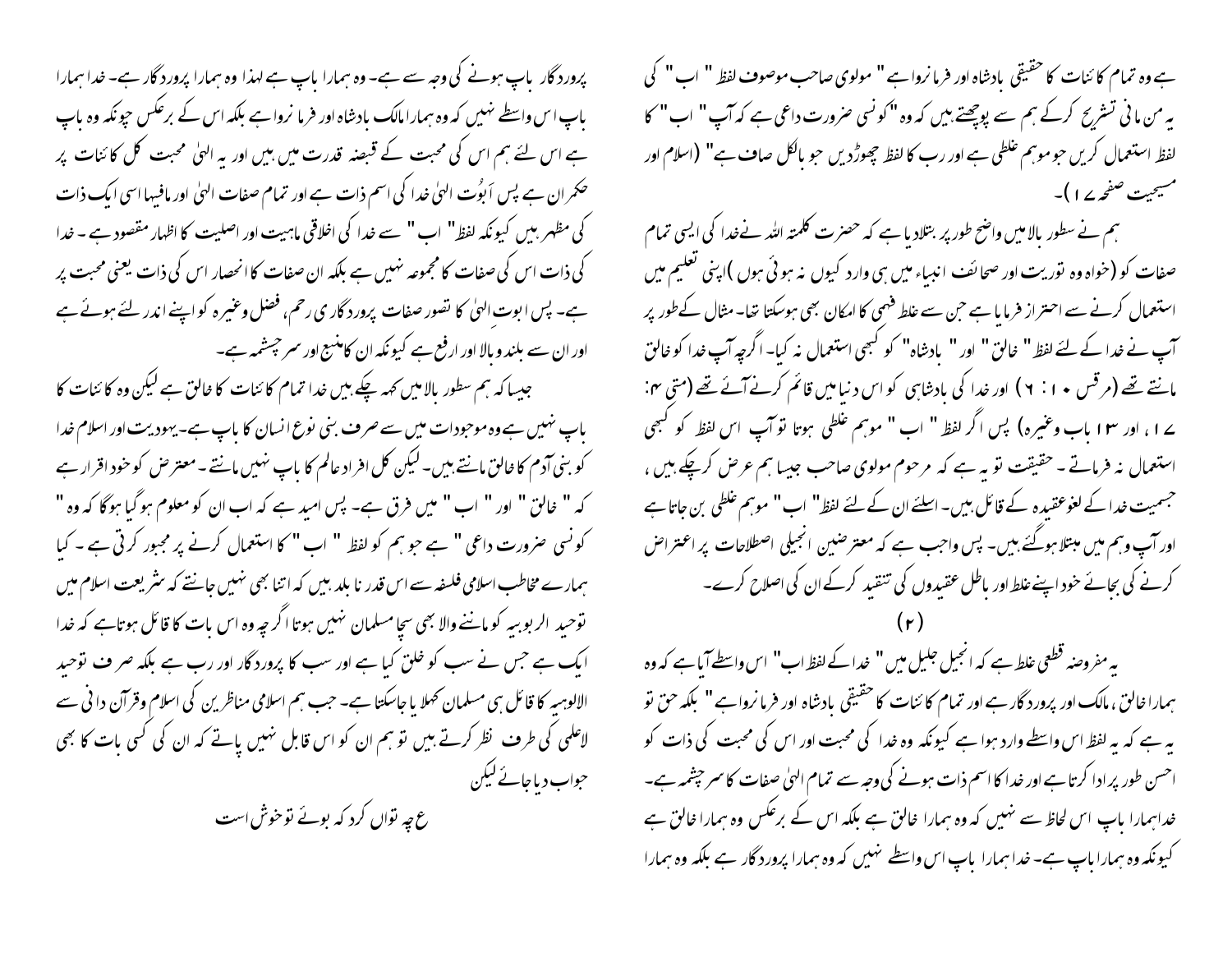ہے وہ تمام کائنات کا حقیقی بادشاہ اور فرمانروا ہے" مولوی صاحب موصوف لفظ " اب" کی یہ من مانی تشریح کرکے ہم سے پوچھتے ہیں کہ وہ "کونسی ضرورت داعی ہے کہ آپ " اب" کا لفظ استعمال کریں جو موہم غلطی ہے اور رب کا لفظ چھوڑدیں جو بالکل صاف ہے" (اسلام اور مسیحیت صفحہ ۱۷)۔

ہم نے سطور بالامیں واضح طور پر بتلادیا ہے کہ حضرت کلمتہ اللہ نے خدا کی ایسی تمام صفات کو (خواہ وہ توریت اور صحائف انبیاء میں ہی وارد کیوں نہ ہوئی ہوں) اپنی تعلیم میں استعمال کرنے سے احتراز فرمایا ہے جن سے غلط فہمی کا امکان بھی ہوسکتا تھا۔ مثال کے طور پر آپ نے خدا کے لئے لفظ " خالق " اور " بادشاہ" کو کبھی استعمال نہ کیا۔ اگرچہ آپ خدا کو خالق مانتے تھے (مرقس ۱۰: ۶) اور خدا کی بادشاہی کو اس دنیا میں قائم کرنے آئے تھے (متی ۴: ۱۷، اور ۱۳ باب وغیرہ) پس اگر لفظ " اب " موہم غلطی ہوتا تو آپ اس لفظ کو کبھی استعمال نہ فرماتے ۔ حقیقت تو یہ ہے کہ مرحوم مولوی صاحب جیسا ہم عرض کرچکے ہیں، جسمیت خدا کے لغوعقیدہ کے قائل ہیں۔ اسلئے ان کے لئے لفظ" اب" موہم غلطی بن جاتا ہے اور آپ وہم میں مبتلا ہوگئے ہیں۔ پس واجب ہے کہ معترضین انجیلی اصطلاحات پر اعتراض کرنے کی بجائے خود اپنے غلط اور باطل عقیدوں کی تنقید کرکے ان کی اصلاح کرے۔

(۲)

یہ مفروضہ قطعی غلط ہے کہ انجیل جلیل میں " خدا کے لفظ اب" اس واسطے آیا ہے کہ وہ ہمارا خالق ، مالک اور پروردگار ہے اور تمام کائنات کا حقیقی بادشاہ اور فرمانروا ہے" بلکہ حق تو یہ ہے کہ یہ لفظ اس واسطے وارد ہوا ہے کیونکہ وہ خدا کی محبت اور اس کی محبت کی ذات کو احسن طور پر ادا کرتا ہے اور خدا کا اسم ذات ہونے کی وجہ سے تمام الہٰی صفات کا سرچشمہ ہے۔ خداہمارا باپ اس لحاظ سے نہیں کہ وہ ہمارا خالق ہے بلکہ اس کے برعکس وہ ہمارا خالق ہے کیونکہ وہ ہمارا باپ ہے۔ خداہمارا باپ اس واسطے نہیں کہ وہ ہمارا پروردگار ہے بلکہ وہ ہمارا پروردگار باپ ہونے کی وجہ سے ہے۔ وہ ہمارا باپ ہے لہذا وہ ہمارا پروردگار ہے۔ خدا ہمارا باپ اس واسطے نہیں کہ وہ ہمارا مالک بادشاہ اور فرمانروا ہے بلکہ اس کے برعکس چونکہ وہ باپ ہے اس لئے ہم اس کی محبت کے قبضہ قدرت میں ہیں اور یہ الہٰی محبت کل کائنات پر حکمران ہے پس اَبُوت الہٰی خدا کی اسم ذات ہے اور تمام صفات الہٰی اور مافیہا اسی ایک ذات کی مظہر ہیں کیونکہ لفظ" اب" سے خدا کی اخلاقی ماہیت اور اصلیت کا اظہار مقصود ہے ۔ خدا کی ذات اس کی صفات کا مجموعہ نہیں ہے بلکہ ان صفات کا انحصار اس کی ذات یعنی محبت پر ہے۔ پس ابوت الہٰی کا تصور صفات پروردگاری رحم، فضل وغیرہ کو اپنے اندر لئے ہوئے ہے اور ان سے بلند وبالا اور ارفع ہے کیونکہ ان کا منبع اور سرچشمہ ہے۔

جیسا کہ ہم سطور بالامیں کہہ چکے ہیں خدا تمام کائنات کا خالق ہے لیکن وہ کائنات کا باپ نہیں ہے وہ موجودات میں سے صرف بنی نوع انسان کا باپ ہے۔ یہودیت اور اسلام خدا کو بنی آدم کا خالق مانتے ہیں۔ لیکن کل افراد عالم کا باپ نہیں مانتے۔ معترض کو خود اقرار ہے کہ " خالق " اور " اب " میں فرق ہے۔ پس امید ہے کہ اب ان کو معلوم ہوگیا ہوگا کہ وہ " کونسی ضرورت داعی " ہے جو ہم کو لفظ " اب " کا استعمال کرنے پر مجبور کرتی ہے ۔ کیا ہمارے مخاطب اسلامی فلسفہ سے اس قدر نابلد ہیں کہ اتنا بھی نہیں جانتے کہ شریعت اسلام میں توحید الربوبیہ کو ماننے والا بھی سچا مسلمان نہیں ہوتا اگرچہ وہ اس بات کا قائل ہوتا ہے کہ خدا ایک ہے جس نے سب کو خلق کیا ہے اور سب کا پروردگار اور رب ہے بلکہ صرف توحید الالوہیہ کا قائل ہی مسلمان کہلا یا جاسکتا ہے۔ جب ہم اسلامی مناظرین کی اسلام وقرآن دانی سے لاعلمی کی طرف نظر کرتے ہیں تو ہم ان کو اس قابل نہیں پاتے کہ ان کی کسی بات کا بھی جواب دیا جائے لیکن

ع چہ تواں کرد کہ بوئے توخوش است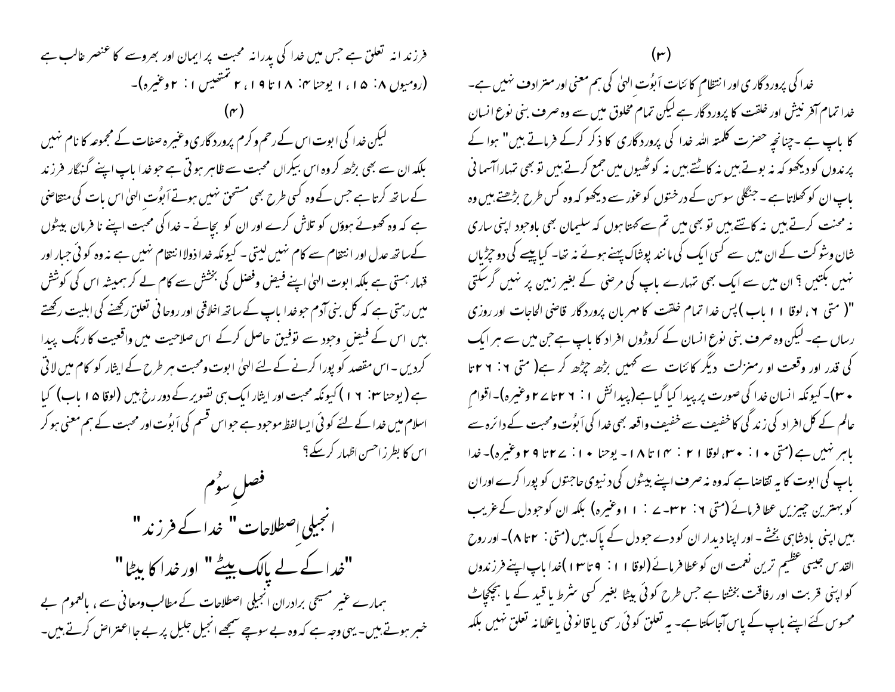(۳)

خدا کی پروردگاری اور انتظام کائنات اَبُوت الہٰی کی ہم معنی اور مترادف نہیں ہے۔ خدا تمام آفرنیش اور خلقت کا پروردگار ہے لیکن تمام مخلوق میں سے وہ صرف بنی نوع انسان کا باپ ہے ۔چنانچہ حضرت کلمتہ اللہ خدا کی پروردگاری کا ذکر کرکے فرماتے ہیں" ہوا کے پرندوں کو دیکھو کہ نہ بوتے ہیں نہ کاٹتے ہیں نہ کوٹھیوں میں جمع کرتے ہیں تو بھی تمہارا آسمانی باپ ان کو کھلاتا ہے ۔ جنگلی سوسن کے درختوں کو غور سے دیکھو کہ وہ کس طرح بڑھتے ہیں وہ نہ محنت کرتے ہیں نہ کاتتے ہیں تو بھی میں تم سے کہتا ہوں کہ سلیمان بھی باوجود اپنی ساری شان وشوکت کے ان میں سے کسی ایک کی مانند پوشاک پہنے ہوئے نہ تھا۔ کیا پیسے کی دو چڑیاں نہیں بکتیں ؟ ان میں سے ایک بھی تمہارے باپ کی مرضی کے بغیر زمین پر نہیں گرسکتی "( متی ٦، لوقا ١٢ باب ) پس خدا تمام خلقت کا مہربان پروردگار قاضی الحاجات اور روزی رساں ہے۔ لیکن وہ صرف بنی نوع انسان کے کروڑوں افراد کا باپ ہے جن میں سے ہر ایک کی قدر اور وقعت او رمنزلت دیگر کائنات سے کہیں بڑھ چڑھ کر ہے( متی ٦: ٢٦تا ٣٠)۔کیونکہ انسان خدا کی صورت پر پیدا کیا گیا ہے(پیدائش ١: ٢٦تا ٢٧وغیرہ)۔اقوامِ عالم کے کل افراد کی زندگی کا خفیف سے خفیف واقعہ بھی خدا کی اَبُوت ومحبت کے دائرہ سے باہر نہیں ہے (متی ١٠: ٣٠، لوقا ١٢: ١٤تا ١٨۔ یوحنا ١٠: ٢٧تا ٢٩وغیرہ)۔ خدا باپ کی ابوت کا یہ تقاضا ہے کہ وہ نہ صرف اپنے بیٹوں کی دنیوی حاجتوں کو پورا کرے اور ان کو بہترین چیزیں عطا فرمائے (متی ٦: ٣٢-٧: ١١وغیرہ) بلکہ ان کو جو دل کے غریب ہیں اپنی بادشاہی بخشے ۔ اور اپنا دیدار ان کو دے جو دل کے پاک ہیں (متی ٥: ٣تا ٨)۔ اور روح القدس جیسی عظیم ترین نعمت ان کو عطا فرمائے (لوقا ١١: ٩تا ١٣)خدا باپ اپنے فرزندوں کو اپنی قربت اور رفاقت بخشتا ہے جس طرح کوئی بیٹا بغیر کسی شرط یا قید کے یا ہچکچاٹ محسوس کئے اپنے باپ کے پاس آجاسکتا ہے۔ یہ تعلق کوئی رسمی یا قانونی یا غلامانہ تعلق نہیں بلکہ فرزندانہ تعلق ہے جس میں خدا کی پدرانہ محبت پر ایمان اور بھروسے کا عنصر غالب ہے (رومیوں ٨: ١٥، ١یوحنا ٤: ١٨تا ١٩، ٢تھسلنیکیوں ١: ٢وغیرہ)۔

(۴)

لیکن خدا کی ابوت اس کے رحم وکرم پروردگاری وغیرہ صفات کے مجموعہ کا نام نہیں بلکہ ان سے بھی بڑھ کر وہ اس بیکراں محبت سے ظاہر ہوتی ہے جو خدا باپ اپنے گنہگار فرزند کے ساتھ کرتا ہے جس کے وہ کسی طرح بھی مستحق نہیں ہوتے اَبُوت الہٰی اس بات کی متقاضی ہے کہ وہ کھوئے ہوؤں کو تلاش کرے اور ان کو بچائے ۔ خدا کی محبت اپنے نا فرمان بیٹوں کے ساتھ عدل اور انتقام سے کام نہیں لیتی ۔ کیونکہ خدا ذولا انتقام نہیں ہے نہ وہ کوئی جبار اور قہار ہستی ہے بلکہ ابوت الہٰی اپنے فیض وفضل کی بخشش سے کام لے کر ہمیشہ اس کی کوشش میں رہتی ہے کہ کل بنی آدم جو خدا باپ کے ساتھ اخلاقی اور روحانی تعلق رکھنے کی اہلیت رکھتے ہیں اس کے فیض وجود سے توفیق حاصل کرکے اس صلاحیت میں واقعیت کا رنگ پیدا کردیں ۔ اس مقصد کو پورا کرنے کے لئے الہٰی ابوت ومحبت ہر طرح کے ایثار کو کام میں لاتی ہے (یوحنا ٣: ١٦) کیونکہ محبت اور ایثار ایک ہی تصویر کے دورخ ہیں (لوقا ١٥باب) کیا اسلام میں خدا کے لئے کوئی ایسا لفظ موجود ہے جو اس قسم کی اَبُوت اور محبت کے ہم معنی ہو کر اس کا بطرز احسن اظہار کرسکے؟

# فصلِ سوُم

## انجیلی اصطلاحات" خدا کے فرزند"

## "خدا کے لے پالک بیٹے" اور خدا کا بیٹا"

ہمارے غیر مسیحی برادران انجیلی اصطلاحات کے مطالب ومعانی سے ، بالعموم بے خبر ہوتے ہیں۔ یہی وجہ ہے کہ وہ بے سوچے سمجھے انجیل جلیل پر بے جا اعتراض کرتے ہیں۔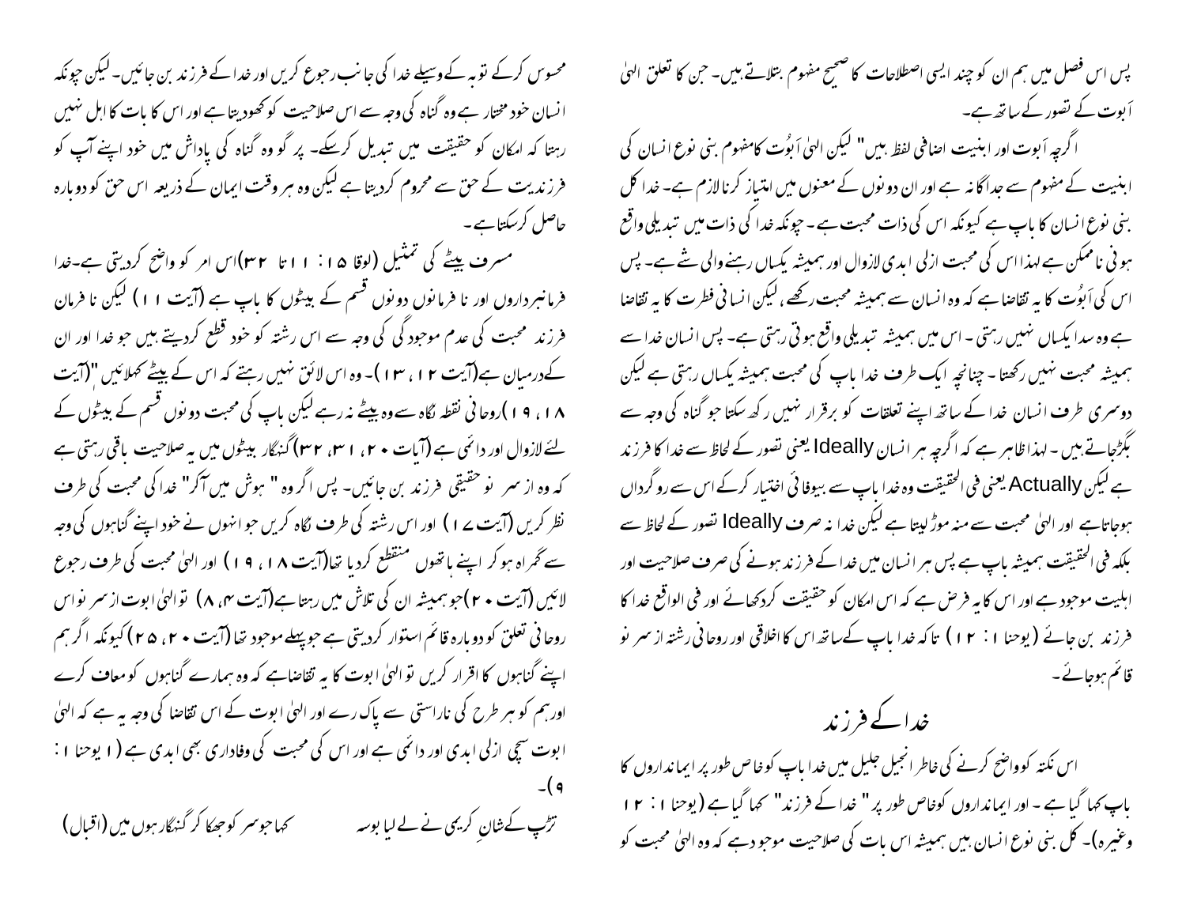پس اس فصل میں ہم ان کو چند ایسی اصطلاحات کا صحیح مفہوم بتلاتے ہیں۔ جن کا تعلق الہٰی اَبوت کے تصور کے ساتھ ہے۔

اگرچہ اَبوت اور ابنیت اضافی لفظ ہیں" لیکن الہٰی اَبُوت کامفہوم بنی نوع انسان کی ابنیت کے مفہوم سے جداگانہ ہے اور ان دونوں کے معنوں میں امتیاز کرنا لازم ہے۔ خدا کل بنی نوع انسان کا باپ ہے کیونکہ اس کی ذات محبت ہے۔ چونکہ خدا کی ذات میں تبدیلی واقع ہونی ناممکن ہے لہذا اس کی محبت ازلی ابدی لازوال اور ہمیشہ یکساں رہنے والی شے ہے۔ پس اس کی اَبُوت کا یہ تقاضا ہے کہ وہ انسان سے ہمیشہ محبت رکھے، لیکن انسانی فطرت کا یہ تقاضا ہے وہ سدا یکساں نہیں رہتی۔ اس میں ہمیشہ تبدیلی واقع ہوتی رہتی ہے۔ پس انسان خدا سے ہمیشہ محبت نہیں رکھتا۔ چنانچہ ایک طرف خدا باپ کی محبت ہمیشہ یکساں رہتی ہے لیکن دوسری طرف انسان خدا کے ساتھ اپنے تعلقات کو برقرار نہیں رکھ سکتا جو گناہ کی وجہ سے بگڑجاتے ہیں۔ لہذا ظاہر ہے کہ اگرچہ ہر انسان Ideally یعنی تصور کے لحاظ سے خدا کا فرزند ہے لیکن Actually یعنی فی الحقیقت وہ خدا باپ سے بیوفائی اختیار کرکے اس سے روگرداں ہوجاتاہے اور الہٰی محبت سے منہ موڑ لیتا ہے لیکن خدا نہ صرف Ideally تصور کے لحاظ سے بلکہ فی الحقیقت ہمیشہ باپ ہے پس ہر انسان میں خدا کے فرزند ہونے کی صرف صلاحیت اور اہلیت موجود ہے اور اس کا یہ فرض ہے کہ اس امکان کو حقیقت کردکھائے اور فی الواقع خدا کا فرزند بن جائے (یوحنا ۱: ۱۲) تاکہ خدا باپ کےساتھ اس کا اخلاقی اور روحانی رشتہ از سر نو قائم ہوجائے۔

## خدا کے فرزند

اس نکتہ کوواضح کرنے کی خاطر انجیل جلیل میں خدا باپ کو خاص طور پر ایمانداروں کا باپ کہا گیا ہے۔ اور ایمانداروں کوخاص طور پر " خدا کے فرزند" کہا گیا ہے (یوحنا ۱: ۱۲ وغیرہ)۔ کل بنی نوع انسان ہیں ہمیشہ اس بات کی صلاحیت موجود ہے کہ وہ الہٰی محبت کو محسوس کرکے توبہ کے وسیلے خدا کی جانب رجوع کریں اور خدا کے فرزند بن جائیں۔ لیکن چونکہ انسان خود مختار ہے وہ گناہ کی وجہ سے اس صلاحیت کوکھودیتا ہے اور اس کا بات کا اہل نہیں رہتا کہ امکان کو حقیقت میں تبدیل کرسکے۔ پر گو وہ گناہ کی پاداش میں خود اپنے آپ کو فرزندیت کے حق سے محروم کردیتا ہے لیکن وہ ہر وقت ایمان کے ذریعہ اس حق کو دوبارہ حاصل کرسکتا ہے۔

مسرف بیٹے کی تمثیل (لوقا ۱۵: ۱۱تا ۳۲)اس امر کو واضح کردیتی ہے۔خدا فرمانبرداروں اور نا فرمانوں دونوں قسم کے بیٹوں کا باپ ہے (آیت ۱۱) لیکن نا فرمان فرزند محبت کی عدم موجودگی کی وجہ سے اس رشتہ کو خود قطع کردیتے ہیں جو خدا اور ان کےدرمیان ہے(آیت ۱۲، ۱۳)۔ وہ اس لائق نہیں رہتے کہ اس کے بیٹے کھلائیں "(آیت ۱۸، ۱۹)روحانی نقطہ نگاہ سےوہ بیٹے نہ رہے لیکن باپ کی محبت دونوں قسم کے بیٹوں کے لئے لازوال اور دائمی ہے (آیات ۲۰، ۳۱، ۳۲)گنہگار بیٹوں میں یہ صلاحیت باقی رہتی ہے کہ وہ از سر نو حقیقی فرزند بن جائیں۔ پس اگر وہ " ہوش میں آکر" خدا کی محبت کی طرف نظر کریں (آیت ۱۷) اور اس رشتہ کی طرف نگاہ کریں جو انہوں نے خود اپنے گناہوں کی وجہ سے گمراہ ہو کر اپنے ہاتھوں منقطع کردیا تھا(آیت ۱۸، ۱۹) اور الہٰی محبت کی طرف رجوع لائیں (آیت ۲۰)جوہمیشہ ان کی تلاش میں رہتا ہے(آیت ۴، ۸) توالہٰی ابوت از سر نو اس روحانی تعلق کو دوبارہ قائم استوار کردیتی ہے جوپہلے موجود تھا (آیت ۲۰، ۲۵) کیونکہ اگر ہم اپنے گناہوں کا اقرار کریں تو الہٰی ابوت کا یہ تقاضاہے کہ وہ ہمارے گناہوں کو معاف کرے اورہم کو ہر طرح کی ناراستی سے پاک رے اور الہٰی ابوت کے اس تقاضا کی وجہ یہ ہے کہ الہٰی ابوت سچی ازلی ابدی اور دائمی ہے اور اس کی محبت کی وفاداری بھی ابدی ہے (۱ یوحنا ۱: ۹)۔

تڑپ کے شانِ کریمی نے لے لیا بوسہ   کہا جو سر کو جھکا کر گنہگار ہوں میں (اقبال)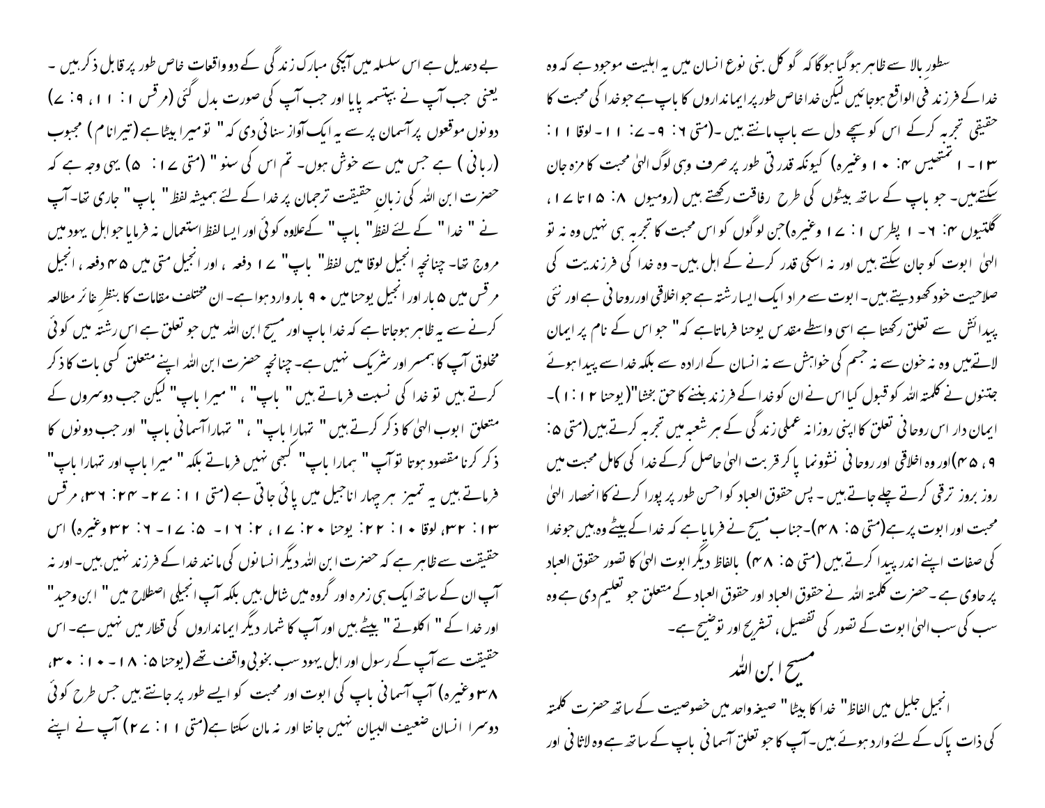سطور بالا سے ظاہر ہو گیا ہوگا کہ گو کل بنی نوع انسان میں یہ اہلیت موجود ہے کہ وہ خدا کے فرزند فی الواقع ہوجائیں لیکن خدا خاص طور پر ایمانداروں کا باپ ہے جو خدا کی محبت کا حقیقی تجربہ کرکے اس کو سچے دل سے باپ مانتے ہیں ۔(متی ۶: ۹-۷: ۱۱-لوقا ۱۱: ۱۳-۱ تھسلنیکیوں ۴: ۱۰ وغیرہ) کیونکہ قدرتی طور پر صرف وہی لوگ الہیٰ محبت کا مزہ جان سکتے ہیں۔ جو باپ کے ساتھ بیٹوں کی طرح رفاقت رکھتے ہیں (رومیوں ۸: ۱۵ تا ۱۷، گلتیوں ۴: ۶-۱ پطرس ۱: ۱۷ وغیرہ)جن لوگوں کو اس محبت کا تجربہ ہی نہیں وہ نہ تو الہیٰ ابوت کو جان سکتے ہیں اور نہ اسکی قدر کرنے کے اہل ہیں۔ وہ خدا کی فرزندیت کی صلاحیت خود کھو دیتے ہیں۔ ابوت سے مراد ایک ایسا رشتہ ہے جو اخلاقی اور روحانی ہے اور نئی پیدائش سے تعلق رکھتا ہے اسی واسطے مقدس یوحنا فرماتا ہے کہ" جو اس کے نام پر ایمان لاتے ہیں وہ نہ خون سے نہ جسم کی خواہش سے نہ انسان کے ارادہ سے بلکہ خدا سے پیدا ہوئے جتنوں نے کلمتہ اللہ کو قبول کیا اس نے ان کو خدا کے فرزند بننے کا حق بخشا"(یوحنا ۱۲ : ۱)۔ ایمان دار اس روحانی تعلق کا اپنی روزانہ عملی زندگی کے ہر شعبہ میں تجربہ کرتے ہیں(متی ۵: ۹، ۴۵)اور وہ اخلاقی اور روحانی نشوونما پاکر قربت الہیٰ حاصل کرکے خدا کی کامل محبت میں روز بروز ترقی کرتے چلے جاتے ہیں ۔ پس حقوق العباد کو احسن طور پر پورا کرنے کا انحصار الہیٰ محبت اور ابوت پر ہے(متی ۵: ۴۸)۔جناب مسیح نے فرمایا ہے کہ خدا کے بیٹے وہ ہیں جو خدا کی صفات اپنے اندر پیدا کرتے ہیں (متی ۵: ۴۸) بالفاظ دیگر ابوت الہیٰ کا تصور حقوق العباد پر حاوی ہے ۔حضرت کلمتہ اللہ نے حقوق العباد اور حقوق العباد کے متعلق جو تعلیم دی ہے وہ سب کی سب الہیٰ ابوت کے تصور کی تفصیل، تشریح اور توضیح ہے۔

## مسیح ابن اللہ

انجیل جلیل میں الفاظ" خدا کا بیٹا" صیغہ واحد میں خصوصیت کے ساتھ حضرت کلمتہ کی ذات پاک کے لئے وارد ہوئے ہیں۔ آپ کا جو تعلق آسمانی باپ کے ساتھ ہے وہ لاثانی اور بے دعدیل ہے اس سلسلہ میں آپکی مبارک زندگی کے دو واقعات خاص طور پر قابل ذکر ہیں ۔ یعنی جب آپ نے بپتسمہ پایا اور جب آپ کی صورت بدل گئی (مرقس ۱: ۱۱، ۹: ۷) دونوں موقعوں پر آسمان پر سے یہ ایک آواز سنائی دی کہ" تو میرا بیٹا ہے (تیرا نام ) محبوب (ربانی ) ہے جس میں سے خوش ہوں۔ تم اس کی سنو" (متی ۱۷: ۵) یہی وجہ ہے کہ حضرت ابن اللہ کی زبانِ حقیقت ترجمان پر خدا کے لئے ہمیشہ لفظ" باپ" جاری تھا۔آپ نے " خدا" کے لئے لفظ" باپ" کےعلاوہ کوئی اور ایسا لفظ استعمال نہ فرمایا جو اہل یہود میں مروج تھا۔ چنانچہ انجیل لوقا میں لفظ" باپ" ۱۷ دفعہ ، اور انجیل متی میں ۴۵ دفعہ ، انجیل مرقس میں ۵ بار اور انجیل یوحنا میں ۹۰ بار وارد ہوا ہے۔ ان مختلف مقامات کا بنظرِ غائر مطالعہ کرنے سے یہ ظاہر ہوجاتا ہے کہ خدا باپ اور مسیح ابن اللہ میں جو تعلق ہے اس رشتہ میں کوئی مخلوق آپ کا ہمسر اور شریک نہیں ہے۔ چنانچہ حضرت ابن اللہ اپنے متعلق کسی بات کا ذکر کرتے ہیں تو خدا کی نسبت فرماتے ہیں " باپ" ، " میرا باپ" لیکن جب دوسروں کے متعلق ابوب الہیٰ کا ذکر کرتے ہیں " تمہارا باپ" ، " تمہارا آسمانی باپ" اور جب دونوں کا ذکر کرنا مقصود ہوتا تو آپ " ہمارا باپ" کبھی نہیں فرماتے بلکہ " میرا باپ اور تمہارا باپ" فرماتے ہیں یہ تمیز ہر چہار اناجیل میں پائی جاتی ہے (متی ۱۱: ۲۷-۲۴: ۳۶، مرقس ۱۳: ۳۲، لوقا ۱۰: ۲۲: یوحنا ۲۰: ۱۷، ۲: ۱۶- ۵: ۱۷- ۶: ۳۲وغیرہ) اس حقیقت سے ظاہر ہے کہ حضرت ابن اللہ دیگر انسانوں کی مانند خدا کے فرزند نہیں ہیں۔ اور نہ آپ ان کے ساتھ ایک ہی زمرہ اور گروہ میں شامل ہیں بلکہ آپ انجیلی اصطلاح میں " ابن وحید" اور خدا کے " اکلوتے " بیٹے ہیں اور آپ کا شمار دیگر ایمانداروں کی قطار میں نہیں ہے۔ اس حقیقت سے آپ کے رسول اور اہل یہود سب بخوبی واقف تھے (یوحنا ۵: ۱۸-۱۰: ۳۰، ۳۸وغیرہ) آپ آسمانی باپ کی ابوت اور محبت کو ایسے طور پر جانتے ہیں جس طرح کوئی دوسرا انسان ضعیف البیان نہیں جانتا اور نہ مان سکتا ہے(متی ۱۱: ۲۷) آپ نے اپنے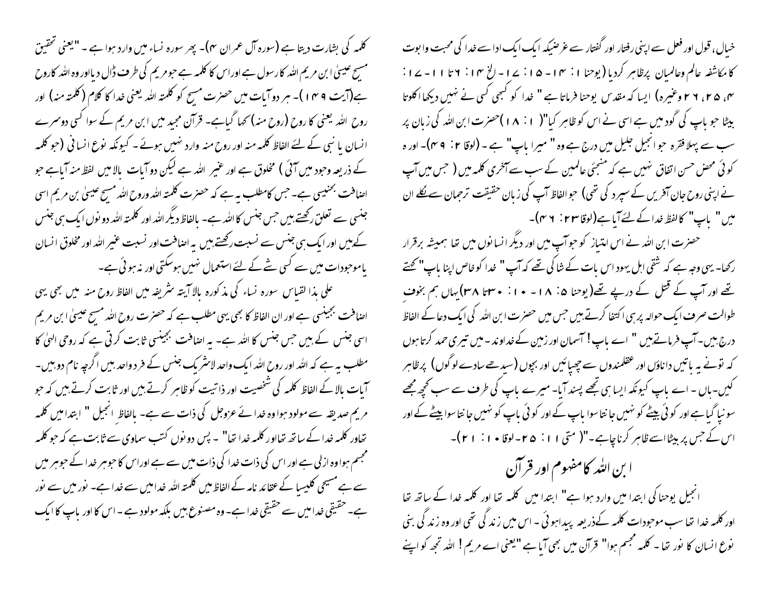خیال، قول اور فعل سے اپنی رفتار اور گفتار سے غرضیکہ ایک ایک ادا سے خدا کی محبت وابوت کا مکاشفہ عالم وعالمیان پرظاہر کردیا (یوحنا ۱: ۱۴- ۱۵: ۷-۱- ۱لخ ۱۴: ۶ تا ۱۱- ۱۷: ۴، ۲۵، ۲۶ وغیرہ) ایسا کہ مقدس یوحنا فرماتا ہے " خدا کو کبھی کسی نے نہیں دیکھا اکلوتا بیٹا جو باپ کی گود میں ہے اسی نے اس کو ظاہر کیا"( ۱: ۱۸)حضرت ابن اللہ کی زبان پر سب سے پہلا فقرہ جو انجیل جلیل میں درج ہے وہ " میرا باپ" ہے - (لوقا ۲: ۴۹)- اور یہ کوئی محض حسن اتفاق نہیں ہے کہ منجئی عالمین کے سب سے آخری کلمہ میں ( جس میں آپ نے اپنی روح جان آفریں کے سپرد کی تھی) جو الفاظ آپ کی زبان حقیقت ترجمان سے نکلے ان میں " باپ" کا لفظ خدا کے لئے آیا ہے(لوقا ۲۳: ۴۶)۔

حضرت ابن اللہ نے اس امتیاز کو جو آپ میں اور دیگر انسانوں میں تھا ہمیشہ برقرار رکھا۔ یہی وجہ ہے کہ شقی اہل یہود اس بات کے شاکی تھے کہ آپ" خدا کو خاص اپنا باپ" کہتے تھے اور آپ کے قتل کے درپے تھے(یوحنا ۵: ۱۸- ۱۰: ۳۰تا ۳۸)یہاں ہم بخوف طوالت صرف ایک حوالہ پر ہی اکتفا کرتے ہیں جس میں حضرت ابن اللہ کی ایک دعا کے الفاظ درج ہیں۔ آپ فرماتے ہیں " اے باپ! آسمان اور زمین کے خداوند- میں تیری حمد کرتا ہوں کہ تونے یہ باتیں داناؤں اور عقلمندوں سے چھپائیں اور بچوں (سیدھے سادے لوگوں) پرظاہر کیں۔ہاں - اے باپ کیونکہ ایسا ہی تجھے پسند آیا- میرے باپ کی طرف سے سب کچھ مجھے سونپا گیاہے اور کوئی بیٹے کو نہیں جانتا سوا باپ کے اور کوئی باپ کو نہیں جانتا سوا بیٹے کے اور اس کے جس پر بیٹا اسے ظاہر کرنا چاہے۔"( متی ۱۱: ۲۵- لوقا ۱۰: ۲۱)۔

## ابن اللہ کا مفہوم اور قرآن

انجیل یوحنا کی ابتدا میں وارد ہوا ہے" ابتدا میں کلمہ تھا اور کلمہ خدا کے ساتھ تھا اور کلمہ خدا تھا سب موجودات کلمہ کےذریعہ پیداہوئی - اس میں زندگی تھی اور وہ زندگی بنی نوع انسان کا نور تھا - کلمہ مجسم ہوا" قرآن میں بھی آیا ہے "یعنی اے مریم! اللہ تجھ کو اپنے کلمہ کی بشارت دیتا ہے (سورہ آل عمران ۴)- پھر سورہ نساء میں وارد ہوا ہے - "یعنی تحقیق مسیح عیسیٰ ابن مریم اللہ کا رسول ہے اوراس کا کلمہ ہے جو مریم کی طرف ڈال دیااور وہ اللہ کا روح ہے(آیت ۱۶۹)- ہر دو آیات میں حضرت مسیح کو کلمتہ اللہ یعنی خدا کا کلام (کلمتہ منہ) اور روح اللہ یعنی خدا کا روح (روح منہ) کہا گیاہے- قرآن مجید میں ابن مریم کے سوا کسی دوسرے انسان یا نبی کے لئے الفاظ کلمہ منہ اور روح منہ وارد نہیں ہوئے - کیونکہ نوع انسانی (جو کلمہ کے ذریعہ وجود میں آئی ) مخلوق ہے اور غیر اللہ ہے لیکن دو آیات بالا میں لفظ منہ آیاہے جو اضافت بجنیسی ہے۔ جس کامطلب یہ ہے کہ حضرت کلمتہ اللہ وروح اللہ مسیح عیسیٰ بن مریم اسی جنس سے تعلق رکھتے ہیں جس جنس کا اللہ ہے۔ بالفاظ دیگر اللہ اور کلمتہ اللہ دونوں ایک ہی جنس کےہیں اور ایک ہی جنس سے نسبت رکھتے ہیں یہ اضافت اور نسبت غیر اللہ اور مخلوق انسان یاموجودات میں سے کسی شے کے لئے استعمال نہیں ہوسکتی اور نہ ہوئی ہے۔

علیٰ ہذا لقیاس سورہ نساء کی مذکورہ بالا آیتہ شریفہ میں الفاظ روح منہ میں بھی یہی اضافت بجنیسی ہے اور ان الفاظ کا بھی یہی مطلب ہے کہ حضرت روح اللہ مسیح عیسیٰ ابن مریم اسی جنس کے ہیں جس جنس کا اللہ ہے- یہ اضافت بجنیسی ثابت کرتی ہے کہ روحی الہیٰ کا مطلب یہ ہے کہ اللہ اور روح اللہ ایک واحد لاشریک جنس کے فرد واحد ہیں اگرچہ نام دو ہیں- آیات بالا کے الفاظ کلمہ کی شخصیت اور ذاتیت کو ظاہر کرتے ہیں اور ثابت کرتے ہیں کہ جو مریم صدیقہ سے مولود ہوا وہ خدائے عزوجل کی ذات سے ہے- بالفاظ انجیل " ابتدا میں کلمہ تھا اور کلمہ خدا کے ساتھ تھا اور کلمہ خدا تھا" - پس دونوں کتب سماوی سے ثابت ہے کہ جو کلمہ مجسم ہوا وہ ازلی ہے اور اس کی ذات خدا کی ذات میں سے ہے اوراس کا جوہر خدا کے جوہر میں سے ہے مسیحی کلیسیا کے عقائد نامہ کے الفاظ میں کلمتہ اللہ خدا میں سے خدا ہے- نور میں سے نور ہے- حقیقی خدا میں سے حقیقی خدا ہے- وہ مصنوع ہیں بلکہ مولود ہے - اس کا اور باپ کا ایک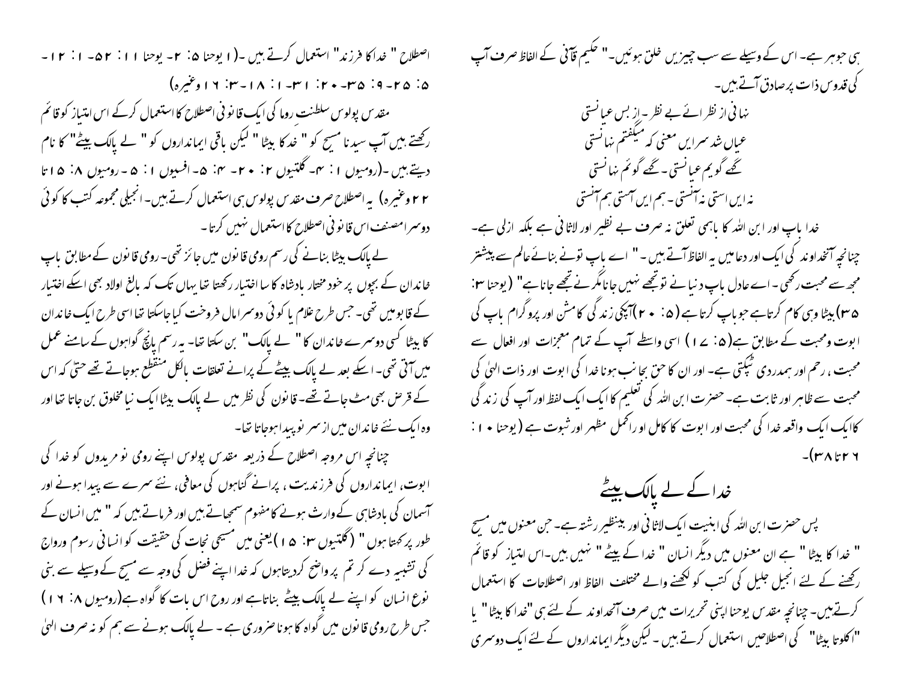ہی جوہر ہے۔ اس کے وسیلے سے سب چیزیں خلق ہوئیں۔" حکیم قاآنی کے الفاظ صرف آپ کی قدوس ذات پر صادق آتے ہیں۔

نہانی از نظر اے بے نظر ۔ از بس عیانستی
عیاں شد سرایں معنی کہ میگفتم نہانستی
گہے گویم عیانستی ۔ گہے گوئم نہانستی
نہ ایں استی نہ آنستی ۔ ہم ایں آستی ہم آنستی

خدا باپ اور ابن اللہ کا باہمی تعلق نہ صرف بے نظیر اور لاثانی ہے بلکہ ازلی ہے۔ چنانچہ آنخداوند کی ایک اور دعا میں یہ الفاظ آتے ہیں ۔" اے باپ تونے بنائے عالم سے پیشتر مجھ سے محبت رکھی ۔ اے عادل باپ دنیا نے تو تجھے نہیں جانا مگر نے تجھے جانا ہے" (یوحنا ۱۳: ۳۵) بیٹا وہی کام کرتا ہے جو باپ کرتا ہے (۵: ۲۰) آپکی زندگی کا مشن اور پروگرام باپ کی ابوت ومحبت کے مطابق ہے (۵: ۱۷) اسی واسطے آپ کے تمام معجزات اور افعال سے محبت ، رحم اور ہمدردی ٹپکتی ہے۔ اور ان کا حق بجانب ہونا خدا کی ابوت اور ذات الہٰی کی محبت سے ظاہر اور ثابت ہے۔ حضرت ابن اللہ کی تعلیم کا ایک ایک لفظ اور آپ کی زندگی کا ایک ایک واقعہ خدا کی محبت اور ابوت کا کامل او راکمل مظہر اور ثبوت ہے (یوحنا ۱۰ : ۲۶ تا ۳۸)۔

## خدا کے لے پالک بیٹے

پس حضرت ابن اللہ کی ابنیت ایک لاثانی اور بینظیر رشتہ ہے۔ جن معنوں میں مسیح " خدا کا بیٹا " ہے ان معنوں میں دیگر انسان " خدا کے بیٹے " نہیں ہیں۔اس امتیاز کو قائم رکھنے کے لئے انجیل جلیل کی کتب کو لکھنے والے مختلف الفاظ اور اصطلاحات کا استعمال کرتےہیں۔ چنانچہ مقدس یوحنا اپنی تحریرات میں صرف آنخداوند کے لئے ہی "خدا کا بیٹا" یا "اکلوتا بیٹا" کی اصطلاحیں استعمال کرتے ہیں ۔ لیکن دیگر ایمانداروں کے لئے ایک دوسری اصطلاح " خدا کا فرزند" استعمال کرتے ہیں ۔(۱یوحنا ۵: ۲۔ یوحنا ۱۱: ۵۲۔ ۱: ۱۲۔ ۵: ۲۵۔ ۹: ۳۵۔ ۲۰: ۳۱۔ ۱: ۱۸۔ ۳: ۱۶وغیرہ)

مقدس پولوس سلطنت روما کی ایک قانونی اصطلاح کا استعمال کرکے اس امتیاز کو قائم رکھتے ہیں آپ سیدنا مسیح کو " خدا کا بیٹا " لیکن باقی ایمانداروں کو " لے پالک بیٹے" کا نام دیتے ہیں ۔(رومیوں ۱: ۴۔ گلتیوں ۲: ۲۰۔ ۴: ۵۔ افسیوں ۱: ۵۔ رومیوں ۸: ۱۵ تا ۲۲ وغیرہ) یہ اصطلاح صرف مقدس پولوس ہی استعمال کرتے ہیں۔ انجیلی مجموعہ کتب کا کوئی دوسرا مصنف اس قانونی اصطلاح کا استعمال نہیں کرتا۔

لے پالک بیٹا بنانے کی رسم رومی قانون میں جائز تھی۔ رومی قانون کے مطابق باپ خاندان کے بچوں پر خود مختار بادشاہ کا سا اختیار رکھتا تھا یہاں تک کہ بالغ اولاد بھی اسکے اختیار کے قابو میں تھی۔ جس طرح غلام یا کوئی دوسرا مال فروخت کیا جاسکتا تھا اسی طرح ایک خاندان کا بیٹا کسی دوسرے خاندان کا " لے پالک" بن سکتا تھا۔ یہ رسم پانچ گواہوں کے سامنے عمل میں آتی تھی۔ اسکے بعد لے پالک بیٹے کے پرانے تعلقات بالکل منقطع ہوجاتے تھے حتیٰ کہ اس کے قرض بھی مٹ جاتے تھے۔ قانون کی نظر میں لے پالک بیٹا ایک نیا مخلوق بن جاتا تھا اور وہ ایک نئے خاندان میں از سر نو پیدا ہوجاتا تھا۔

چنانچہ اس مروجہ اصطلاح کے ذریعہ مقدس پولوس اپنے رومی نو مریدوں کو خدا کی ابوت، ایمانداروں کی فرزندیت ، پرانے گناہوں کی معافی، نئے سرے سے پیدا ہونے اور آسمان کی بادشاہی کے وارث ہونے کا مفہوم سمجھاتے ہیں اور فرماتے ہیں کہ " میں انسان کے طور پر کہتا ہوں " (گلتیوں ۳: ۱۵) یعنی میں مسیحی نجات کی حقیقت کو انسانی رسوم ورواج کی تشبیہ دے کر تم پر واضح کردیتا ہوں کہ خدا اپنے فضل کی وجہ سے مسیح کے وسیلے سے بنی نوع انسان کو اپنے لے پالک بیٹے بناتا ہے اور روح اس بات کا گواہ ہے(رومیوں ۸: ۱۶) جس طرح رومی قانون میں گواہ کا ہونا ضروری ہے ۔ لے پالک ہونے سے ہم کو نہ صرف الہٰی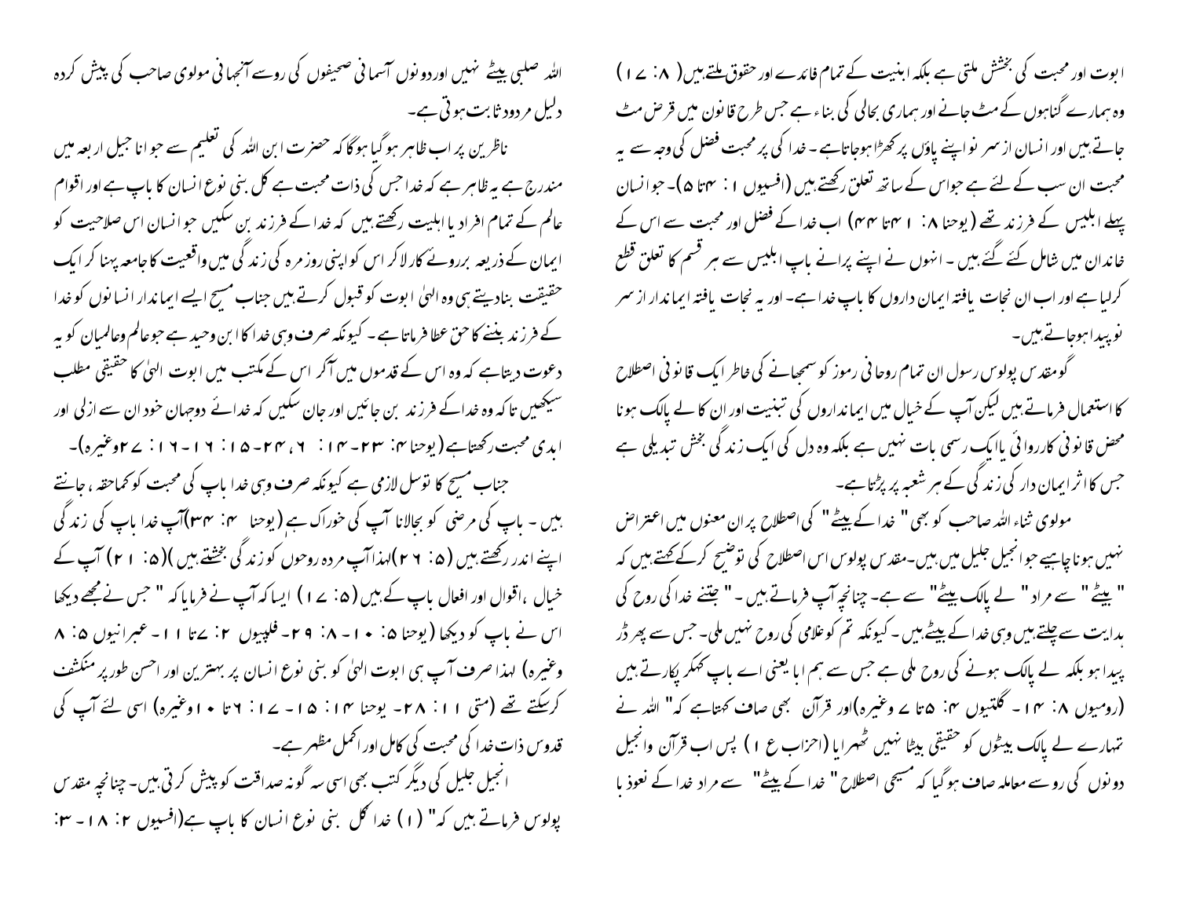ابوت اور محبت کی بخشش ملتی ہے بلکہ ابنیت کے تمام فائدے اور حقوق ملتے ہیں(۸: ۱۷) وہ ہمارے گناہوں کے مٹ جانے اور ہماری بحالی کی بناء ہے جس طرح قانون میں قرض مٹ جاتے ہیں اور انسان از سر نو اپنے پاؤں پر کھڑا ہوجاتا ہے۔ خدا کی پر محبت فضل کی وجہ سے یہ محبت ان سب کے لئے ہے جو اس کے ساتھ تعلق رکھتے ہیں (افسیوں ۱: ۳تا ۵)۔ جو انسان پہلے ابلیس کے فرزند تھے (یوحنا ۸: ۴۱تا ۴۴) اب خدا کے فضل اور محبت سے اس کے خاندان میں شامل کئے گئے ہیں۔ انہوں نے اپنے پرانے باپ ابلیس سے ہر قسم کا تعلق قطع کرلیا ہے اور اب ان نجات یافتہ ایمان داروں کا باپ خدا ہے۔ اور یہ نجات یافتہ ایماندار از سر نو پیدا ہوجاتے ہیں۔

گومقدس پولوس رسول ان تمام روحانی رموز کو سمجھانے کی خاطر ایک قانونی اصطلاح کا استعمال فرماتے ہیں لیکن آپ کے خیال میں ایمانداروں کی تبنیت اور ان کا لے پالک ہونا محض قانونی کارروائی یا ایک رسمی بات نہیں ہے بلکہ وہ دل کی ایک زندگی بخش تبدیلی ہے جس کا اثر ایمان دار کی زندگی کے ہر شعبہ پر پڑتا ہے۔

مولوی ثناء اللہ صاحب کو بھی " خدا کے بیٹے " کی اصطلاح پر ان معنوں میں اعتراض نہیں ہونا چاہیے جو انجیل جلیل میں ہیں۔مقدس پولوس اس اصطلاح کی توضیح کرکے کہتے ہیں کہ " بیٹے " سے مراد " لے پالک بیٹے " سے ہے۔ چنانچہ آپ فرماتے ہیں ۔ " جتنے خدا کی روح کی ہدایت سے چلتے ہیں وہی خدا کے بیٹے ہیں۔ کیونکہ تم کو غلامی کی روح نہیں ملی۔ جس سے پھر ڈر پیدا ہو بلکہ لے پالک ہونے کی روح ملی ہے جس سے ہم ابا یعنی اے باپ کہکر پکارتے ہیں (رومیوں ۸: ۱۴۔ گلتیوں ۴: ۵تا ۷ وغیرہ)اور قرآن بھی صاف کہتا ہے کہ" اللہ نے تمہارے لے پالک بیٹوں کو حقیقی بیٹا نہیں ٹھہرایا (احزاب ع ۱) پس اب قرآن وانجیل دونوں کی روسے معاملہ صاف ہوگیا کہ مسیحی اصطلاح" خدا کے بیٹے" سے مراد خدا کے نعوذ با اللہ صلبی بیٹے نہیں اوردونوں آسمانی صحیفوں کی روسے آنجہانی مولوی صاحب کی پیش کردہ دلیل مردود ثابت ہوتی ہے۔

ناظرین پر اب ظاہر ہوگیا ہوگا کہ حضرت ابن اللہ کی تعلیم سے جو اناجیل اربعہ میں مندرج ہے یہ ظاہر ہے کہ خدا جس کی ذات محبت ہے کل بنی نوع انسان کا باپ ہے اور اقوام عالم کے تمام افراد یا اہلیت رکھتے ہیں کہ خدا کے فرزند بن سکیں جو انسان اس صلاحیت کو ایمان کے ذریعہ برروئے کار لاکر اس کو اپنی روزمرہ کی زندگی میں واقعیت کا جامعہ پہنا کر ایک حقیقت بنادیتے ہیں وہ الہیٰ ابوت کو قبول کرتے ہیں جناب مسیح ایسے ایماندار انسانوں کو خدا کے فرزند بننے کا حق عطا فرماتا ہے۔ کیونکہ صرف وہی خدا کا ابن وحید ہے جو عالم وعالمیان کو یہ دعوت دیتا ہے کہ وہ اس کے قدموں میں آکر اس کے مکتب میں ابوت الہیٰ کا حقیقی مطلب سیکھیں تاکہ وہ خدا کے فرزند بن جائیں اور جان سکیں کہ خدائے دوجہان خود ان سے ازلی اور ابدی محبت رکھتا ہے (یوحنا ۳: ۱۴-۲۳، ۶: ۱۵-۲۴: ۱۶-۱۶: ۲۷وغیرہ)۔

جناب مسیح کا توسل لازمی ہے کیونکہ صرف وہی خدا باپ کی محبت کو کماحقہ ، جانتے ہیں ۔ باپ کی مرضی کو بجالانا آپ کی خوراک ہے (یوحنا ۴: ۳۴)آپ خدا باپ کی زندگی اپنے اندر رکھتے ہیں (۵: ۲۶)لہذا آپ مردہ روحوں کو زندگی بخشتے ہیں )(۵: ۲۱) آپ کے خیال ،اقوال اور افعال باپ کے ہیں (۵: ۱۷) ایسا کہ آپ نے فرمایا کہ " جس نے مجھے دیکھا اس نے باپ کو دیکھا (یوحنا ۵: ۱۰-۸: ۲۹- فلپیوں ۲: ۷تا ۱۱- عبرانیوں ۵: ۸ وغیرہ) لہذا صرف آپ ہی ابوت الہیٰ کو بنی نوع انسان پر بہترین اور احسن طور پر منکشف کرسکتے تھے (متی ۱۱: ۲۸- یوحنا ۱۴: ۱۵-۱۷: ۶تا ۱۰وغیرہ) اسی لئے آپ کی قدوس ذات خدا کی محبت کی کامل اور اکمل مظہر ہے۔

انجیل جلیل کی دیگر کتب بھی اسی سہ گونہ صداقت کو پیش کرتی ہیں۔ چنانچہ مقدس پولوس فرماتے ہیں کہ" (۱) خدا کل بنی نوع انسان کا باپ ہے(افسیوں ۲: ۱۸- ۳: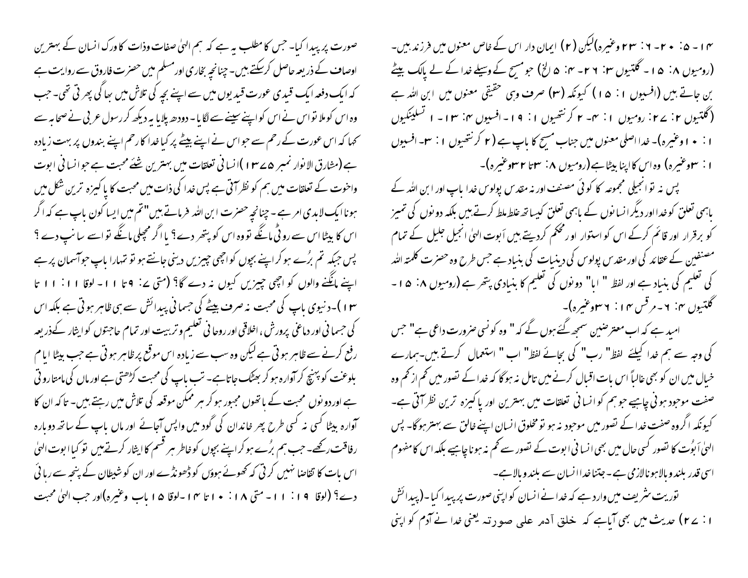۱۴ - ۵: ۲۰ - ۶: ۲۳ وغیرہ)لیکن (۲) ایمان دار اس کے خاص معنوں میں فرزند ہیں۔ (رومیوں ۸: ۱۵ - گلتیوں ۳: ۲۶ - ۴: ۵ الخ) جو مسیح کے وسیلے خدا کے لے پالک بیٹے بن جاتے ہیں (افسیوں ۱: ۱۵) کیونکہ (۳) صرف وہی حقیقی معنوں میں ابن اللہ ہے (گلتیوں ۲: ۲۷: رومیوں ۱: ۴- ۲ کرنتھیوں ۱: ۱۹ - افسیوں ۴: ۱۳ - ۱ تسلنیکیوں ۱: ۱۰ وغیرہ)۔ خدا اصلی معنوں میں جناب مسیح کا باپ ہے (۲ کرنتھیوں ۱: ۳- افسیوں ۱: ۳وغیرہ) وہ اس کا اپنا بیٹا ہے (رومیوں ۸: ۳تا ۳۲وغیرہ)۔

پس نہ تو انجیلی مجموعہ کا کوئی مصنف اور نہ مقدس پولوس خدا باپ اور ابن اللہ کے باہمی تعلق کو خدا اور دیگر انسانوں کے باہمی تعلق کیسا تھ غلط ملط کرتے ہیں بلکہ دونوں کی تمیز کو برقرار اور قائم کرکے اس کو استوار اور محکم کردیتے ہیں اَبوت الہٰی انجیل جلیل کے تمام مصنفین کے عقائد کی اور مقدس پولوس کی دینیات کی بنیاد ہے جس طرح وہ حضرت کلمتہ اللہ کی تعلیم کی بنیاد ہے اور لفظ " ابا" دونوں کی تعلیم کا بنیادی پتھر ہے (رومیوں ۸: ۱۵ - گلتیوں ۴: ۶ - مرقس ۱۴: ۳۶وغیرہ)۔

امید ہے کہ اب معترضین سمجھ گئے ہوں گے کہ " وہ کونسی ضرورت داعی ہے" جس کی وجہ سے ہم خدا کیلئے لفظ" رب" کی بجائے لفظ" اب " استعمال کرتے ہیں۔ہمارے خیال میں ان کو بھی غالباً اس بات اقبال کرنے میں تامل نہ ہوگا کہ خدا کے تصور میں کم از کم وہ صفت موجود ہونی چاہیے جو ہم کو انسانی تعلقات میں بہترین اور پاکیزہ ترین نظر آتی ہے۔ کیونکہ اگر وہ صفت خدا کے تصور میں موجود نہ ہو تو مخلوق انسان اپنے خالق سے بہتر ہوگا۔ پس الہٰی اَبوُت کا تصور کسی حال میں بھی انسانی ابوت کے تصور سے کم نہ ہونا چاہیے بلکہ اس کا مفہوم اسی قدر بلند وبالاہونا لازمی ہے۔جتنا خدا انسان سے بلند وبالا ہے۔

توریت شریف میں وارد ہے کہ خدا نے انسان کو اپنی صورت پر پیدا کیا۔(پیدائش ۱: ۲۷) حدیث میں بھی آیا ہے کہ خلق آدم علی صورتہ یعنی خدا نے آدم کو اپنی صورت پر پیدا کیا۔ جس کا مطلب یہ ہے کہ ہم الہٰی صفات وذات کا ورک انسان کے بہترین اوصاف کے ذریعہ حاصل کرسکتے ہیں۔چنانچہ بخاری اور مسلم میں حضرت فاروق سے روایت ہے کہ ایک دفعہ ایک قیدی عورت قیدیوں میں سے اپنے بچہ کی تلاش میں بھاگی پھرتی تھی۔ جب وہ اس کو ملا تو اس نے اس کو اپنے سینے سے لگایا۔ دودھ پلایا یہ دیکھ کر رسول عربی نے صحابہ سے کہا کہ اس عورت کے رحم سے جو اس نے اپنے بیٹے پر کیا خدا کا رحم اپنے بندوں پر بہت زیادہ ہے (مشارق الانوار نمبر ۱۳۷۵)انسانی تعلقات میں بہترین شئے محبت ہے جو انسانی ابوت واخوت کے تعلقات میں ہم کو نظر آتی ہے پس خدا کی ذات میں محبت کا پاکیزہ ترین شکل میں ہونا ایک لابدی امر ہے۔ چنانچہ حضرت ابن اللہ فرماتے ہیں"تم میں ایسا کون باپ ہے کہ اگر اس کا بیٹا اس سے روٹی مانگے تو وہ اس کو پتھر دے؟ یا اگر مچھلی مانگے تو اسے سانپ دے؟ پس جبکہ تم بُرے ہوکر اپنے بچوں کو اچھی چیزیں دینی جانتے ہو تو تمہارا باپ جو آسمان پر ہے اپنے مانگنے والوں کو اچھی چیزیں کیوں نہ دے گا؟ (متی ۷: ۹تا ۱۱ - لوقا ۱۱: ۱۱ تا ۱۳)۔دنیوی باپ کی محبت نہ صرف بیٹے کی جسمانی پیدائش سے ہی ظاہر ہوتی ہے بلکہ اس کی جسمانی اور دماغی پرورش، اخلاقی اور روحانی تعلیم وتربیت اور تمام حاجتوں کو ایثار کےذریعہ رفع کرنے سے ظاہر ہوتی ہے لیکن وہ سب سے زیادہ اس موقع پر ظاہر ہوتی ہے جب بیٹا ایام بلوغت کو پہنچ کر آوارہ ہوکر بھٹک جاتا ہے۔ تب باپ کی محبت کڑھتی ہے اور ماں کی مامتا روتی ہے اور دونوں محبت کے ہاتھوں مجبور ہوکر ہر ممکن موقعہ کی تلاش میں رہتے ہیں۔ تاکہ ان کا آوارہ بیٹا کسی نہ کسی طرح پھر خاندان کی گود میں واپس آجائے اور ماں باپ کے ساتھ دوبارہ رفاقت رکھے۔ جب ہم بُرے ہوکر اپنے بچوں کو خاطر ہر قسم کا ایثار کرتے ہیں تو کیا ابوت الہٰی اس بات کا تقاضا نہیں کرتی کہ کھوئے ہوؤں کو ڈھونڈے اور ان کو شیطان کے پنجہ سے رہائی دے؟ (لوقا ۱۹: ۱۱- متی ۱۸: ۱۰تا ۱۴ -لوقا ۱۵ باب وغیرہ)اور جب الہٰی محبت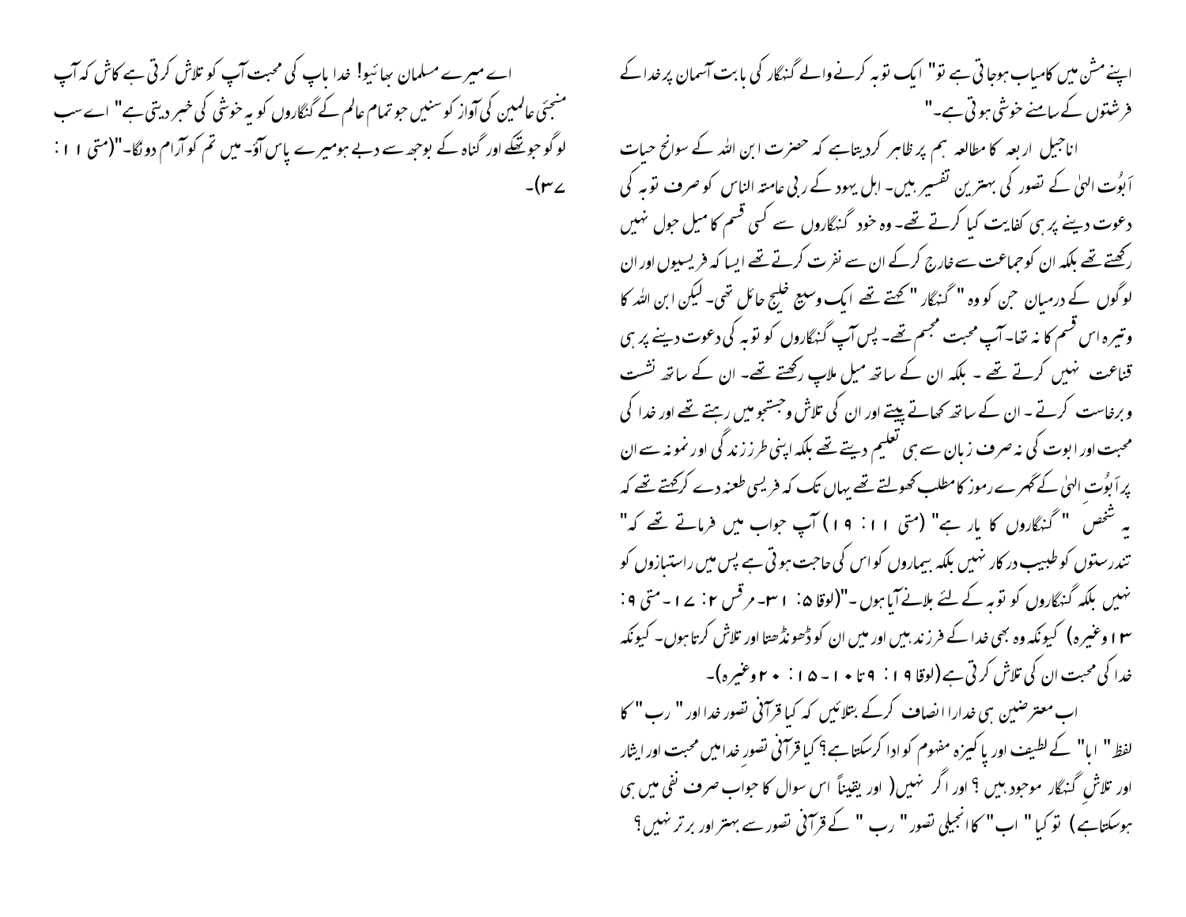اپنے مشن میں کامیاب ہوجاتی ہے تو" ایک توبہ کرنے والے گنہگار کی بابت آسمان پر خدا کے فرشتوں کے سامنے خوشی ہوتی ہے۔"

اناجیل اربعہ کا مطالعہ ہم پر ظاہر کردیتاہے کہ حضرت ابن اللہ کے سوانح حیات اَبُوت الہٰی کے تصور کی بہترین تفسیر ہیں۔ اہل یہود کے ربی عامتہ الناس کو صرف توبہ کی دعوت دینے پر ہی کفایت کیا کرتے تھے۔ وہ خود گنہگاروں سے کسی قسم کا میل جول نہیں رکھتے تھے بلکہ ان کو جماعت سے خارج کرکے ان سے نفرت کرتے تھے ایسا کہ فریسیوں اور ان لوگوں کے درمیان جن کو وہ " گنہگار" کہتے تھے ایک وسیع خلیج حائل تھی۔ لیکن ابن اللہ کا وتیرہ اس قسم کا نہ تھا۔ آپ محبت مجسم تھے۔ پس آپ گنہگاروں کو توبہ کی دعوت دینے پر ہی قناعت نہیں کرتے تھے ۔ بلکہ ان کے ساتھ میل ملاپ رکھتے تھے۔ ان کے ساتھ نشست وبرخاست کرتے ۔ ان کے ساتھ کھاتے پیتے اور ان کی تلاش وجستجو میں رہتے تھے اور خدا کی محبت اور ابوت کی نہ صرف زبان سے ہی تعلیم دیتے تھے بلکہ اپنی طرز زندگی اور نمونہ سے ان پر اَبُوت الہٰی کے گہرے رموز کا مطلب کھولتے تھے یہاں تک کہ فریسی طعنہ دے کرکہتے تھے کہ یہ شخص " گنہگاروں کا یار ہے" (متی ۱۱: ۱۹) آپ جواب میں فرماتے تھے کہ" تندرستوں کو طبیب درکار نہیں بلکہ بیماروں کو اس کی حاجت ہوتی ہے پس میں راستبازوں کو نہیں بلکہ گنہگاروں کو توبہ کے لئے بلانے آیا ہوں ۔"(لوقا ۵: ۳۱۔ مرقس ۲: ۱۷ ۔ متی ۹: ۱۳ وغیرہ) کیونکہ وہ بھی خدا کے فرزند ہیں اور میں ان کو ڈھونڈھتا اور تلاش کرتا ہوں۔ کیونکہ خدا کی محبت ان کی تلاش کرتی ہے (لوقا ۱۹: ۹تا۱۰ ۔ ۱۵: ۲۰ وغیرہ)۔

اب معترضین ہی خدارا انصاف کرکے بتلائیں کہ کیا قرآنی تصور خدا اور " رب" کا لفظ" ابا" کے لطیف اور پاکیزہ مفہوم کو ادا کرسکتاہے؟ کیا قرآنی تصور خدا میں محبت اور ایثار اور تلاش گنہگار موجود ہیں ؟ اور اگر نہیں( اور یقیناً اس سوال کا جواب صرف نفی میں ہی ہوسکتاہے ) تو کیا " اب" کا انجیلی تصور " رب " کے قرآنی تصور سے بہتر اور برتر نہیں؟

اے میرے مسلمان بھائیو! خدا باپ کی محبت آپ کو تلاش کرتی ہے کاش کہ آپ منجیٔ عالمین کی آواز کو سنیں جو تمام عالم کے گنگاروں کو یہ خوشی کی خبر دیتی ہے" اے سب لوگو جو تھکے اور گناہ کے بوجھ سے دبے ہومیرے پاس آؤ۔ میں تم کو آرام دونگا۔"(متی ۱۱: ۳۷)۔